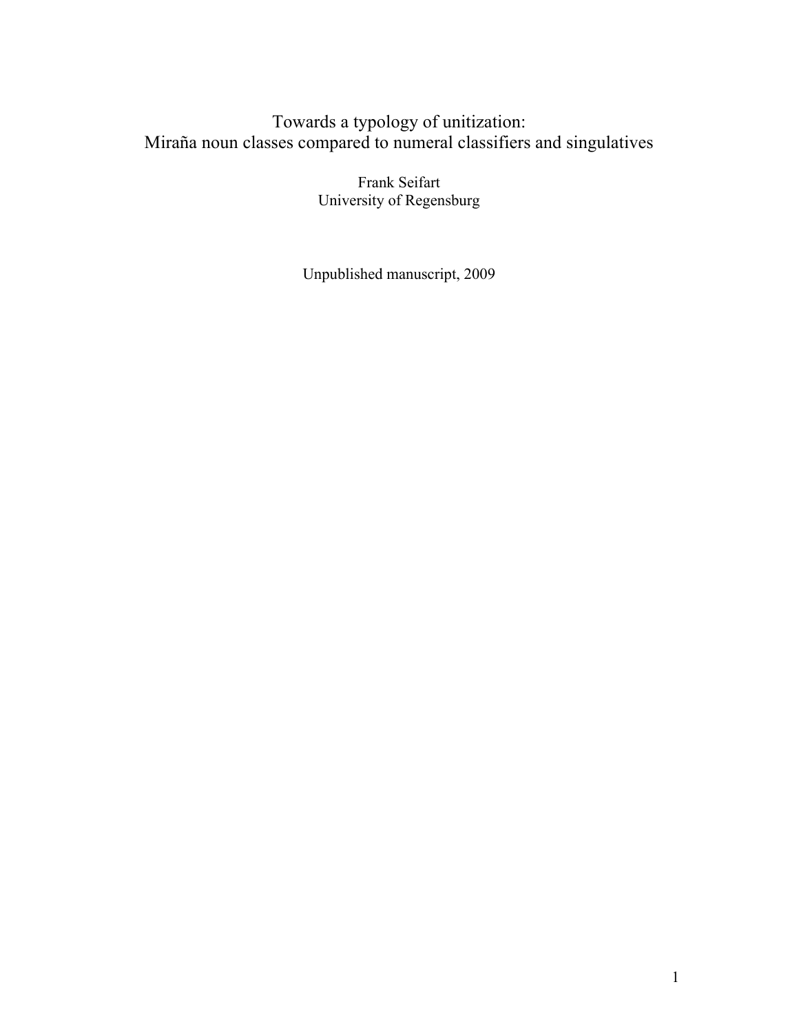# Towards a typology of unitization:
# Miraña noun classes compared to numeral classifiers and singulatives

Frank Seifart
University of Regensburg

Unpublished manuscript, 2009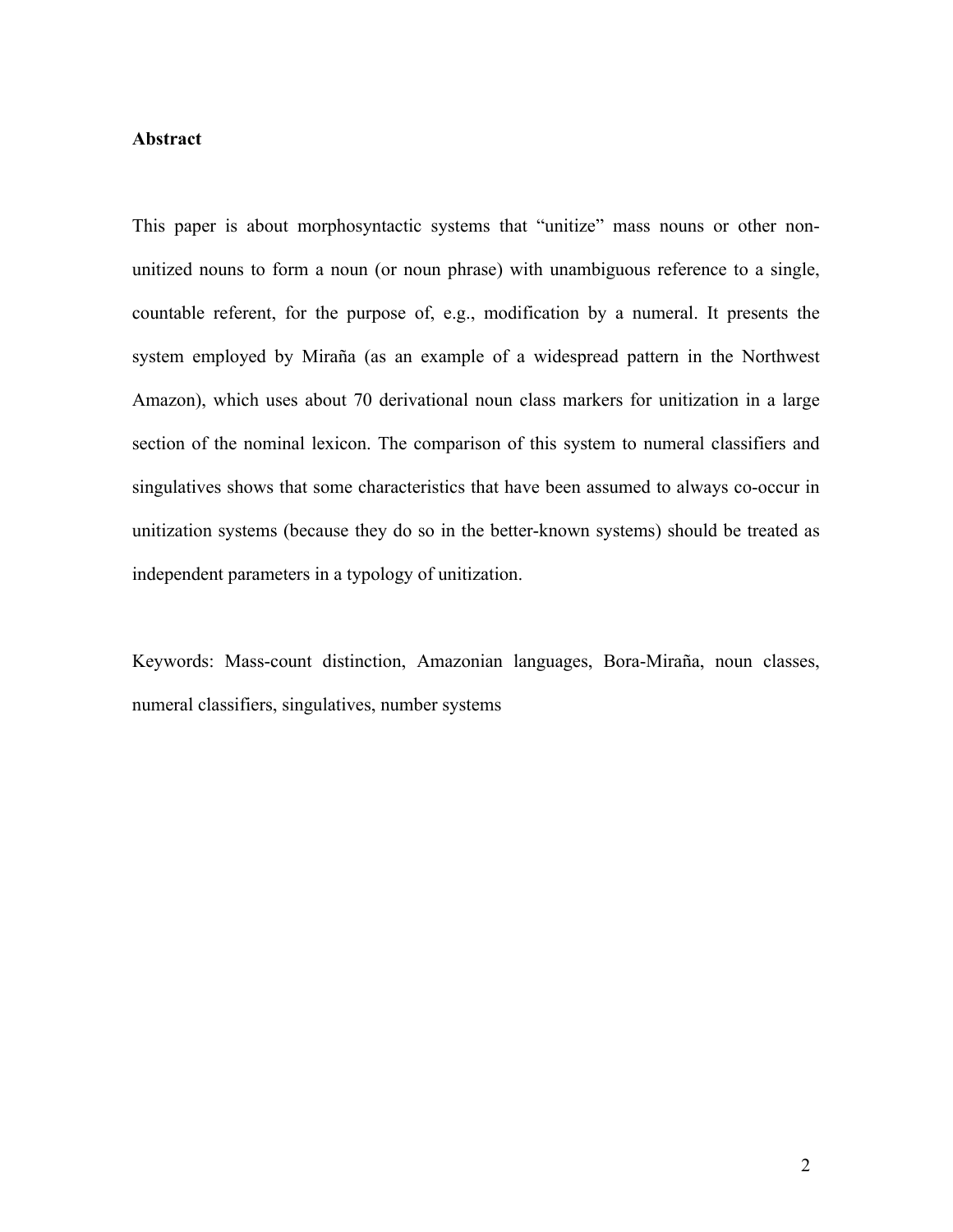**Abstract**

This paper is about morphosyntactic systems that "unitize" mass nouns or other non-unitized nouns to form a noun (or noun phrase) with unambiguous reference to a single, countable referent, for the purpose of, e.g., modification by a numeral. It presents the system employed by Miraña (as an example of a widespread pattern in the Northwest Amazon), which uses about 70 derivational noun class markers for unitization in a large section of the nominal lexicon. The comparison of this system to numeral classifiers and singulatives shows that some characteristics that have been assumed to always co-occur in unitization systems (because they do so in the better-known systems) should be treated as independent parameters in a typology of unitization.

Keywords: Mass-count distinction, Amazonian languages, Bora-Miraña, noun classes, numeral classifiers, singulatives, number systems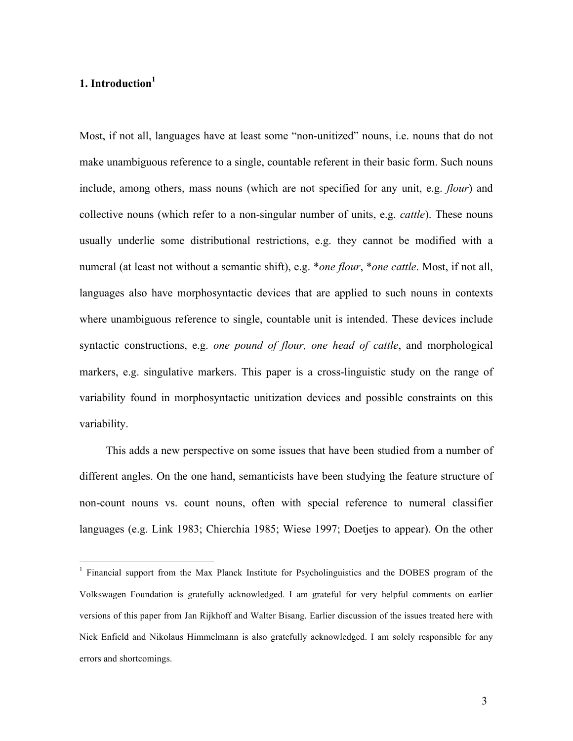## 1. Introduction[1]

Most, if not all, languages have at least some "non-unitized" nouns, i.e. nouns that do not make unambiguous reference to a single, countable referent in their basic form. Such nouns include, among others, mass nouns (which are not specified for any unit, e.g. *flour*) and collective nouns (which refer to a non-singular number of units, e.g. *cattle*). These nouns usually underlie some distributional restrictions, e.g. they cannot be modified with a numeral (at least not without a semantic shift), e.g. **one flour*, **one cattle*. Most, if not all, languages also have morphosyntactic devices that are applied to such nouns in contexts where unambiguous reference to single, countable unit is intended. These devices include syntactic constructions, e.g. *one pound of flour, one head of cattle*, and morphological markers, e.g. singulative markers. This paper is a cross-linguistic study on the range of variability found in morphosyntactic unitization devices and possible constraints on this variability.

This adds a new perspective on some issues that have been studied from a number of different angles. On the one hand, semanticists have been studying the feature structure of non-count nouns vs. count nouns, often with special reference to numeral classifier languages (e.g. Link 1983; Chierchia 1985; Wiese 1997; Doetjes to appear). On the other

[1] Financial support from the Max Planck Institute for Psycholinguistics and the DOBES program of the Volkswagen Foundation is gratefully acknowledged. I am grateful for very helpful comments on earlier versions of this paper from Jan Rijkhoff and Walter Bisang. Earlier discussion of the issues treated here with Nick Enfield and Nikolaus Himmelmann is also gratefully acknowledged. I am solely responsible for any errors and shortcomings.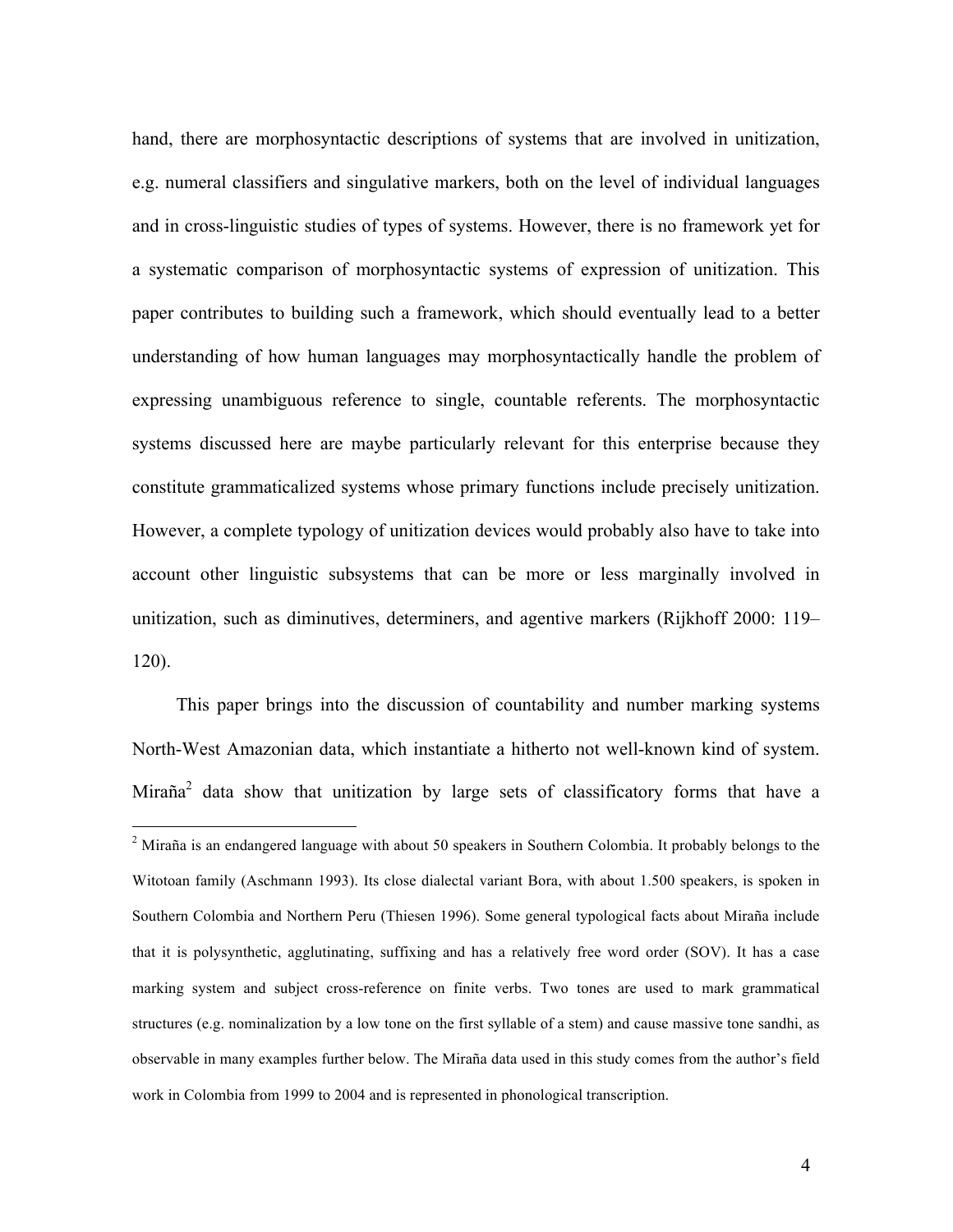hand, there are morphosyntactic descriptions of systems that are involved in unitization, e.g. numeral classifiers and singulative markers, both on the level of individual languages and in cross-linguistic studies of types of systems. However, there is no framework yet for a systematic comparison of morphosyntactic systems of expression of unitization. This paper contributes to building such a framework, which should eventually lead to a better understanding of how human languages may morphosyntactically handle the problem of expressing unambiguous reference to single, countable referents. The morphosyntactic systems discussed here are maybe particularly relevant for this enterprise because they constitute grammaticalized systems whose primary functions include precisely unitization. However, a complete typology of unitization devices would probably also have to take into account other linguistic subsystems that can be more or less marginally involved in unitization, such as diminutives, determiners, and agentive markers (Rijkhoff 2000: 119–120).

This paper brings into the discussion of countability and number marking systems North-West Amazonian data, which instantiate a hitherto not well-known kind of system. Miraña[2] data show that unitization by large sets of classificatory forms that have a

---

[2] Miraña is an endangered language with about 50 speakers in Southern Colombia. It probably belongs to the Witotoan family (Aschmann 1993). Its close dialectal variant Bora, with about 1.500 speakers, is spoken in Southern Colombia and Northern Peru (Thiesen 1996). Some general typological facts about Miraña include that it is polysynthetic, agglutinating, suffixing and has a relatively free word order (SOV). It has a case marking system and subject cross-reference on finite verbs. Two tones are used to mark grammatical structures (e.g. nominalization by a low tone on the first syllable of a stem) and cause massive tone sandhi, as observable in many examples further below. The Miraña data used in this study comes from the author's field work in Colombia from 1999 to 2004 and is represented in phonological transcription.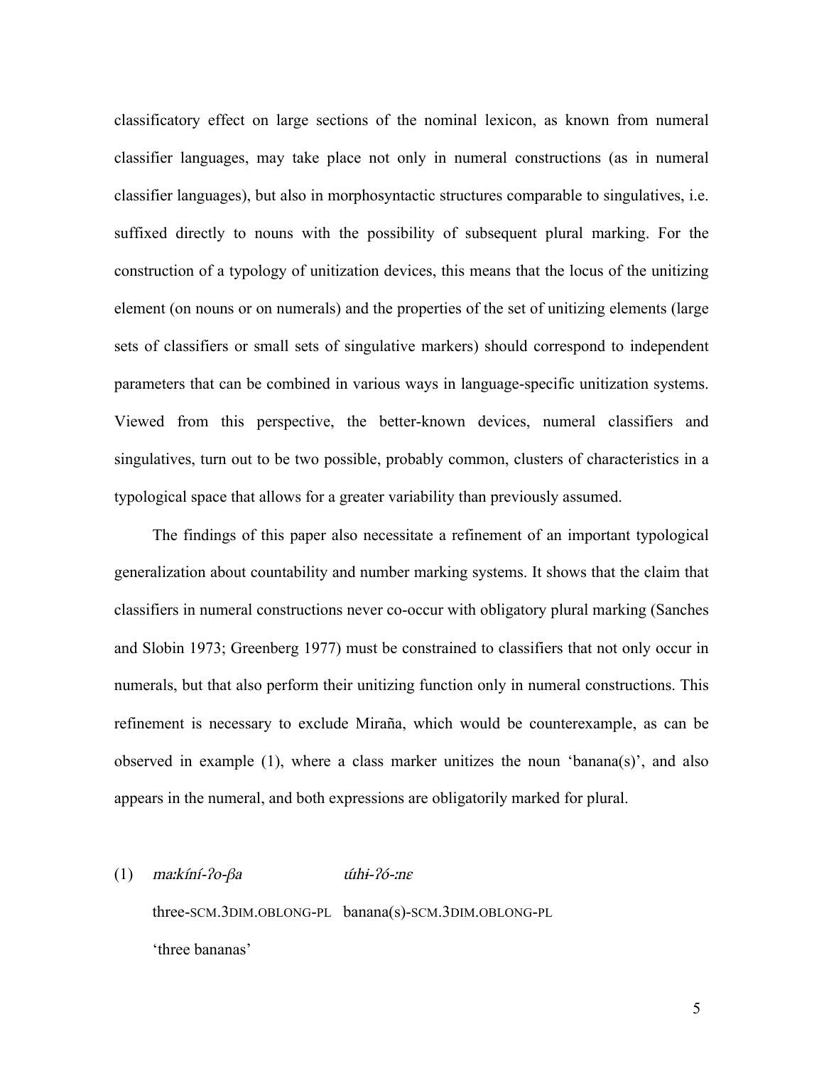classificatory effect on large sections of the nominal lexicon, as known from numeral classifier languages, may take place not only in numeral constructions (as in numeral classifier languages), but also in morphosyntactic structures comparable to singulatives, i.e. suffixed directly to nouns with the possibility of subsequent plural marking. For the construction of a typology of unitization devices, this means that the locus of the unitizing element (on nouns or on numerals) and the properties of the set of unitizing elements (large sets of classifiers or small sets of singulative markers) should correspond to independent parameters that can be combined in various ways in language-specific unitization systems. Viewed from this perspective, the better-known devices, numeral classifiers and singulatives, turn out to be two possible, probably common, clusters of characteristics in a typological space that allows for a greater variability than previously assumed.

The findings of this paper also necessitate a refinement of an important typological generalization about countability and number marking systems. It shows that the claim that classifiers in numeral constructions never co-occur with obligatory plural marking (Sanches and Slobin 1973; Greenberg 1977) must be constrained to classifiers that not only occur in numerals, but that also perform their unitizing function only in numeral constructions. This refinement is necessary to exclude Miraña, which would be counterexample, as can be observed in example (1), where a class marker unitizes the noun 'banana(s)', and also appears in the numeral, and both expressions are obligatorily marked for plural.

(1) *maːkíní-ʔo-βa* *úhɨ-ʔó-ːnɛ*

three-SCM.3DIM.OBLONG-PL banana(s)-SCM.3DIM.OBLONG-PL

'three bananas'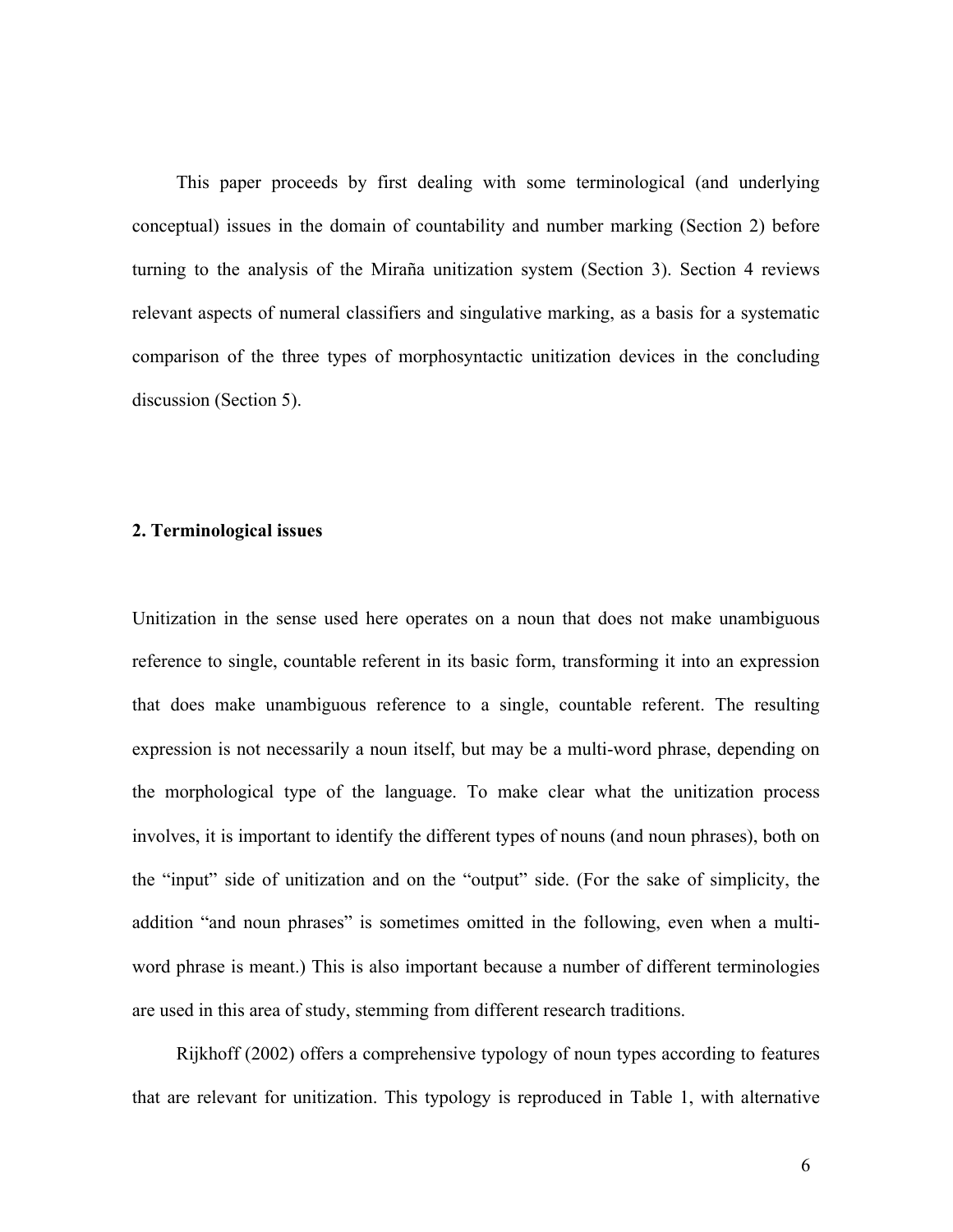This paper proceeds by first dealing with some terminological (and underlying conceptual) issues in the domain of countability and number marking (Section 2) before turning to the analysis of the Miraña unitization system (Section 3). Section 4 reviews relevant aspects of numeral classifiers and singulative marking, as a basis for a systematic comparison of the three types of morphosyntactic unitization devices in the concluding discussion (Section 5).

## 2. Terminological issues

Unitization in the sense used here operates on a noun that does not make unambiguous reference to single, countable referent in its basic form, transforming it into an expression that does make unambiguous reference to a single, countable referent. The resulting expression is not necessarily a noun itself, but may be a multi-word phrase, depending on the morphological type of the language. To make clear what the unitization process involves, it is important to identify the different types of nouns (and noun phrases), both on the "input" side of unitization and on the "output" side. (For the sake of simplicity, the addition "and noun phrases" is sometimes omitted in the following, even when a multi-word phrase is meant.) This is also important because a number of different terminologies are used in this area of study, stemming from different research traditions.

Rijkhoff (2002) offers a comprehensive typology of noun types according to features that are relevant for unitization. This typology is reproduced in Table 1, with alternative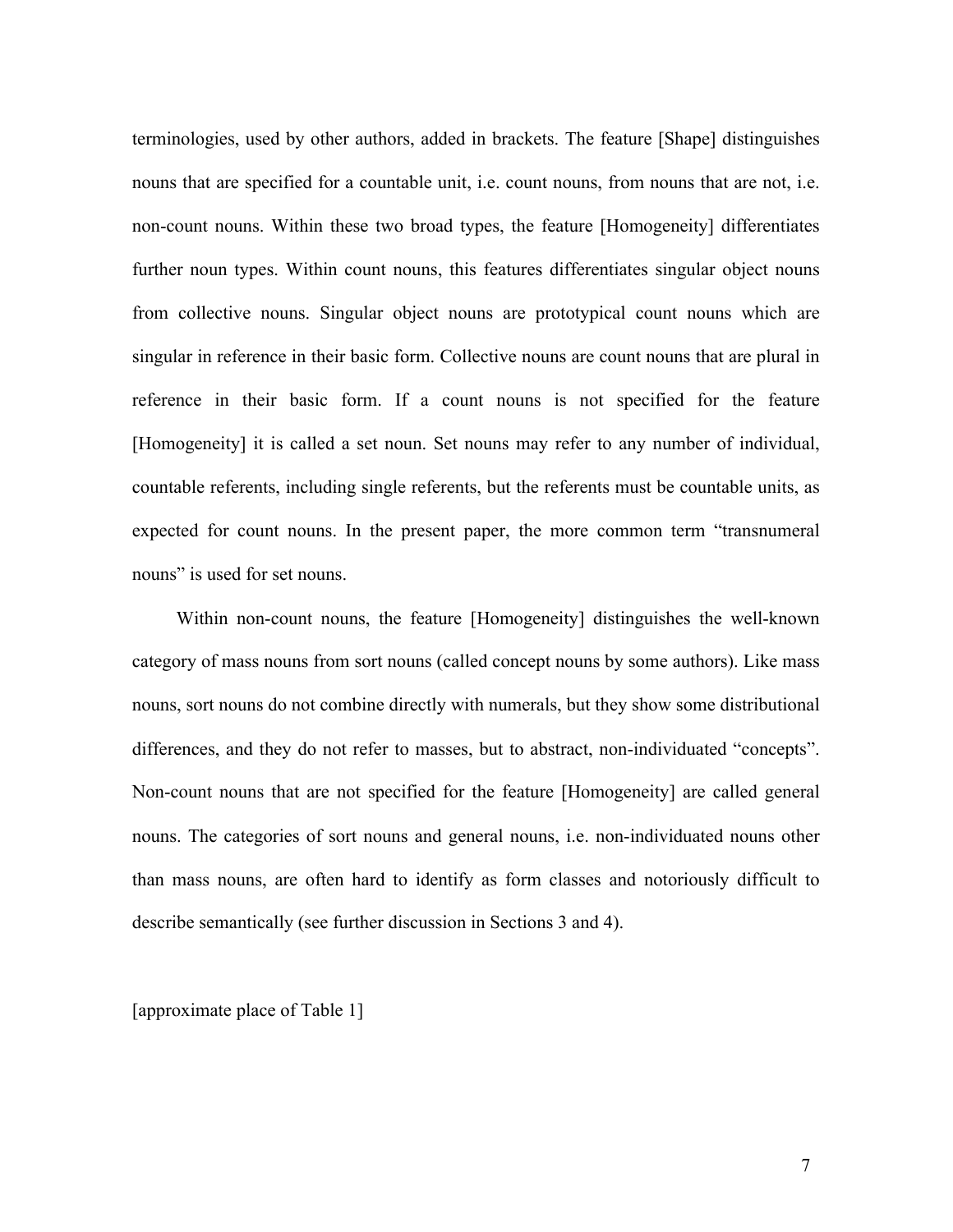terminologies, used by other authors, added in brackets. The feature [Shape] distinguishes nouns that are specified for a countable unit, i.e. count nouns, from nouns that are not, i.e. non-count nouns. Within these two broad types, the feature [Homogeneity] differentiates further noun types. Within count nouns, this features differentiates singular object nouns from collective nouns. Singular object nouns are prototypical count nouns which are singular in reference in their basic form. Collective nouns are count nouns that are plural in reference in their basic form. If a count nouns is not specified for the feature [Homogeneity] it is called a set noun. Set nouns may refer to any number of individual, countable referents, including single referents, but the referents must be countable units, as expected for count nouns. In the present paper, the more common term "transnumeral nouns" is used for set nouns.

Within non-count nouns, the feature [Homogeneity] distinguishes the well-known category of mass nouns from sort nouns (called concept nouns by some authors). Like mass nouns, sort nouns do not combine directly with numerals, but they show some distributional differences, and they do not refer to masses, but to abstract, non-individuated "concepts". Non-count nouns that are not specified for the feature [Homogeneity] are called general nouns. The categories of sort nouns and general nouns, i.e. non-individuated nouns other than mass nouns, are often hard to identify as form classes and notoriously difficult to describe semantically (see further discussion in Sections 3 and 4).

[approximate place of Table 1]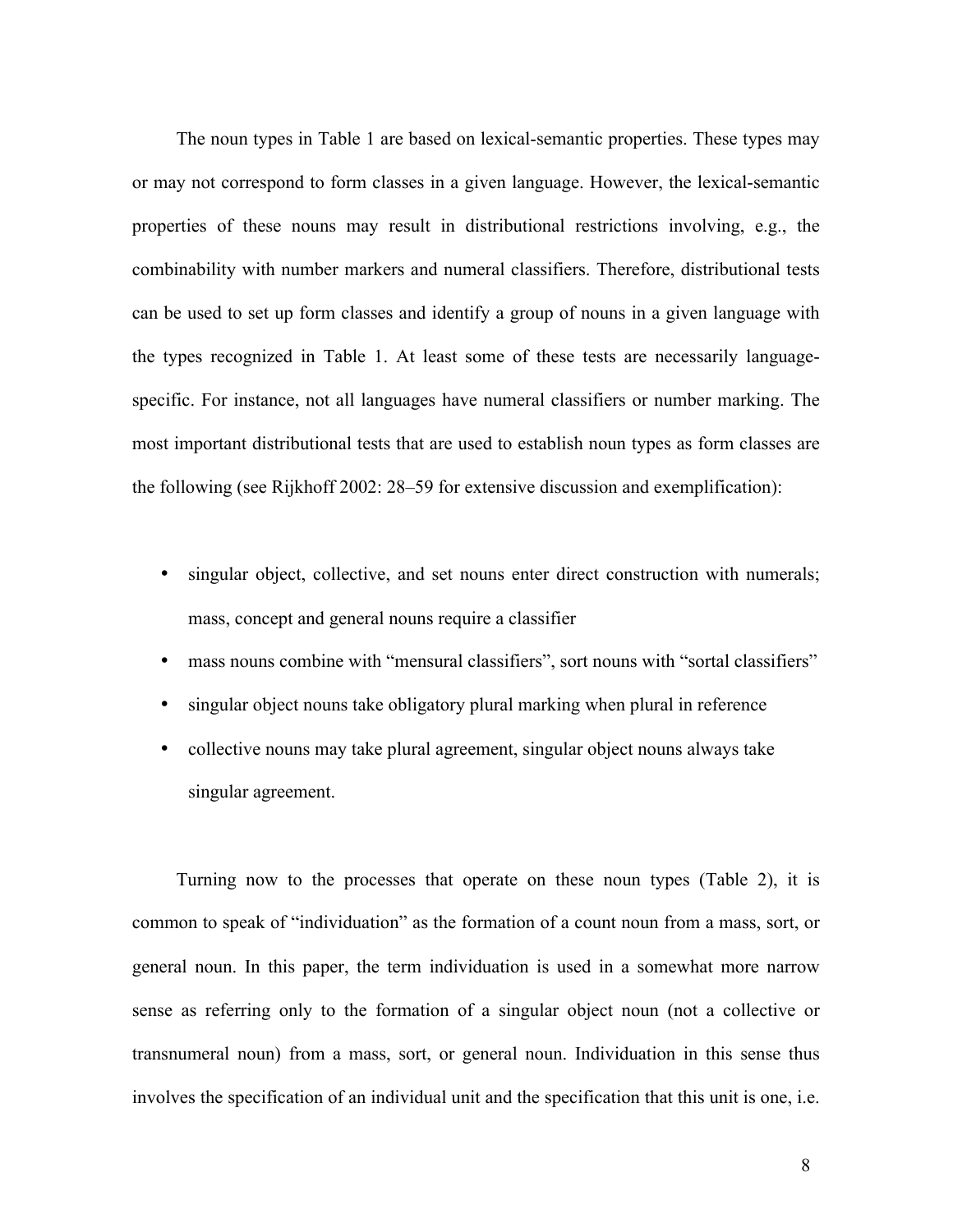The noun types in Table 1 are based on lexical-semantic properties. These types may or may not correspond to form classes in a given language. However, the lexical-semantic properties of these nouns may result in distributional restrictions involving, e.g., the combinability with number markers and numeral classifiers. Therefore, distributional tests can be used to set up form classes and identify a group of nouns in a given language with the types recognized in Table 1. At least some of these tests are necessarily language-specific. For instance, not all languages have numeral classifiers or number marking. The most important distributional tests that are used to establish noun types as form classes are the following (see Rijkhoff 2002: 28–59 for extensive discussion and exemplification):

- singular object, collective, and set nouns enter direct construction with numerals; mass, concept and general nouns require a classifier
- mass nouns combine with "mensural classifiers", sort nouns with "sortal classifiers"
- singular object nouns take obligatory plural marking when plural in reference
- collective nouns may take plural agreement, singular object nouns always take singular agreement.

Turning now to the processes that operate on these noun types (Table 2), it is common to speak of "individuation" as the formation of a count noun from a mass, sort, or general noun. In this paper, the term individuation is used in a somewhat more narrow sense as referring only to the formation of a singular object noun (not a collective or transnumeral noun) from a mass, sort, or general noun. Individuation in this sense thus involves the specification of an individual unit and the specification that this unit is one, i.e.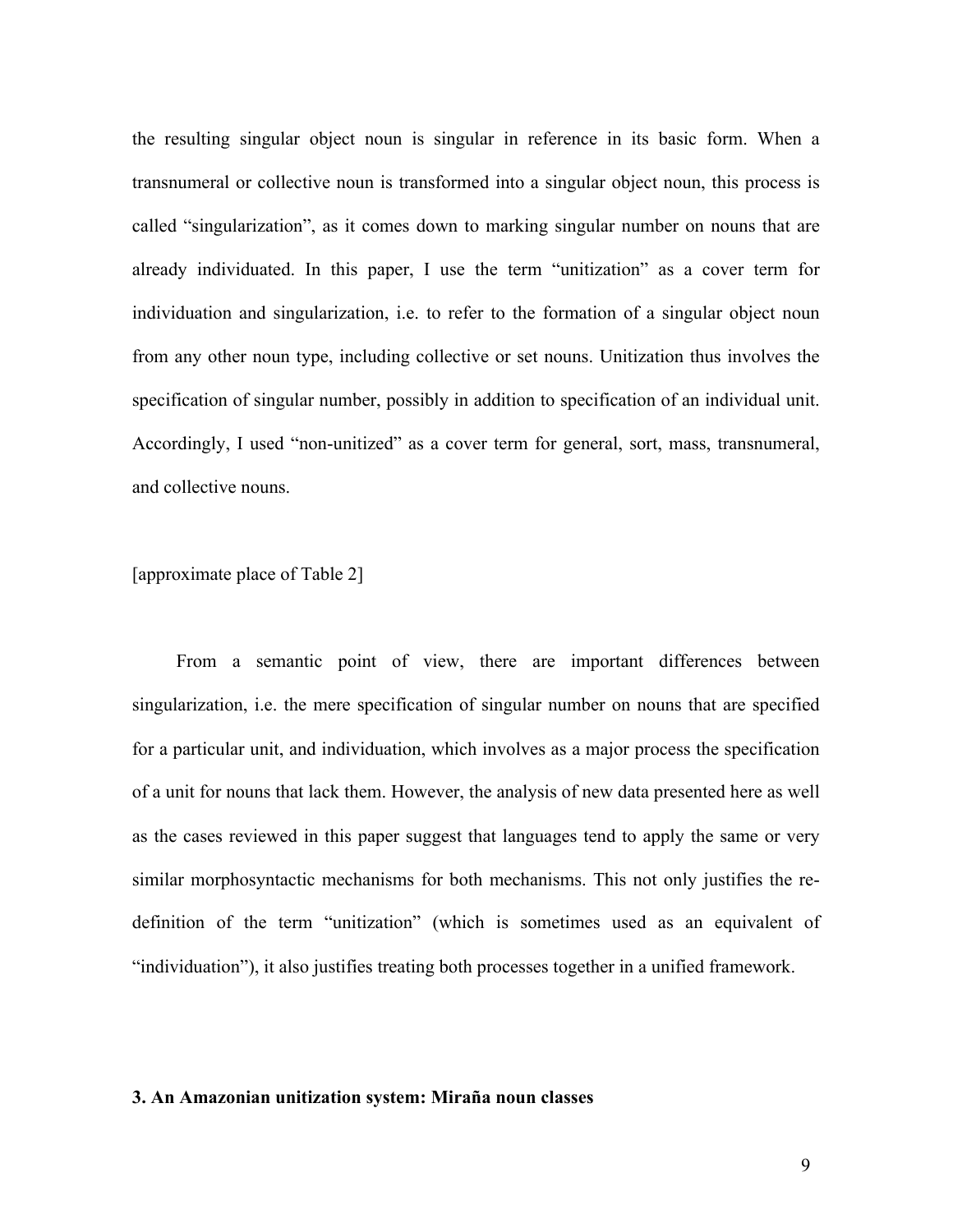the resulting singular object noun is singular in reference in its basic form. When a transnumeral or collective noun is transformed into a singular object noun, this process is called "singularization", as it comes down to marking singular number on nouns that are already individuated. In this paper, I use the term "unitization" as a cover term for individuation and singularization, i.e. to refer to the formation of a singular object noun from any other noun type, including collective or set nouns. Unitization thus involves the specification of singular number, possibly in addition to specification of an individual unit. Accordingly, I used "non-unitized" as a cover term for general, sort, mass, transnumeral, and collective nouns.

[approximate place of Table 2]

From a semantic point of view, there are important differences between singularization, i.e. the mere specification of singular number on nouns that are specified for a particular unit, and individuation, which involves as a major process the specification of a unit for nouns that lack them. However, the analysis of new data presented here as well as the cases reviewed in this paper suggest that languages tend to apply the same or very similar morphosyntactic mechanisms for both mechanisms. This not only justifies the re-definition of the term "unitization" (which is sometimes used as an equivalent of "individuation"), it also justifies treating both processes together in a unified framework.

## 3. An Amazonian unitization system: Miraña noun classes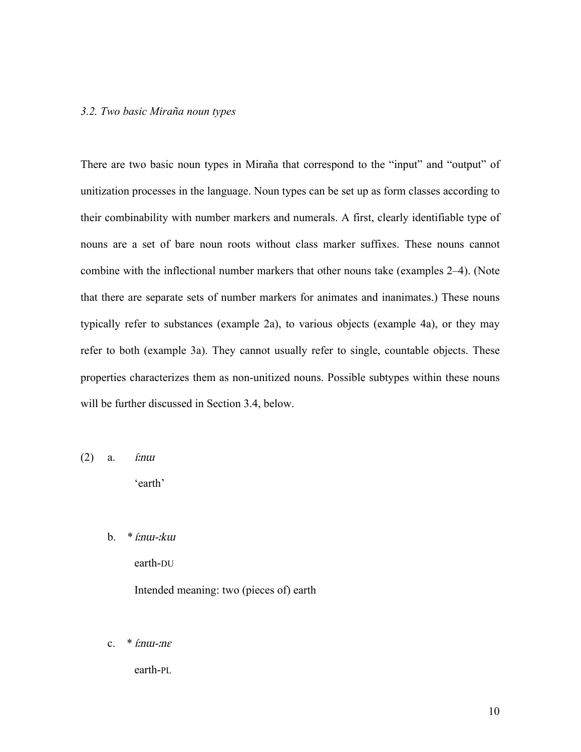### *3.2. Two basic Miraña noun types*

There are two basic noun types in Miraña that correspond to the "input" and "output" of unitization processes in the language. Noun types can be set up as form classes according to their combinability with number markers and numerals. A first, clearly identifiable type of nouns are a set of bare noun roots without class marker suffixes. These nouns cannot combine with the inflectional number markers that other nouns take (examples 2–4). (Note that there are separate sets of number markers for animates and inanimates.) These nouns typically refer to substances (example 2a), to various objects (example 4a), or they may refer to both (example 3a). They cannot usually refer to single, countable objects. These properties characterizes them as non-unitized nouns. Possible subtypes within these nouns will be further discussed in Section 3.4, below.

(2) a. *íːnɯ*

'earth'

b. * *íːnɯ-ːkɯ*

earth-DU

Intended meaning: two (pieces of) earth

c. * *íːnɯ-ːnɛ*

earth-PL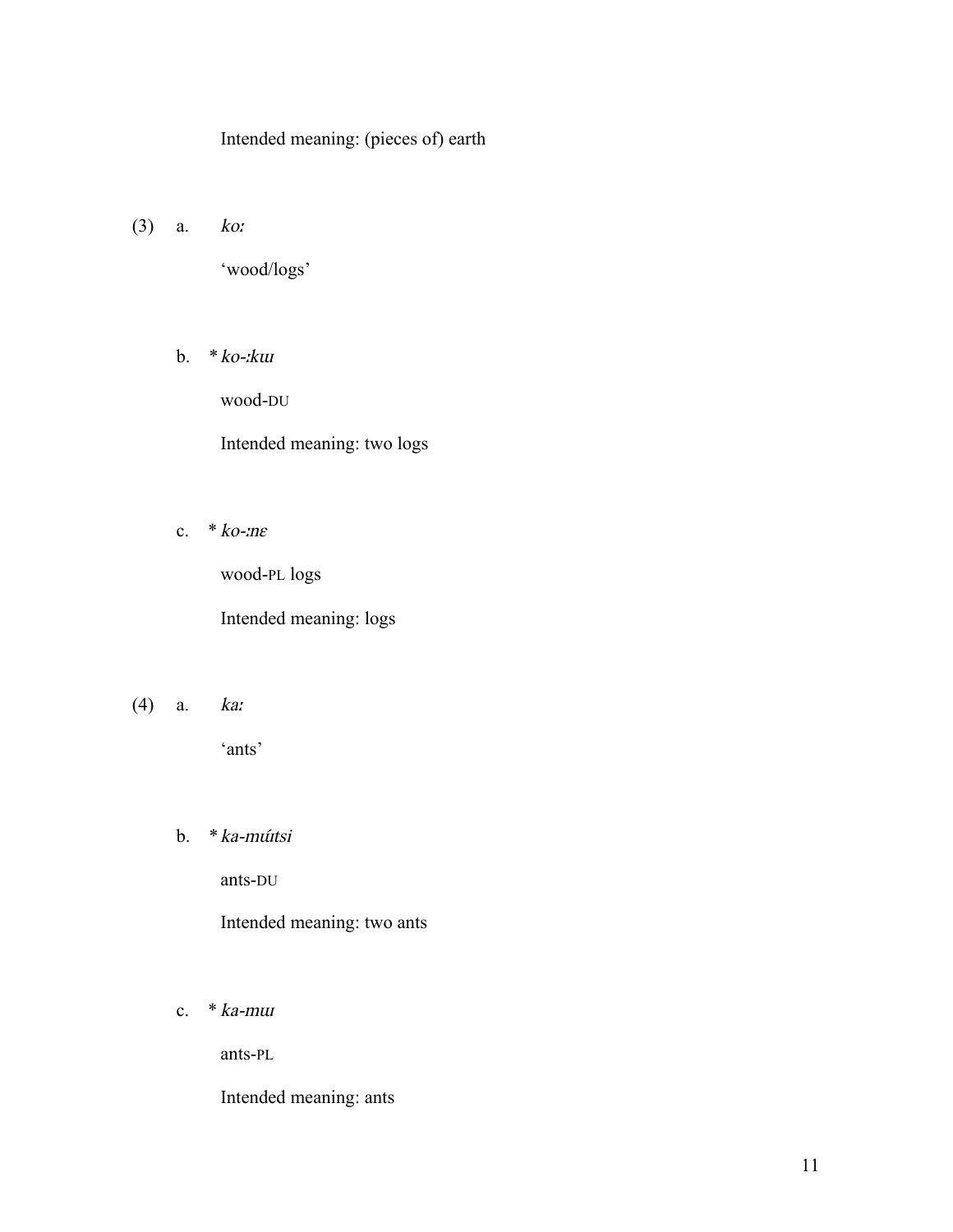Intended meaning: (pieces of) earth

(3) a. *koː*

'wood/logs'

b. * *ko-ːkɯ*

wood-DU

Intended meaning: two logs

c. * *ko-ːnɛ*

wood-PL logs

Intended meaning: logs

(4) a. *kaː*

'ants'

b. * *ka-mɯ́tsi*

ants-DU

Intended meaning: two ants

c. * *ka-mɯ*

ants-PL

Intended meaning: ants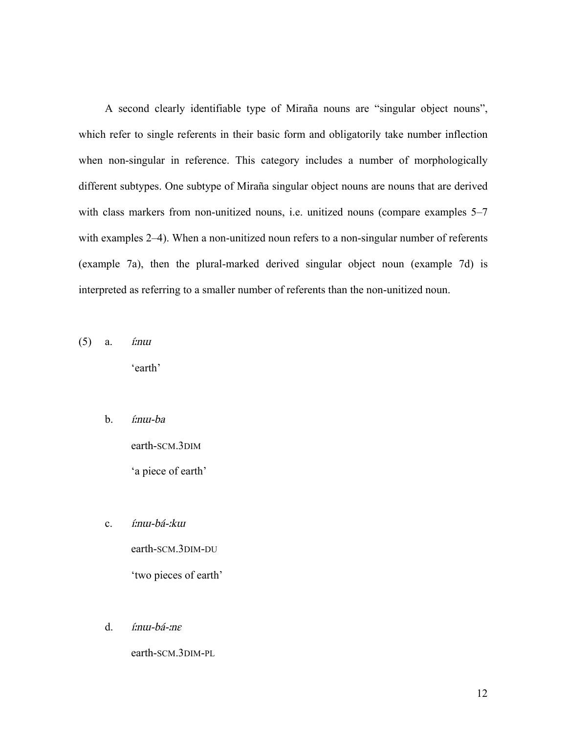A second clearly identifiable type of Miraña nouns are “singular object nouns”, which refer to single referents in their basic form and obligatorily take number inflection when non-singular in reference. This category includes a number of morphologically different subtypes. One subtype of Miraña singular object nouns are nouns that are derived with class markers from non-unitized nouns, i.e. unitized nouns (compare examples 5–7 with examples 2–4). When a non-unitized noun refers to a non-singular number of referents (example 7a), then the plural-marked derived singular object noun (example 7d) is interpreted as referring to a smaller number of referents than the non-unitized noun.

(5) a. *íːnɯ*

'earth'

b. *íːnɯ-ba*

earth-SCM.3DIM

'a piece of earth'

c. *íːnɯ-bá-ːkɯ*

earth-SCM.3DIM-DU

'two pieces of earth'

d. *íːnɯ-bá-ːnɛ*

earth-SCM.3DIM-PL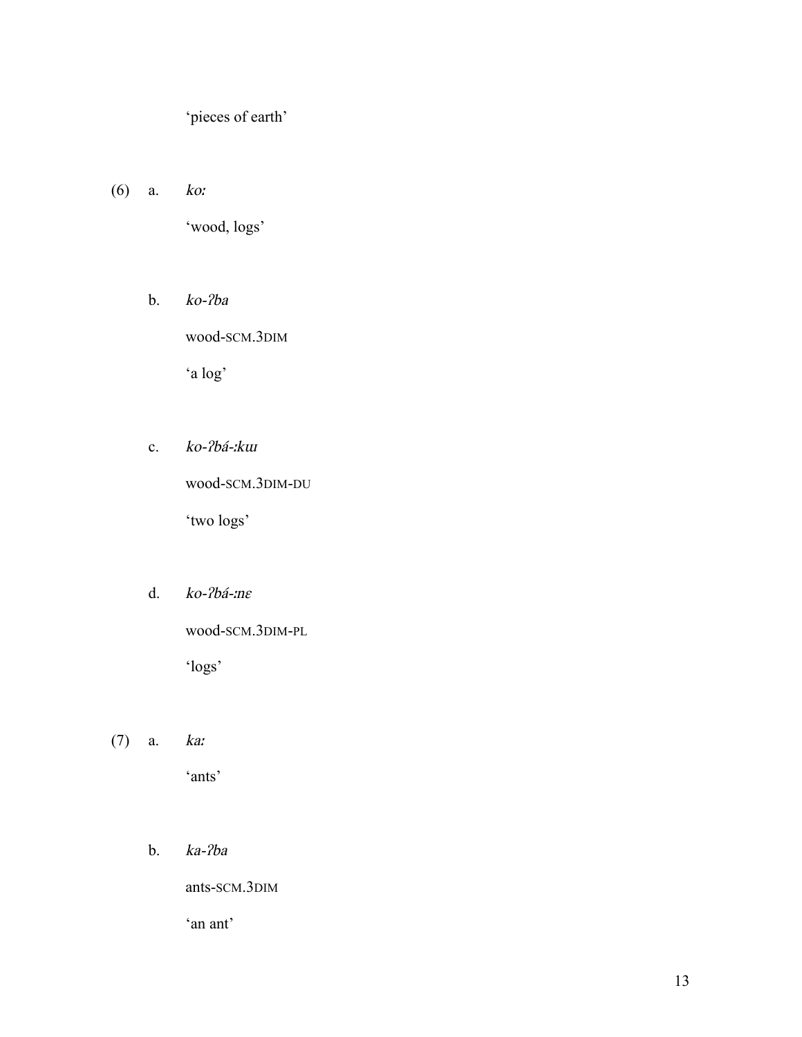'pieces of earth'

(6) a. *koː*

'wood, logs'

b. *ko-ʔba*

wood-SCM.3DIM

'a log'

c. *ko-ʔbá-ːkɯ*

wood-SCM.3DIM-DU

'two logs'

d. *ko-ʔbá-ːnɛ*

wood-SCM.3DIM-PL

'logs'

(7) a. *kaː*

'ants'

b. *ka-ʔba*

ants-SCM.3DIM

'an ant'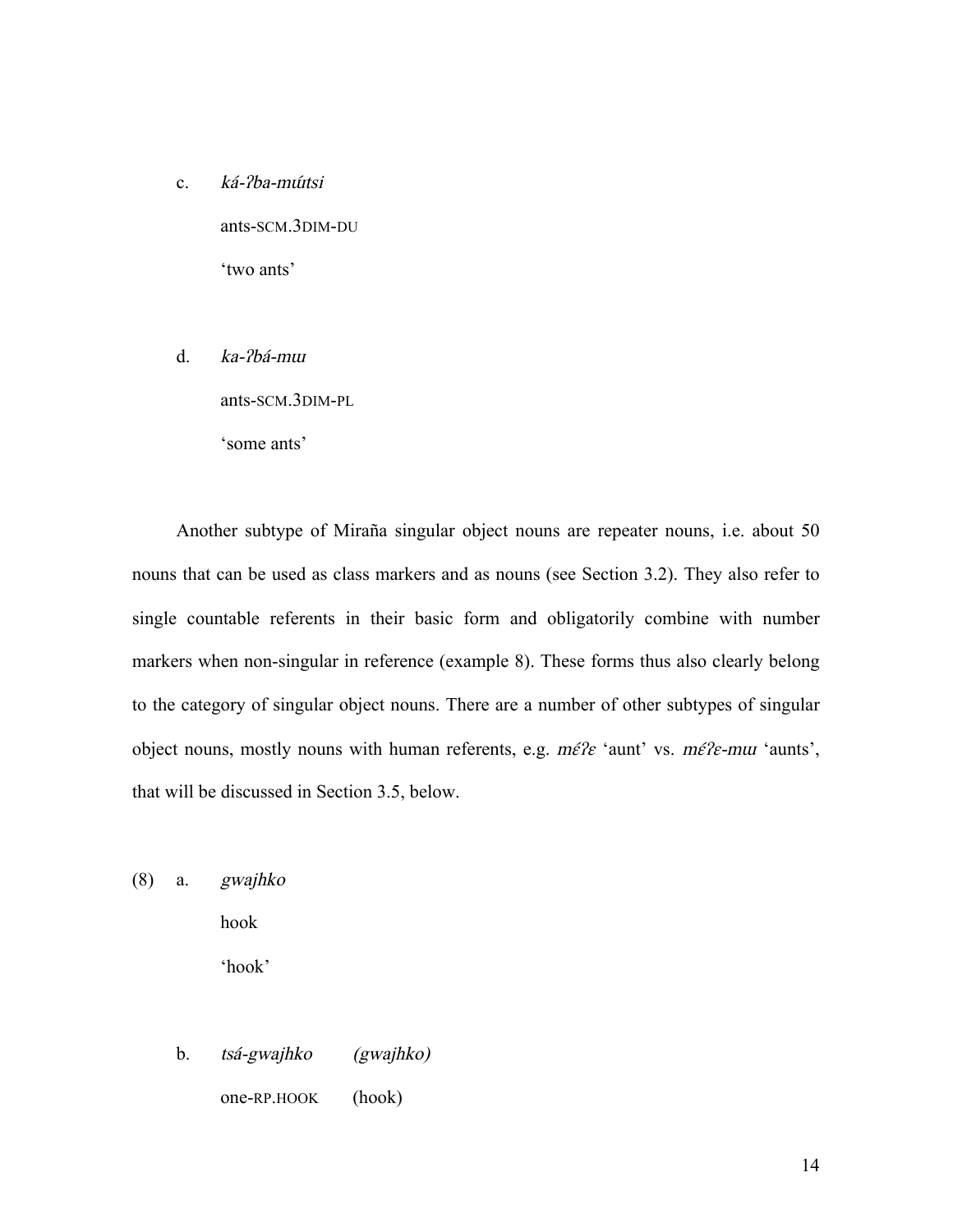c. *ká-ʔba-mɯ́tsi*

   ants-SCM.3DIM-DU

   'two ants'

d. *ka-ʔbá-mɯ*

   ants-SCM.3DIM-PL

   'some ants'

Another subtype of Miraña singular object nouns are repeater nouns, i.e. about 50 nouns that can be used as class markers and as nouns (see Section 3.2). They also refer to single countable referents in their basic form and obligatorily combine with number markers when non-singular in reference (example 8). These forms thus also clearly belong to the category of singular object nouns. There are a number of other subtypes of singular object nouns, mostly nouns with human referents, e.g. *mɛ́ʔɛ* 'aunt' vs. *mɛ́ʔɛ-mɯ* 'aunts', that will be discussed in Section 3.5, below.

(8) a. *gwajhko*

   hook

   'hook'

b. *tsá-gwajhko* *(gwajhko)*

   one-RP.HOOK (hook)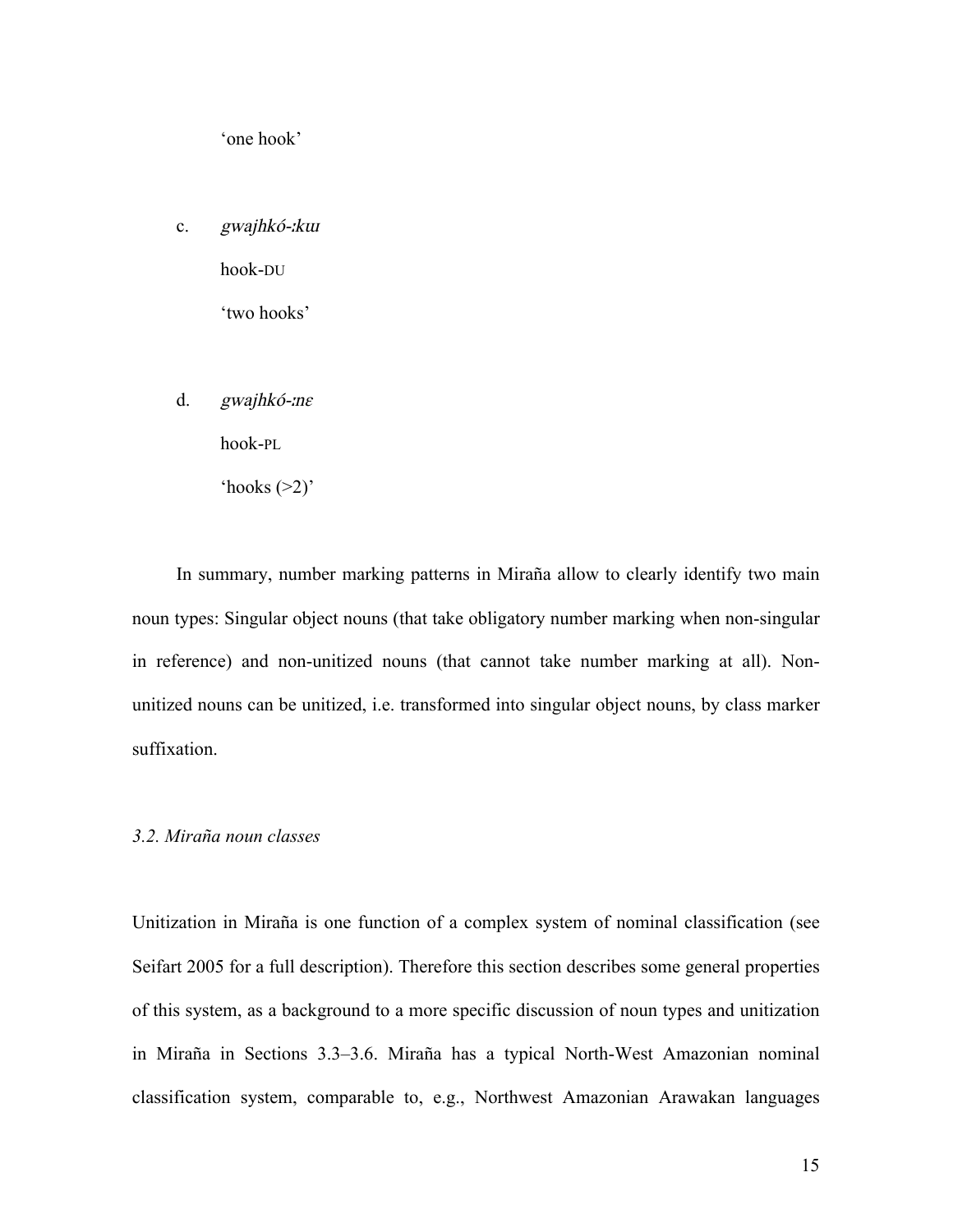'one hook'

c. *gwajhkó-ːkɯ*

hook-DU

'two hooks'

d. *gwajhkó-ːnɛ*

hook-PL

'hooks (>2)'

In summary, number marking patterns in Miraña allow to clearly identify two main noun types: Singular object nouns (that take obligatory number marking when non-singular in reference) and non-unitized nouns (that cannot take number marking at all). Non-unitized nouns can be unitized, i.e. transformed into singular object nouns, by class marker suffixation.

### *3.2. Miraña noun classes*

Unitization in Miraña is one function of a complex system of nominal classification (see Seifart 2005 for a full description). Therefore this section describes some general properties of this system, as a background to a more specific discussion of noun types and unitization in Miraña in Sections 3.3–3.6. Miraña has a typical North-West Amazonian nominal classification system, comparable to, e.g., Northwest Amazonian Arawakan languages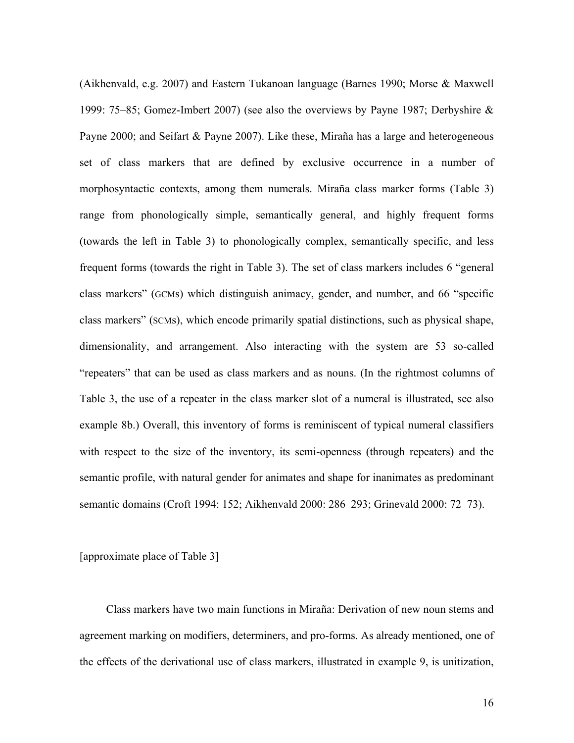(Aikhenvald, e.g. 2007) and Eastern Tukanoan language (Barnes 1990; Morse & Maxwell 1999: 75–85; Gomez-Imbert 2007) (see also the overviews by Payne 1987; Derbyshire & Payne 2000; and Seifart & Payne 2007). Like these, Miraña has a large and heterogeneous set of class markers that are defined by exclusive occurrence in a number of morphosyntactic contexts, among them numerals. Miraña class marker forms (Table 3) range from phonologically simple, semantically general, and highly frequent forms (towards the left in Table 3) to phonologically complex, semantically specific, and less frequent forms (towards the right in Table 3). The set of class markers includes 6 "general class markers" (GCMs) which distinguish animacy, gender, and number, and 66 "specific class markers" (SCMs), which encode primarily spatial distinctions, such as physical shape, dimensionality, and arrangement. Also interacting with the system are 53 so-called "repeaters" that can be used as class markers and as nouns. (In the rightmost columns of Table 3, the use of a repeater in the class marker slot of a numeral is illustrated, see also example 8b.) Overall, this inventory of forms is reminiscent of typical numeral classifiers with respect to the size of the inventory, its semi-openness (through repeaters) and the semantic profile, with natural gender for animates and shape for inanimates as predominant semantic domains (Croft 1994: 152; Aikhenvald 2000: 286–293; Grinevald 2000: 72–73).

[approximate place of Table 3]

Class markers have two main functions in Miraña: Derivation of new noun stems and agreement marking on modifiers, determiners, and pro-forms. As already mentioned, one of the effects of the derivational use of class markers, illustrated in example 9, is unitization,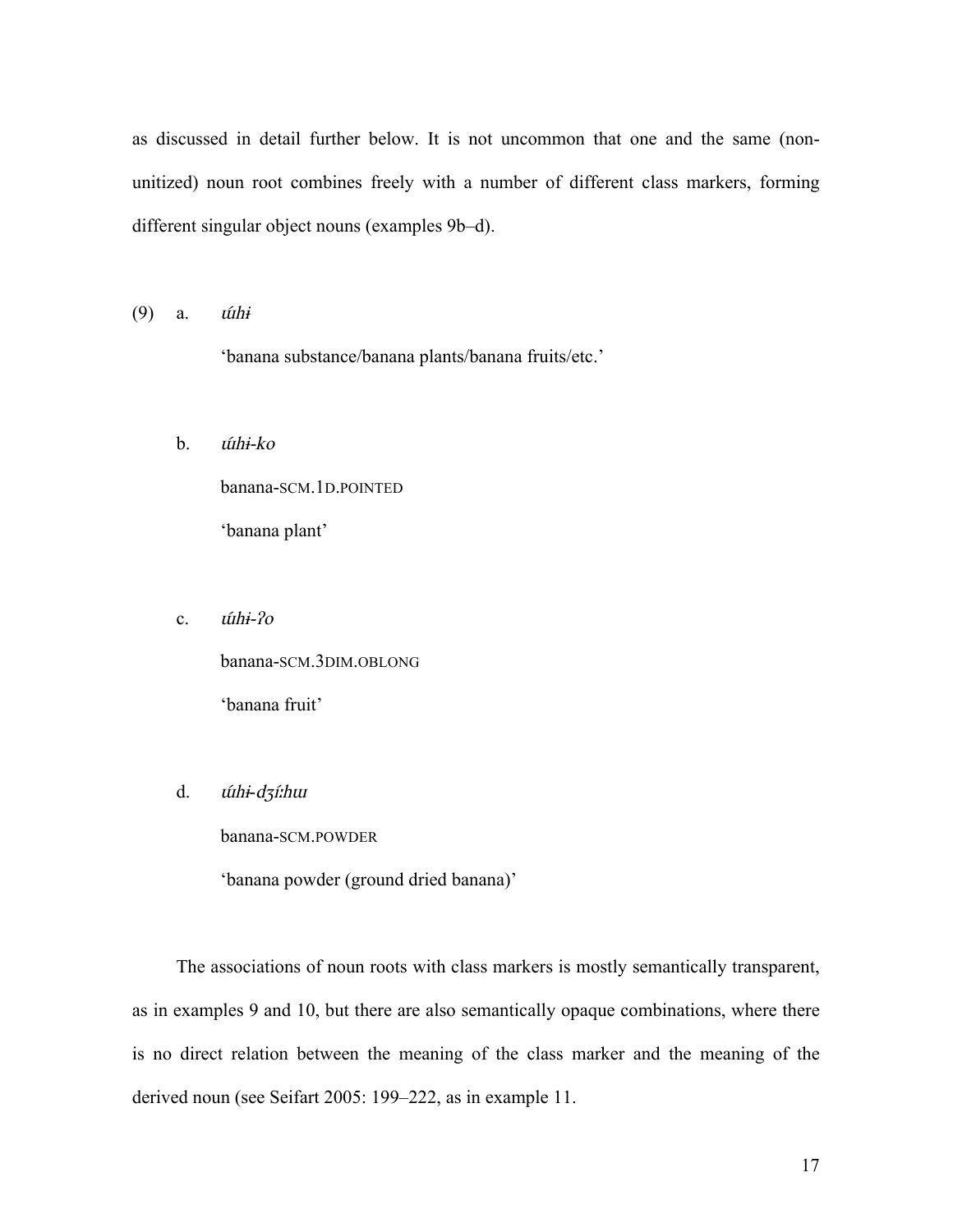as discussed in detail further below. It is not uncommon that one and the same (non-unitized) noun root combines freely with a number of different class markers, forming different singular object nouns (examples 9b–d).

(9) a. *úthɨ*

'banana substance/banana plants/banana fruits/etc.'

b. *úthɨ-ko*

banana-SCM.1D.POINTED

'banana plant'

c. *úthɨ-ʔo*

banana-SCM.3DIM.OBLONG

'banana fruit'

d. *úthɨ-dʒíːhɯ*

banana-SCM.POWDER

'banana powder (ground dried banana)'

The associations of noun roots with class markers is mostly semantically transparent, as in examples 9 and 10, but there are also semantically opaque combinations, where there is no direct relation between the meaning of the class marker and the meaning of the derived noun (see Seifart 2005: 199–222, as in example 11.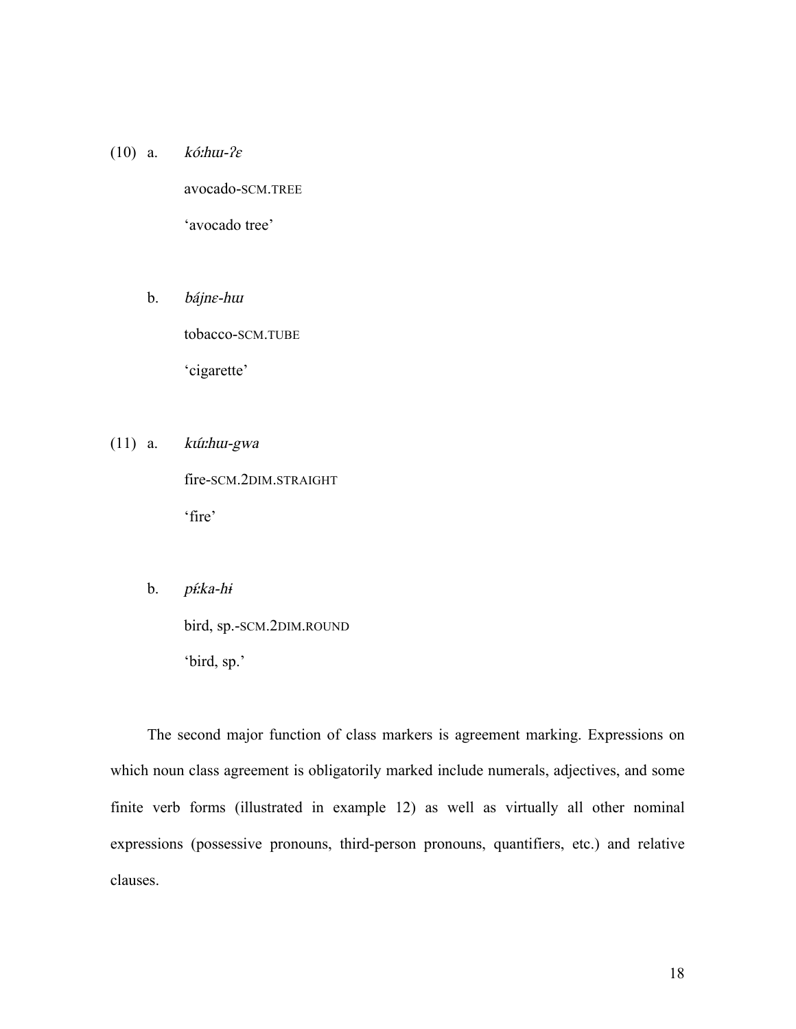(10) a. *kóːhɯ-ʔɛ*

avocado-SCM.TREE

'avocado tree'

b. *bájnɛ-hɯ*

tobacco-SCM.TUBE

'cigarette'

(11) a. *kɯ́ːhɯ-gwa*

fire-SCM.2DIM.STRAIGHT

'fire'

b. *pɨ́ːka-hɨ*

bird, sp.-SCM.2DIM.ROUND

'bird, sp.'

The second major function of class markers is agreement marking. Expressions on which noun class agreement is obligatorily marked include numerals, adjectives, and some finite verb forms (illustrated in example 12) as well as virtually all other nominal expressions (possessive pronouns, third-person pronouns, quantifiers, etc.) and relative clauses.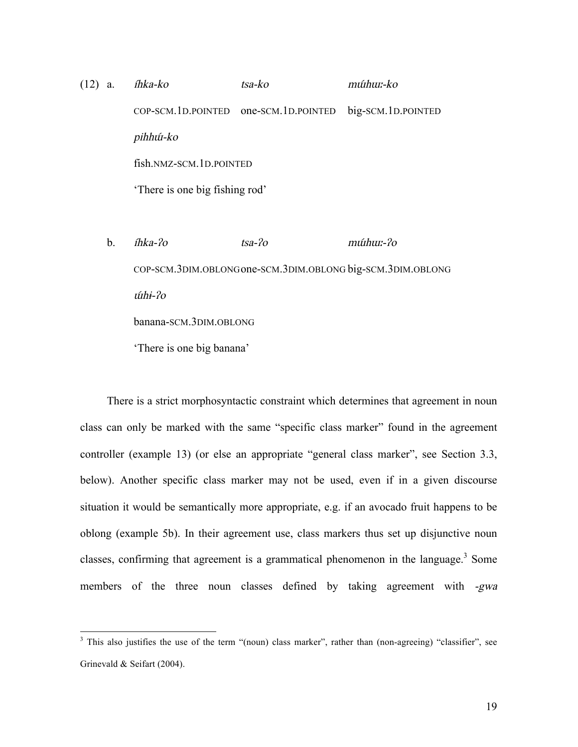(12) a. *íhka-ko* *tsa-ko* *mɯ́hɯː-ko*
COP-SCM.1D.POINTED one-SCM.1D.POINTED big-SCM.1D.POINTED
*pihhɯ́-ko*
fish.NMZ-SCM.1D.POINTED
'There is one big fishing rod'

b. *íhka-ʔo* *tsa-ʔo* *mɯ́hɯː-ʔo*
COP-SCM.3DIM.OBLONG one-SCM.3DIM.OBLONG big-SCM.3DIM.OBLONG
*ɯ́hɨ-ʔo*
banana-SCM.3DIM.OBLONG
'There is one big banana'

There is a strict morphosyntactic constraint which determines that agreement in noun class can only be marked with the same "specific class marker" found in the agreement controller (example 13) (or else an appropriate "general class marker", see Section 3.3, below). Another specific class marker may not be used, even if in a given discourse situation it would be semantically more appropriate, e.g. if an avocado fruit happens to be oblong (example 5b). In their agreement use, class markers thus set up disjunctive noun classes, confirming that agreement is a grammatical phenomenon in the language.[3] Some members of the three noun classes defined by taking agreement with *-gwa*

[3] This also justifies the use of the term "(noun) class marker", rather than (non-agreeing) "classifier", see Grinevald & Seifart (2004).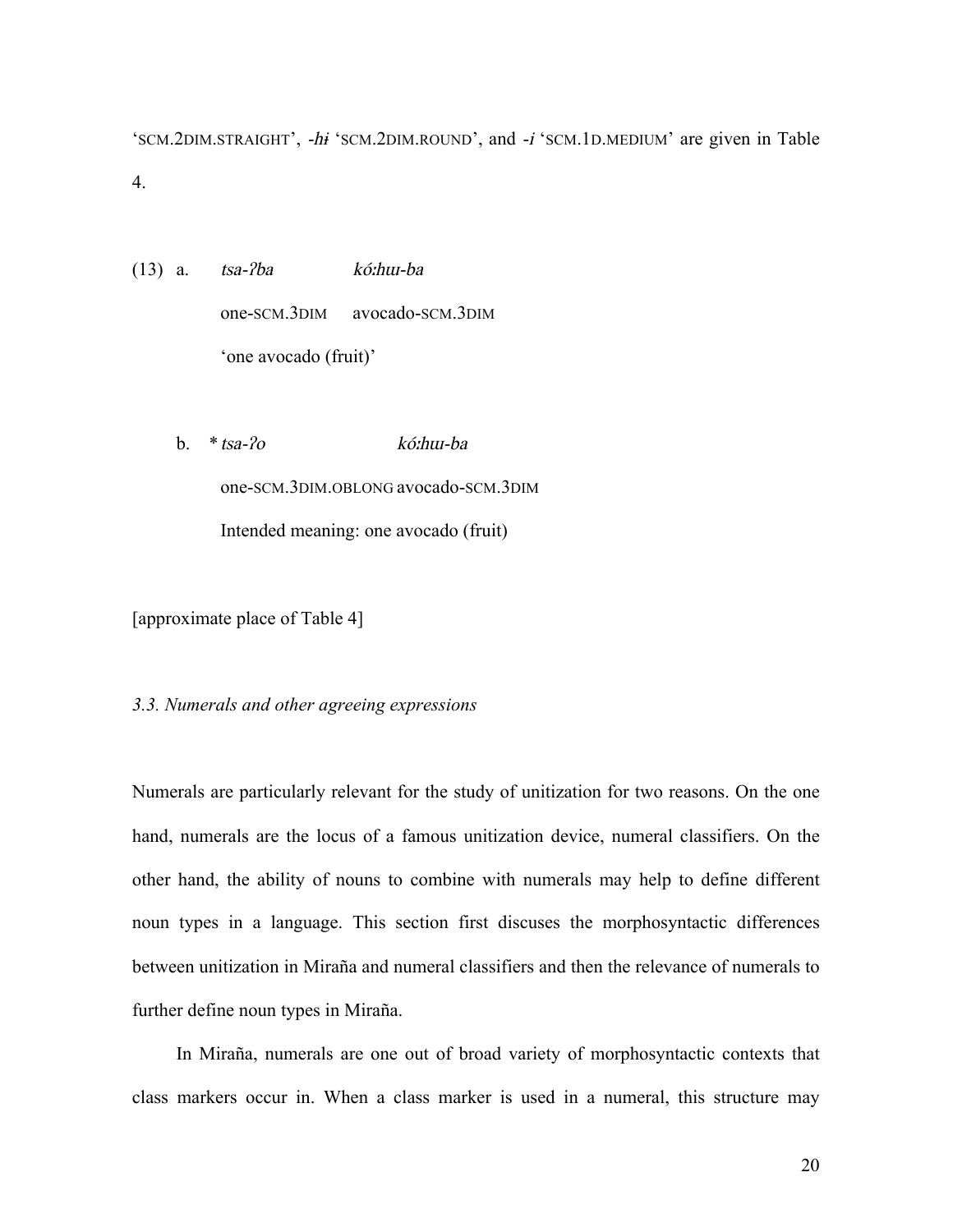'SCM.2DIM.STRAIGHT', *-hɨ* 'SCM.2DIM.ROUND', and *-i* 'SCM.1D.MEDIUM' are given in Table 4.

(13) a. *tsa-ʔba* *kó:hɯ-ba*

one-SCM.3DIM avocado-SCM.3DIM

'one avocado (fruit)'

b. * *tsa-ʔo* *kó:hɯ-ba*

one-SCM.3DIM.OBLONG avocado-SCM.3DIM

Intended meaning: one avocado (fruit)

[approximate place of Table 4]

*3.3. Numerals and other agreeing expressions*

Numerals are particularly relevant for the study of unitization for two reasons. On the one hand, numerals are the locus of a famous unitization device, numeral classifiers. On the other hand, the ability of nouns to combine with numerals may help to define different noun types in a language. This section first discuses the morphosyntactic differences between unitization in Miraña and numeral classifiers and then the relevance of numerals to further define noun types in Miraña.

In Miraña, numerals are one out of broad variety of morphosyntactic contexts that class markers occur in. When a class marker is used in a numeral, this structure may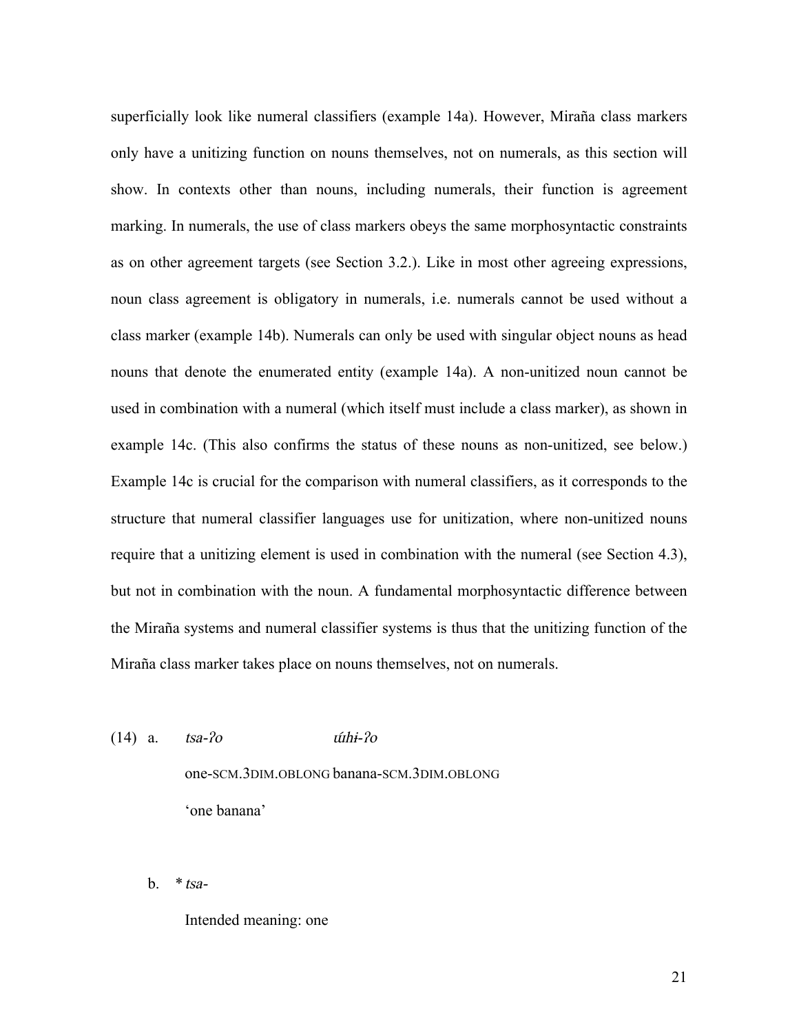superficially look like numeral classifiers (example 14a). However, Miraña class markers only have a unitizing function on nouns themselves, not on numerals, as this section will show. In contexts other than nouns, including numerals, their function is agreement marking. In numerals, the use of class markers obeys the same morphosyntactic constraints as on other agreement targets (see Section 3.2.). Like in most other agreeing expressions, noun class agreement is obligatory in numerals, i.e. numerals cannot be used without a class marker (example 14b). Numerals can only be used with singular object nouns as head nouns that denote the enumerated entity (example 14a). A non-unitized noun cannot be used in combination with a numeral (which itself must include a class marker), as shown in example 14c. (This also confirms the status of these nouns as non-unitized, see below.) Example 14c is crucial for the comparison with numeral classifiers, as it corresponds to the structure that numeral classifier languages use for unitization, where non-unitized nouns require that a unitizing element is used in combination with the numeral (see Section 4.3), but not in combination with the noun. A fundamental morphosyntactic difference between the Miraña systems and numeral classifier systems is thus that the unitizing function of the Miraña class marker takes place on nouns themselves, not on numerals.

(14) a. *tsa-ʔo* *úhɨ-ʔo*

one-SCM.3DIM.OBLONG banana-SCM.3DIM.OBLONG

'one banana'

b. * *tsa-*

Intended meaning: one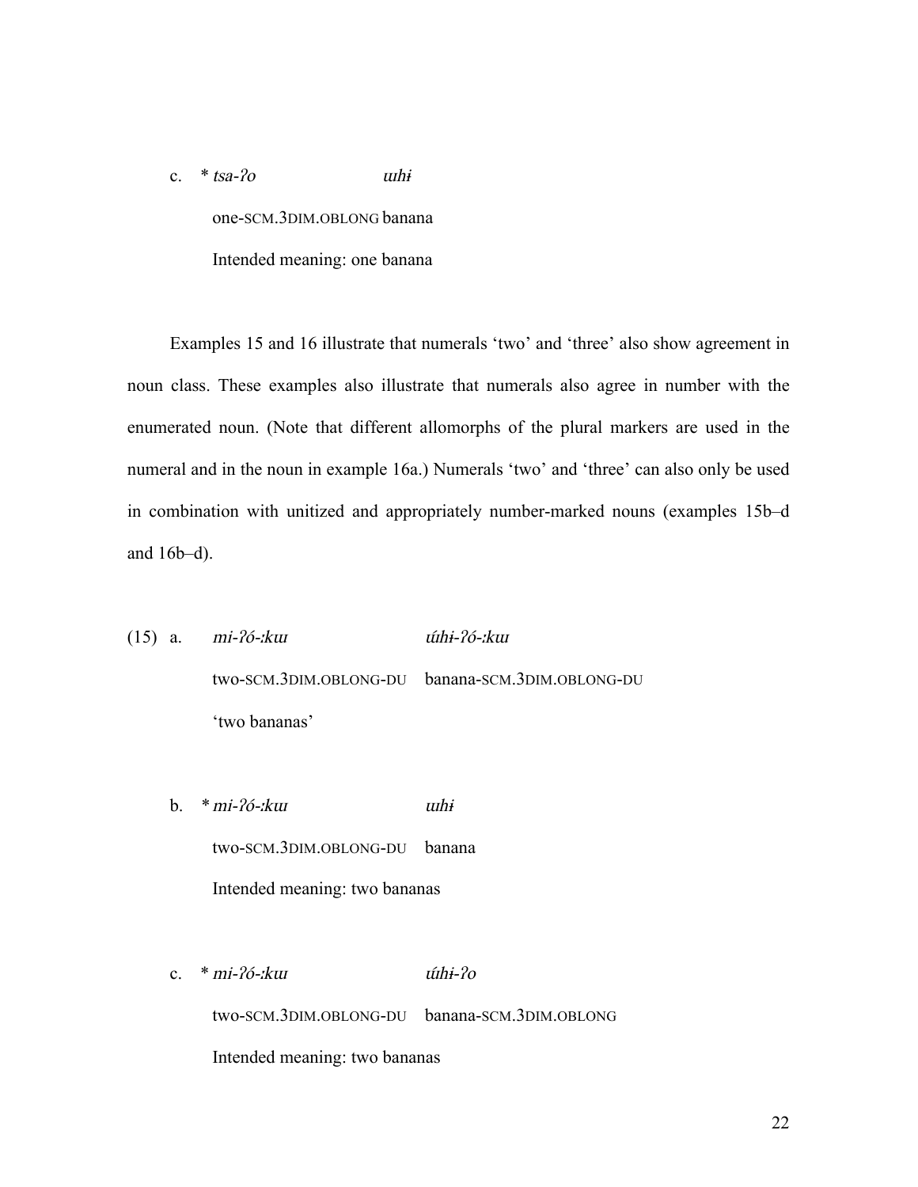c. * *tsa-ʔo* *ɯhɨ*

one-SCM.3DIM.OBLONG banana

Intended meaning: one banana

Examples 15 and 16 illustrate that numerals 'two' and 'three' also show agreement in noun class. These examples also illustrate that numerals also agree in number with the enumerated noun. (Note that different allomorphs of the plural markers are used in the numeral and in the noun in example 16a.) Numerals 'two' and 'three' can also only be used in combination with unitized and appropriately number-marked nouns (examples 15b–d and 16b–d).

(15) a. *mi-ʔó-ːkɯ* *ɯ́hɨ-ʔó-ːkɯ*

two-SCM.3DIM.OBLONG-DU banana-SCM.3DIM.OBLONG-DU

'two bananas'

b. * *mi-ʔó-ːkɯ* *ɯhɨ*

two-SCM.3DIM.OBLONG-DU banana

Intended meaning: two bananas

c. * *mi-ʔó-ːkɯ* *ɯ́hɨ-ʔo*

two-SCM.3DIM.OBLONG-DU banana-SCM.3DIM.OBLONG

Intended meaning: two bananas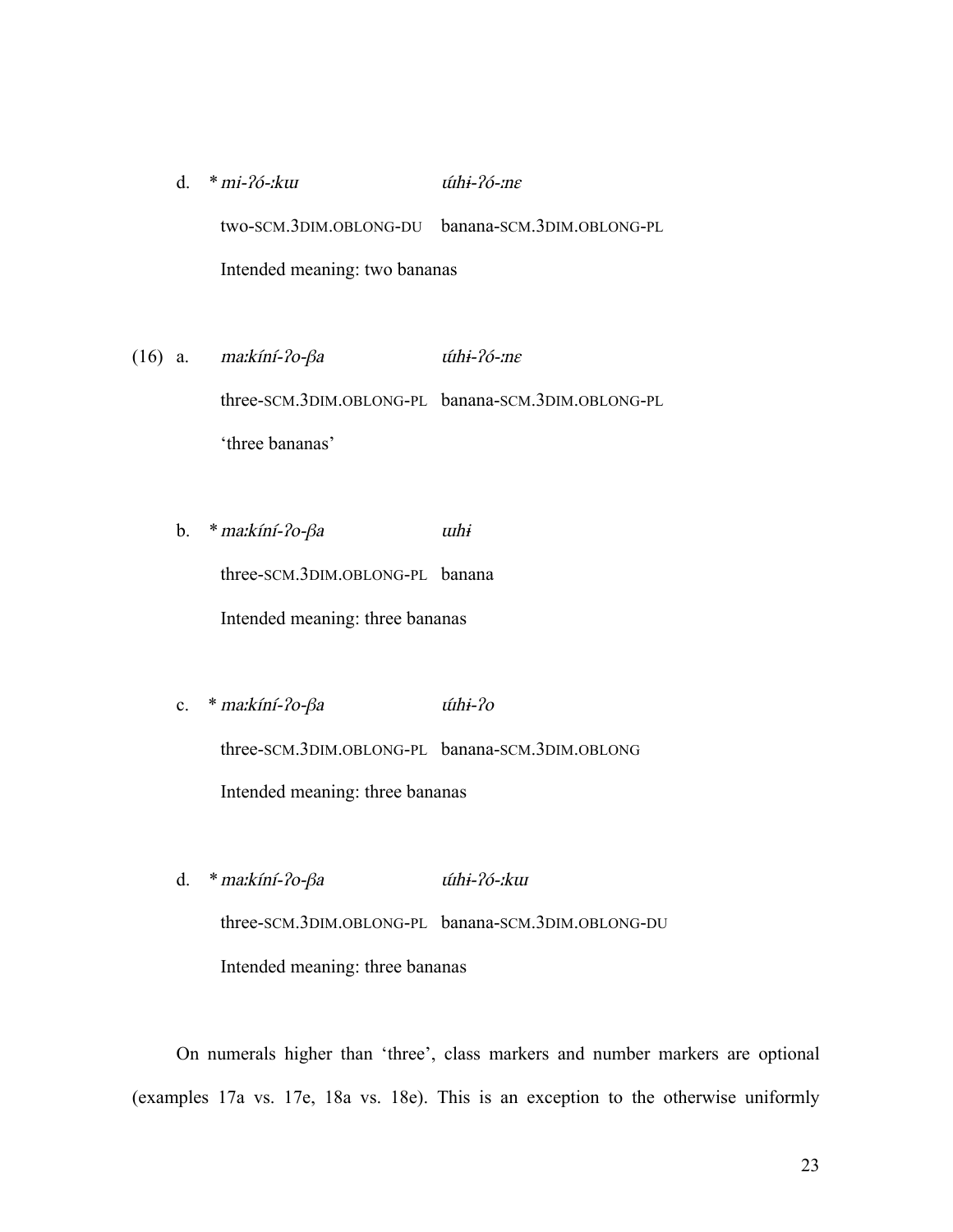d. * *mi-ʔó-ːkɯ* *úhɨ-ʔó-ːnɛ*

two-SCM.3DIM.OBLONG-DU banana-SCM.3DIM.OBLONG-PL

Intended meaning: two bananas

(16) a. *maːkíní-ʔo-βa* *úhɨ-ʔó-ːnɛ*

three-SCM.3DIM.OBLONG-PL banana-SCM.3DIM.OBLONG-PL

'three bananas'

b. * *maːkíní-ʔo-βa* *ɯhɨ*

three-SCM.3DIM.OBLONG-PL banana

Intended meaning: three bananas

c. * *maːkíní-ʔo-βa* *úhɨ-ʔo*

three-SCM.3DIM.OBLONG-PL banana-SCM.3DIM.OBLONG

Intended meaning: three bananas

d. * *maːkíní-ʔo-βa* *úhɨ-ʔó-ːkɯ*

three-SCM.3DIM.OBLONG-PL banana-SCM.3DIM.OBLONG-DU

Intended meaning: three bananas

On numerals higher than 'three', class markers and number markers are optional (examples 17a vs. 17e, 18a vs. 18e). This is an exception to the otherwise uniformly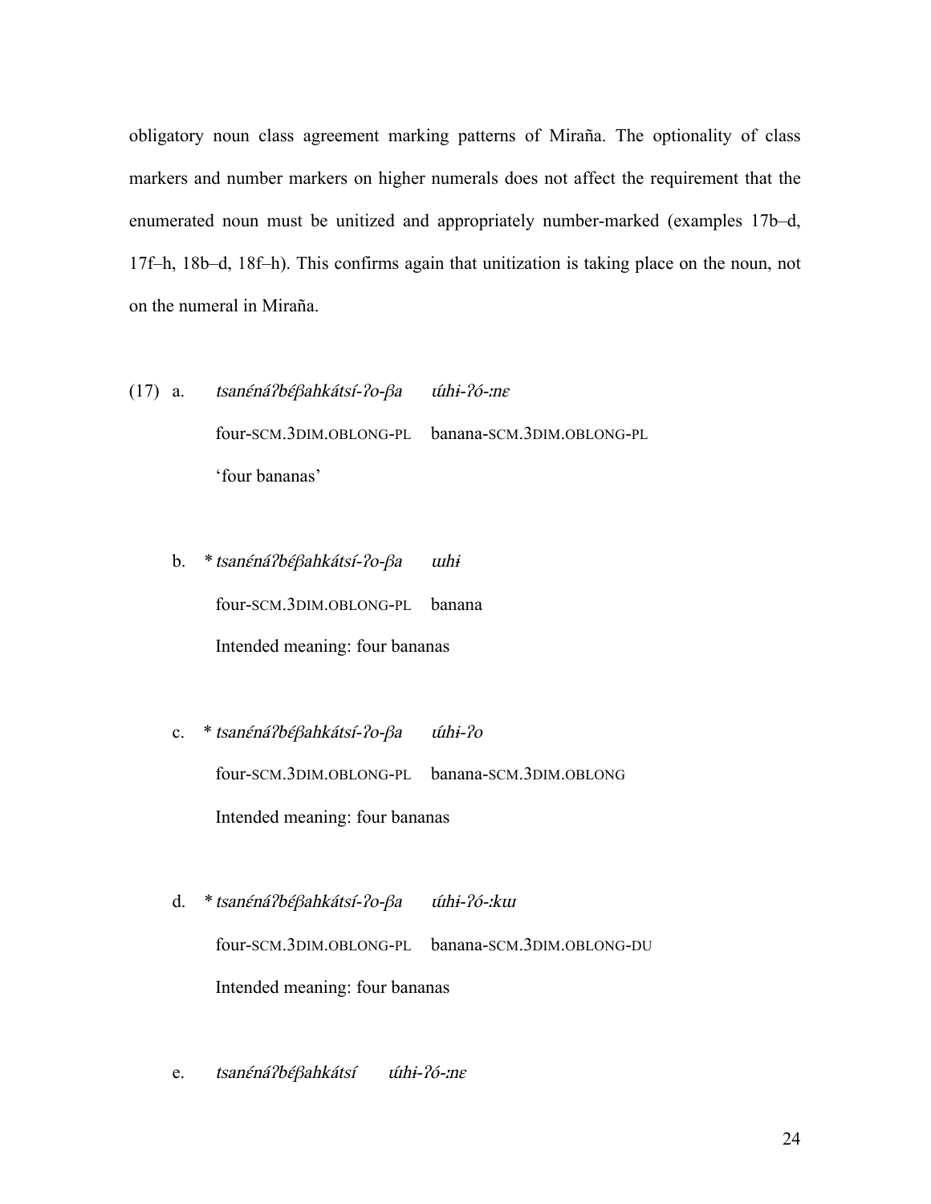obligatory noun class agreement marking patterns of Miraña. The optionality of class markers and number markers on higher numerals does not affect the requirement that the enumerated noun must be unitized and appropriately number-marked (examples 17b–d, 17f–h, 18b–d, 18f–h). This confirms again that unitization is taking place on the noun, not on the numeral in Miraña.

(17) a. *tsanénáʔbéβahkátsí-ʔo-βa* *ɯ́hɨ-ʔó-ːnɛ*
four-SCM.3DIM.OBLONG-PL banana-SCM.3DIM.OBLONG-PL
'four bananas'

b. * *tsanénáʔbéβahkátsí-ʔo-βa* *ɯhɨ*
four-SCM.3DIM.OBLONG-PL banana
Intended meaning: four bananas

c. * *tsanénáʔbéβahkátsí-ʔo-βa* *ɯ́hɨ-ʔo*
four-SCM.3DIM.OBLONG-PL banana-SCM.3DIM.OBLONG
Intended meaning: four bananas

d. * *tsanénáʔbéβahkátsí-ʔo-βa* *ɯ́hɨ-ʔó-ːkɯ*
four-SCM.3DIM.OBLONG-PL banana-SCM.3DIM.OBLONG-DU
Intended meaning: four bananas

e. *tsanénáʔbéβahkátsí* *ɯ́hɨ-ʔó-ːnɛ*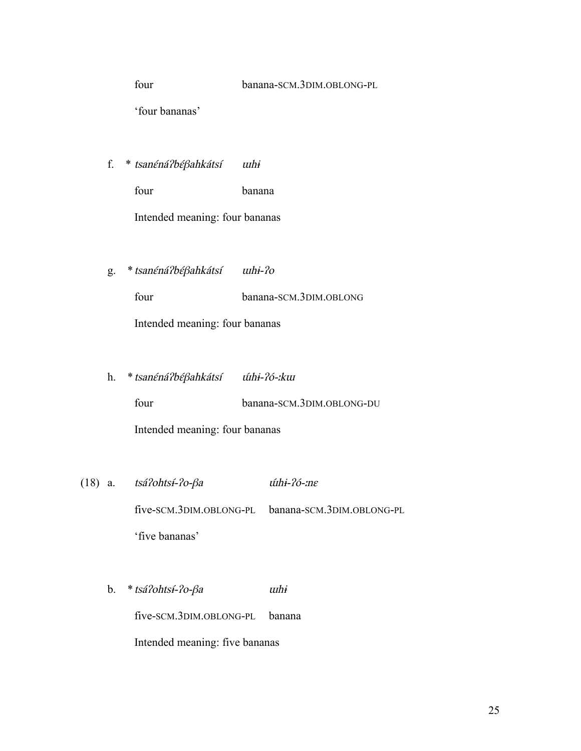four banana-SCM.3DIM.OBLONG-PL

'four bananas'

f. \* *tsanénáʔbéβahkátsí ɯhɨ*

four banana

Intended meaning: four bananas

g. \* *tsanénáʔbéβahkátsí ɯhɨ-ʔo*

four banana-SCM.3DIM.OBLONG

Intended meaning: four bananas

h. \* *tsanénáʔbéβahkátsí ɯ́hɨ-ʔó-ːkɯ*

four banana-SCM.3DIM.OBLONG-DU

Intended meaning: four bananas

(18) a. *tsáʔohtsɨ́-ʔo-βa ɯ́hɨ-ʔó-ːnɛ*

five-SCM.3DIM.OBLONG-PL banana-SCM.3DIM.OBLONG-PL

'five bananas'

b. \* *tsáʔohtsɨ́-ʔo-βa ɯhɨ*

five-SCM.3DIM.OBLONG-PL banana

Intended meaning: five bananas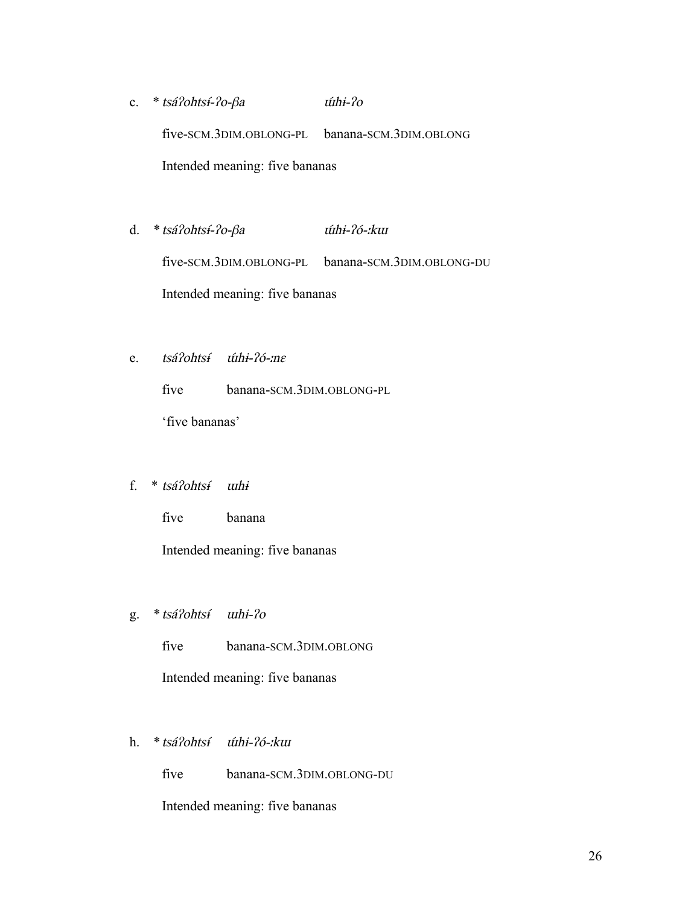c. * *tsáʔohtsɨ́-ʔo-βa* *ɯ́hɨ-ʔo*

five-SCM.3DIM.OBLONG-PL banana-SCM.3DIM.OBLONG

Intended meaning: five bananas

d. * *tsáʔohtsɨ́-ʔo-βa* *ɯ́hɨ-ʔó-ːkɯ*

five-SCM.3DIM.OBLONG-PL banana-SCM.3DIM.OBLONG-DU

Intended meaning: five bananas

e. *tsáʔohtsɨ́* *ɯ́hɨ-ʔó-ːnɛ*

five banana-SCM.3DIM.OBLONG-PL

'five bananas'

f. * *tsáʔohtsɨ́* *ɯhɨ*

five banana

Intended meaning: five bananas

g. * *tsáʔohtsɨ́* *ɯhɨ-ʔo*

five banana-SCM.3DIM.OBLONG

Intended meaning: five bananas

h. * *tsáʔohtsɨ́* *ɯ́hɨ-ʔó-ːkɯ*

five banana-SCM.3DIM.OBLONG-DU

Intended meaning: five bananas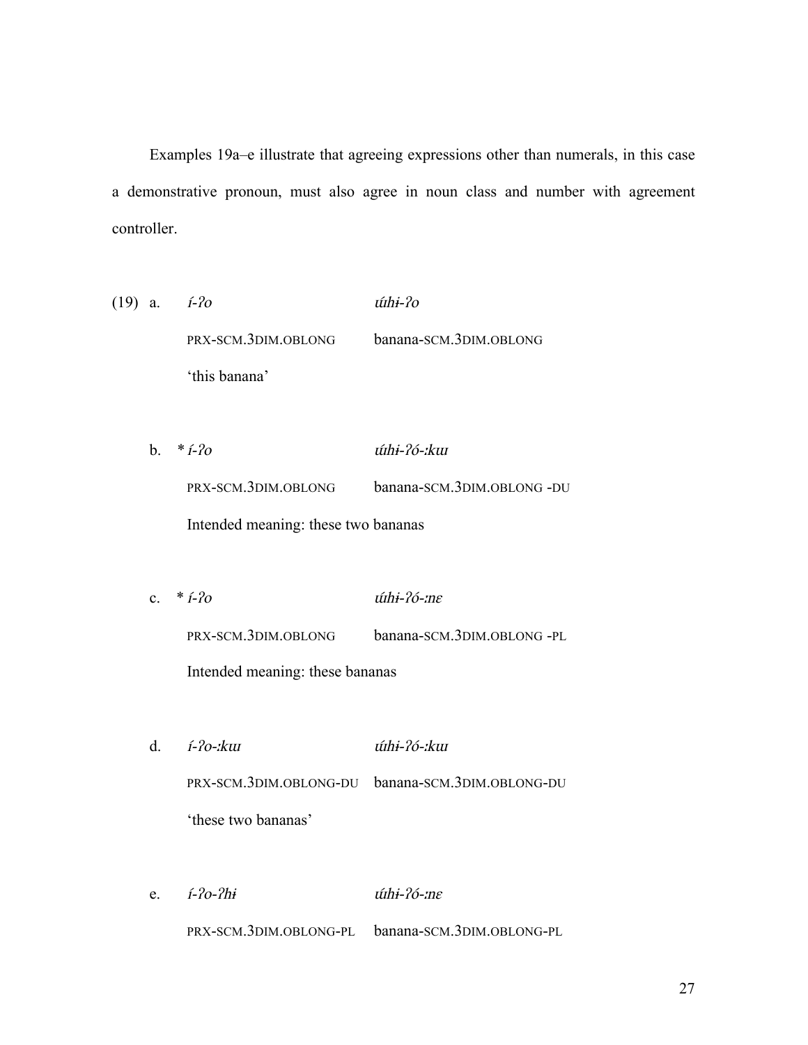Examples 19a–e illustrate that agreeing expressions other than numerals, in this case a demonstrative pronoun, must also agree in noun class and number with agreement controller.

(19) a. *í-ʔo* *ɯ́hɨ-ʔo*

PRX-SCM.3DIM.OBLONG banana-SCM.3DIM.OBLONG

'this banana'

b. * *í-ʔo* *ɯ́hɨ-ʔó-ːkɯ*

PRX-SCM.3DIM.OBLONG banana-SCM.3DIM.OBLONG -DU

Intended meaning: these two bananas

c. * *í-ʔo* *ɯ́hɨ-ʔó-ːnɛ*

PRX-SCM.3DIM.OBLONG banana-SCM.3DIM.OBLONG -PL

Intended meaning: these bananas

d. *í-ʔo-ːkɯ* *ɯ́hɨ-ʔó-ːkɯ*

PRX-SCM.3DIM.OBLONG-DU banana-SCM.3DIM.OBLONG-DU

'these two bananas'

e. *í-ʔo-ʔhɨ* *ɯ́hɨ-ʔó-ːnɛ*

PRX-SCM.3DIM.OBLONG-PL banana-SCM.3DIM.OBLONG-PL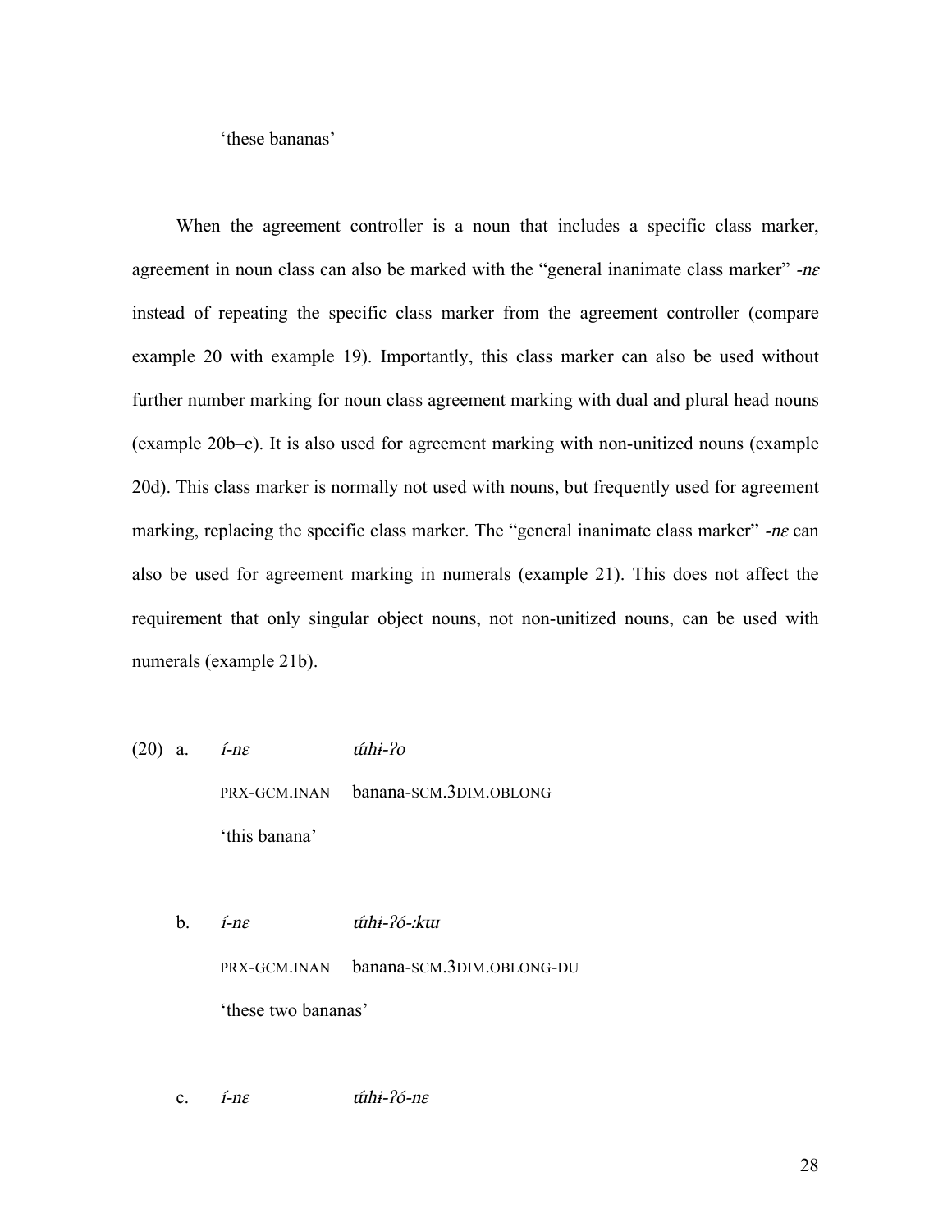'these bananas'

When the agreement controller is a noun that includes a specific class marker, agreement in noun class can also be marked with the "general inanimate class marker" *-nɛ* instead of repeating the specific class marker from the agreement controller (compare example 20 with example 19). Importantly, this class marker can also be used without further number marking for noun class agreement marking with dual and plural head nouns (example 20b–c). It is also used for agreement marking with non-unitized nouns (example 20d). This class marker is normally not used with nouns, but frequently used for agreement marking, replacing the specific class marker. The "general inanimate class marker" *-nɛ* can also be used for agreement marking in numerals (example 21). This does not affect the requirement that only singular object nouns, not non-unitized nouns, can be used with numerals (example 21b).

(20) a. *í-nɛ* *ɯ́hɨ-ʔo*

PRX-GCM.INAN banana-SCM.3DIM.OBLONG

'this banana'

b. *í-nɛ* *ɯ́hɨ-ʔó-ːkɯ*

PRX-GCM.INAN banana-SCM.3DIM.OBLONG-DU

'these two bananas'

c. *í-nɛ* *ɯ́hɨ-ʔó-nɛ*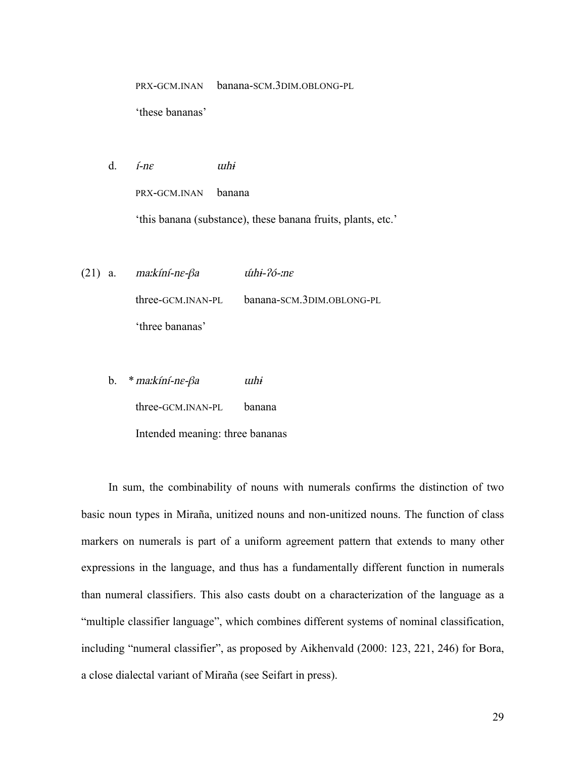PRX-GCM.INAN banana-SCM.3DIM.OBLONG-PL

'these bananas'

d. *í-nɛ ɯhɨ*

PRX-GCM.INAN banana

'this banana (substance), these banana fruits, plants, etc.'

(21) a. *maːkíní-nɛ-βa ɯ́hɨ-ʔó-ːnɛ*

three-GCM.INAN-PL banana-SCM.3DIM.OBLONG-PL

'three bananas'

b. * *maːkíní-nɛ-βa ɯhɨ*

three-GCM.INAN-PL banana

Intended meaning: three bananas

In sum, the combinability of nouns with numerals confirms the distinction of two basic noun types in Miraña, unitized nouns and non-unitized nouns. The function of class markers on numerals is part of a uniform agreement pattern that extends to many other expressions in the language, and thus has a fundamentally different function in numerals than numeral classifiers. This also casts doubt on a characterization of the language as a "multiple classifier language", which combines different systems of nominal classification, including "numeral classifier", as proposed by Aikhenvald (2000: 123, 221, 246) for Bora, a close dialectal variant of Miraña (see Seifart in press).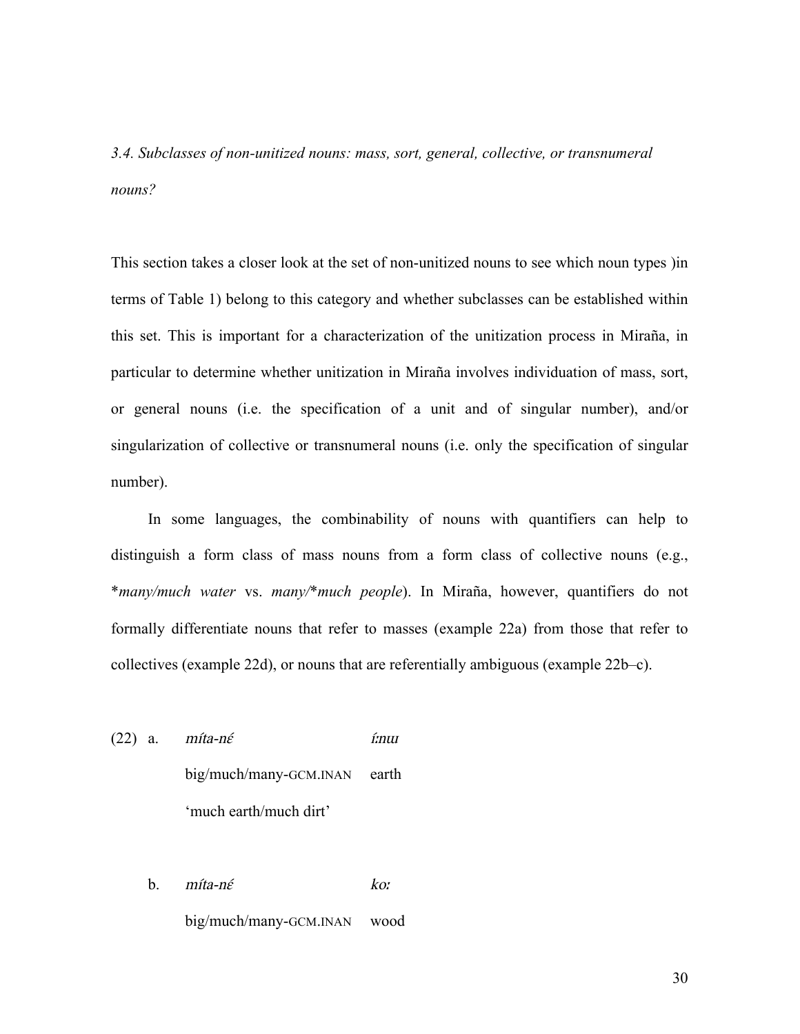*3.4. Subclasses of non-unitized nouns: mass, sort, general, collective, or transnumeral nouns?*

This section takes a closer look at the set of non-unitized nouns to see which noun types )in terms of Table 1) belong to this category and whether subclasses can be established within this set. This is important for a characterization of the unitization process in Miraña, in particular to determine whether unitization in Miraña involves individuation of mass, sort, or general nouns (i.e. the specification of a unit and of singular number), and/or singularization of collective or transnumeral nouns (i.e. only the specification of singular number).

In some languages, the combinability of nouns with quantifiers can help to distinguish a form class of mass nouns from a form class of collective nouns (e.g., \**many/much water* vs. *many/\*much people*). In Miraña, however, quantifiers do not formally differentiate nouns that refer to masses (example 22a) from those that refer to collectives (example 22d), or nouns that are referentially ambiguous (example 22b–c).

(22) a. *míta-nɛ́* *íːnɯ*
big/much/many-GCM.INAN earth
'much earth/much dirt'

b. *míta-nɛ́* *koː*
big/much/many-GCM.INAN wood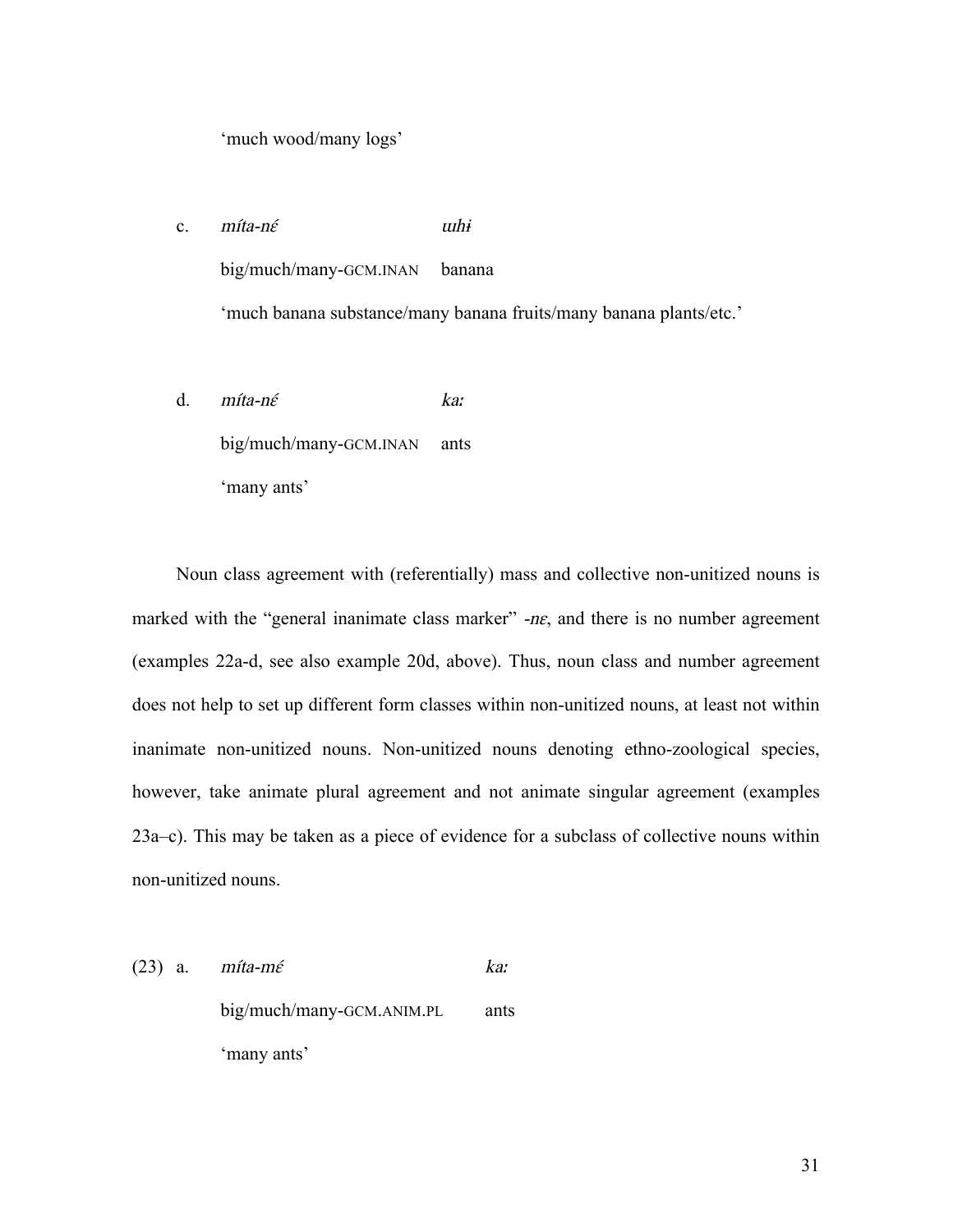'much wood/many logs'

c. *míta-nɛ́* *ɯhɨ*

big/much/many-GCM.INAN banana

'much banana substance/many banana fruits/many banana plants/etc.'

d. *míta-nɛ́* *kaː*

big/much/many-GCM.INAN ants

'many ants'

Noun class agreement with (referentially) mass and collective non-unitized nouns is marked with the "general inanimate class marker" *-nɛ*, and there is no number agreement (examples 22a-d, see also example 20d, above). Thus, noun class and number agreement does not help to set up different form classes within non-unitized nouns, at least not within inanimate non-unitized nouns. Non-unitized nouns denoting ethno-zoological species, however, take animate plural agreement and not animate singular agreement (examples 23a–c). This may be taken as a piece of evidence for a subclass of collective nouns within non-unitized nouns.

(23) a. *míta-mɛ́* *kaː*

big/much/many-GCM.ANIM.PL ants

'many ants'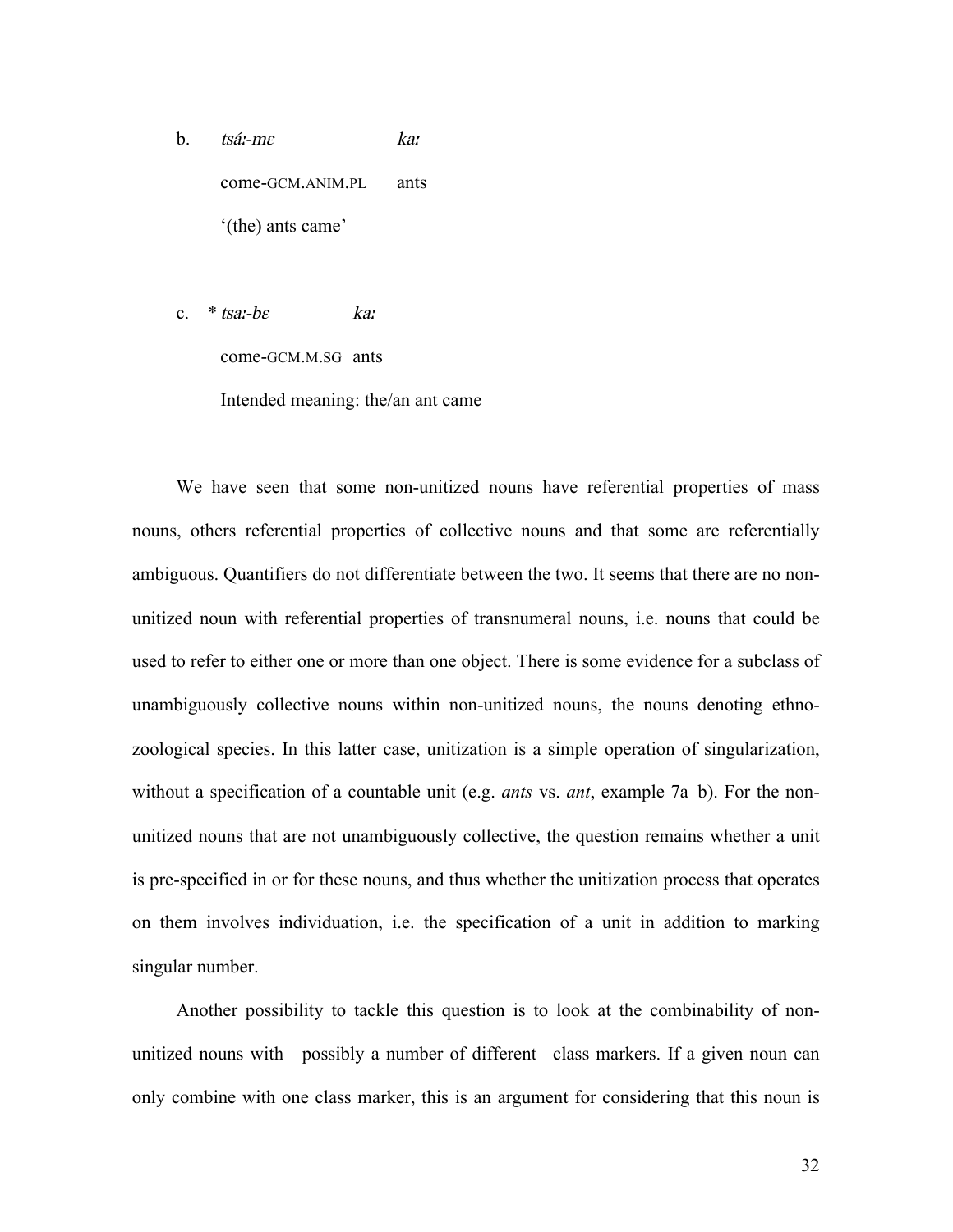b. *tsáː-mɛ* *kaː*

come-GCM.ANIM.PL ants

'(the) ants came'

c. * *tsaː-bɛ* *kaː*

come-GCM.M.SG ants

Intended meaning: the/an ant came

We have seen that some non-unitized nouns have referential properties of mass nouns, others referential properties of collective nouns and that some are referentially ambiguous. Quantifiers do not differentiate between the two. It seems that there are no non-unitized noun with referential properties of transnumeral nouns, i.e. nouns that could be used to refer to either one or more than one object. There is some evidence for a subclass of unambiguously collective nouns within non-unitized nouns, the nouns denoting ethno-zoological species. In this latter case, unitization is a simple operation of singularization, without a specification of a countable unit (e.g. *ants* vs. *ant*, example 7a–b). For the non-unitized nouns that are not unambiguously collective, the question remains whether a unit is pre-specified in or for these nouns, and thus whether the unitization process that operates on them involves individuation, i.e. the specification of a unit in addition to marking singular number.

Another possibility to tackle this question is to look at the combinability of non-unitized nouns with—possibly a number of different—class markers. If a given noun can only combine with one class marker, this is an argument for considering that this noun is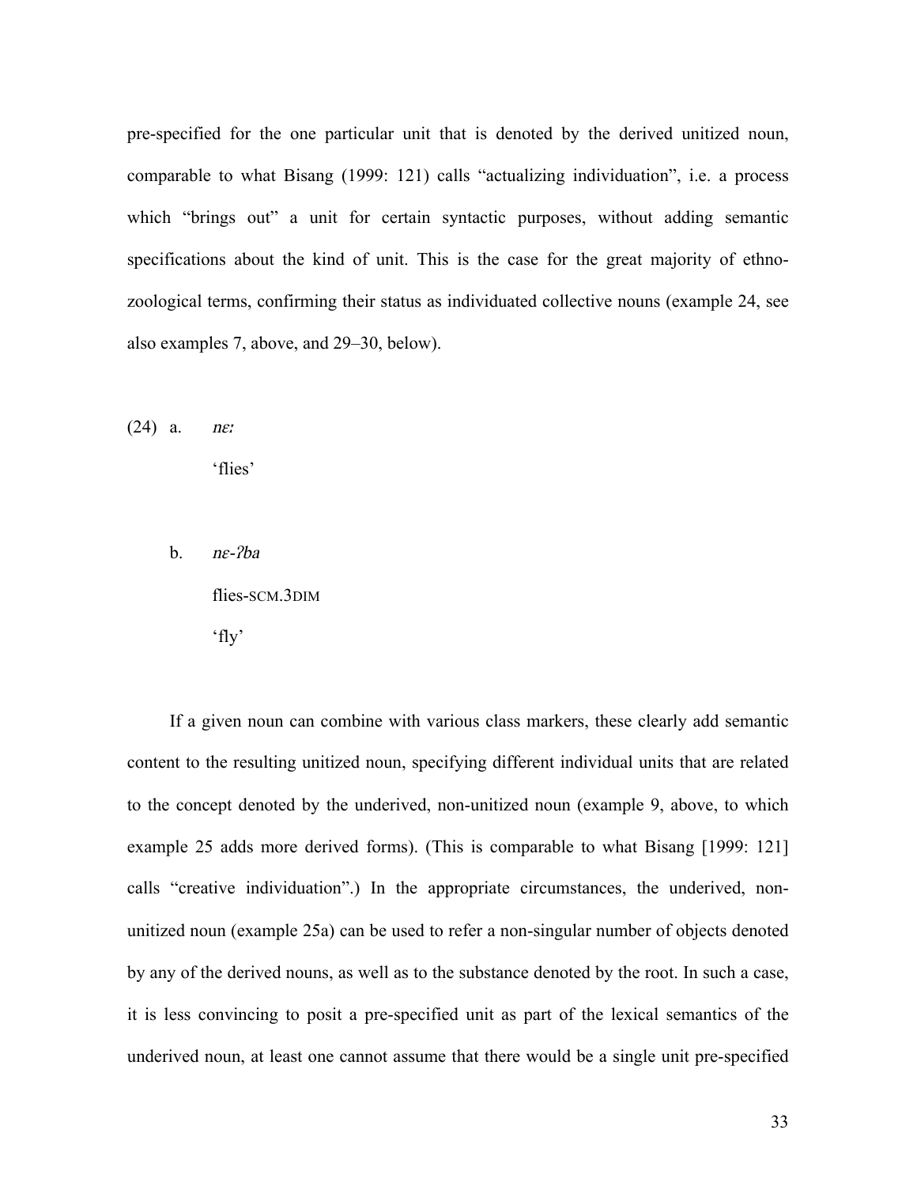pre-specified for the one particular unit that is denoted by the derived unitized noun, comparable to what Bisang (1999: 121) calls "actualizing individuation", i.e. a process which "brings out" a unit for certain syntactic purposes, without adding semantic specifications about the kind of unit. This is the case for the great majority of ethno-zoological terms, confirming their status as individuated collective nouns (example 24, see also examples 7, above, and 29–30, below).

(24) a. *nɛː*

'flies'

b. *nɛ-ʔba*

flies-SCM.3DIM

'fly'

If a given noun can combine with various class markers, these clearly add semantic content to the resulting unitized noun, specifying different individual units that are related to the concept denoted by the underived, non-unitized noun (example 9, above, to which example 25 adds more derived forms). (This is comparable to what Bisang [1999: 121] calls "creative individuation".) In the appropriate circumstances, the underived, non-unitized noun (example 25a) can be used to refer a non-singular number of objects denoted by any of the derived nouns, as well as to the substance denoted by the root. In such a case, it is less convincing to posit a pre-specified unit as part of the lexical semantics of the underived noun, at least one cannot assume that there would be a single unit pre-specified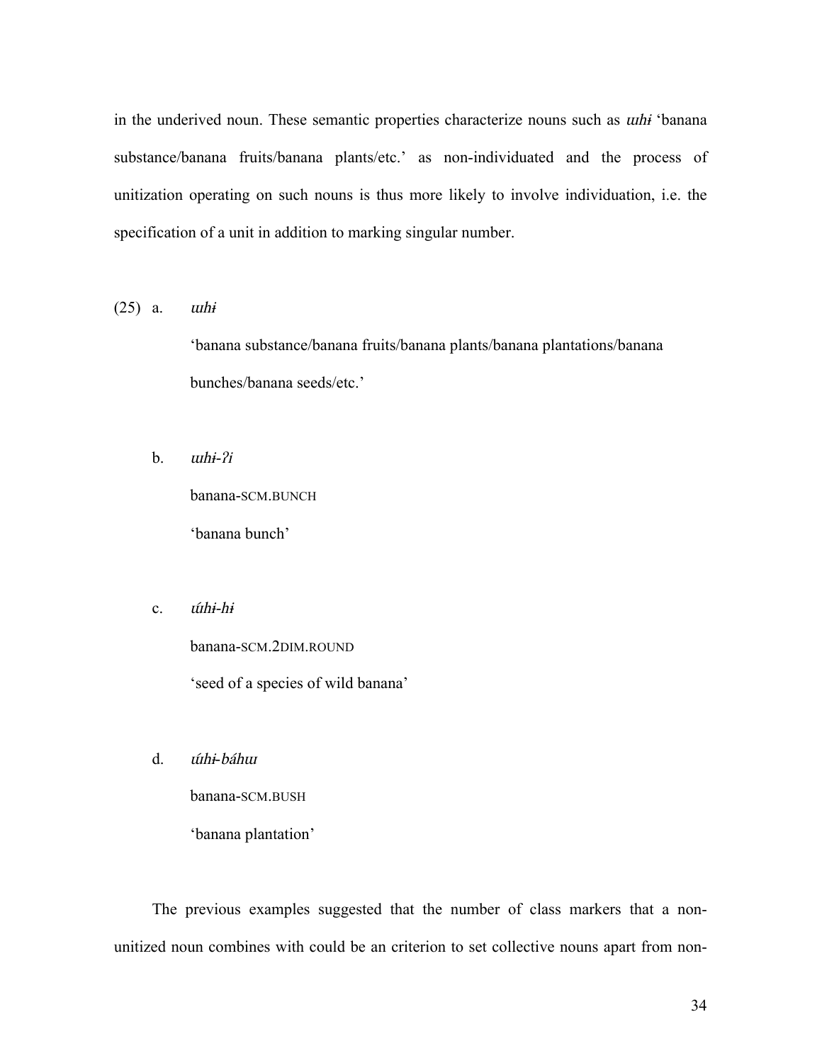in the underived noun. These semantic properties characterize nouns such as *ɯhɨ* 'banana substance/banana fruits/banana plants/etc.' as non-individuated and the process of unitization operating on such nouns is thus more likely to involve individuation, i.e. the specification of a unit in addition to marking singular number.

(25) a. *ɯhɨ*

'banana substance/banana fruits/banana plants/banana plantations/banana bunches/banana seeds/etc.'

b. *ɯhɨ-ʔi*

banana-SCM.BUNCH

'banana bunch'

c. *ɯ́hɨ-hɨ*

banana-SCM.2DIM.ROUND

'seed of a species of wild banana'

d. *ɯ́hɨ-báhɯ*

banana-SCM.BUSH

'banana plantation'

The previous examples suggested that the number of class markers that a non-unitized noun combines with could be an criterion to set collective nouns apart from non-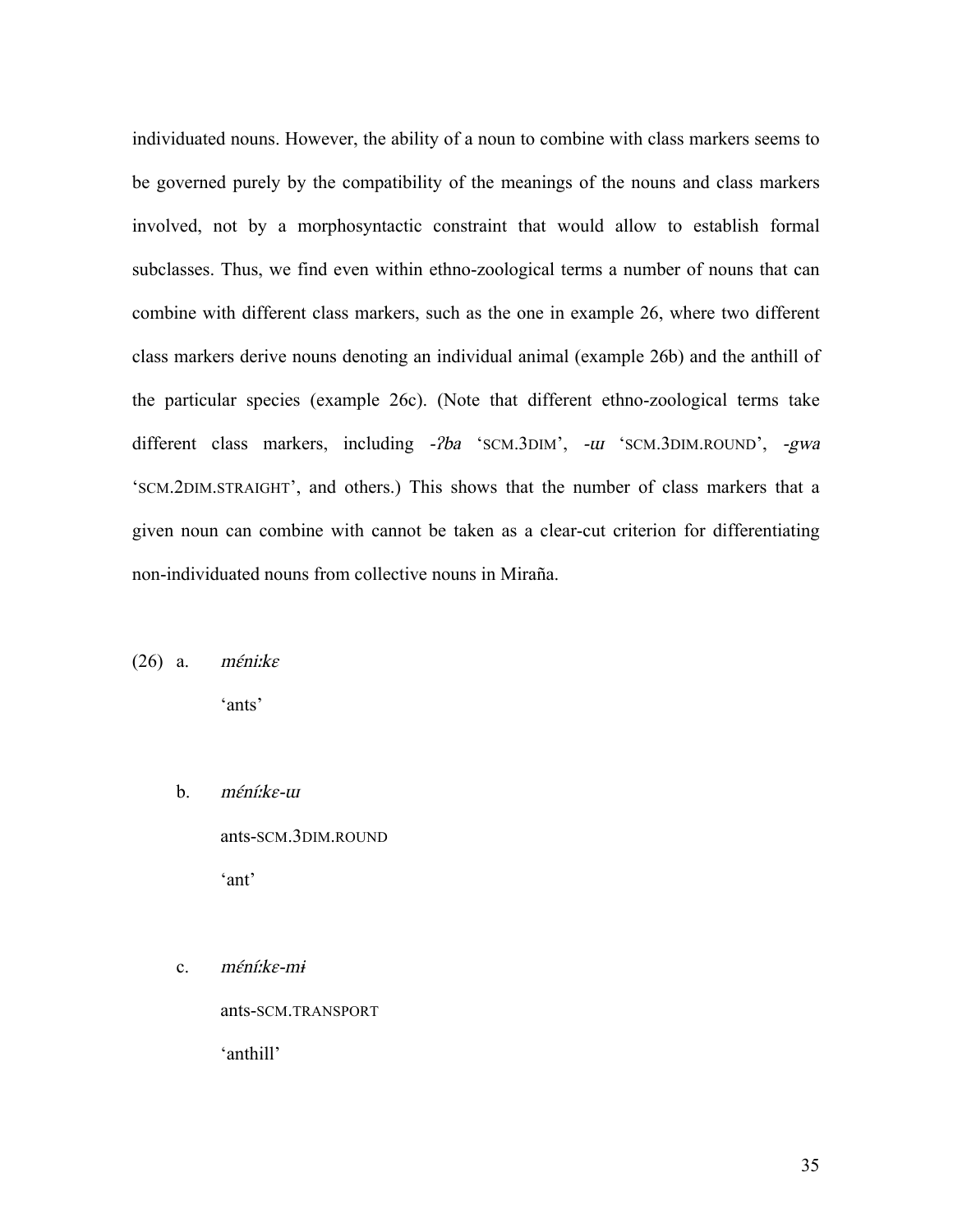individuated nouns. However, the ability of a noun to combine with class markers seems to be governed purely by the compatibility of the meanings of the nouns and class markers involved, not by a morphosyntactic constraint that would allow to establish formal subclasses. Thus, we find even within ethno-zoological terms a number of nouns that can combine with different class markers, such as the one in example 26, where two different class markers derive nouns denoting an individual animal (example 26b) and the anthill of the particular species (example 26c). (Note that different ethno-zoological terms take different class markers, including *-ʔba* 'SCM.3DIM', *-ɯ* 'SCM.3DIM.ROUND', *-gwa* 'SCM.2DIM.STRAIGHT', and others.) This shows that the number of class markers that a given noun can combine with cannot be taken as a clear-cut criterion for differentiating non-individuated nouns from collective nouns in Miraña.

(26) a. *méni:kɛ*

'ants'

b. *méní:kɛ-ɯ*

ants-SCM.3DIM.ROUND

'ant'

c. *méní:kɛ-mɨ*

ants-SCM.TRANSPORT

'anthill'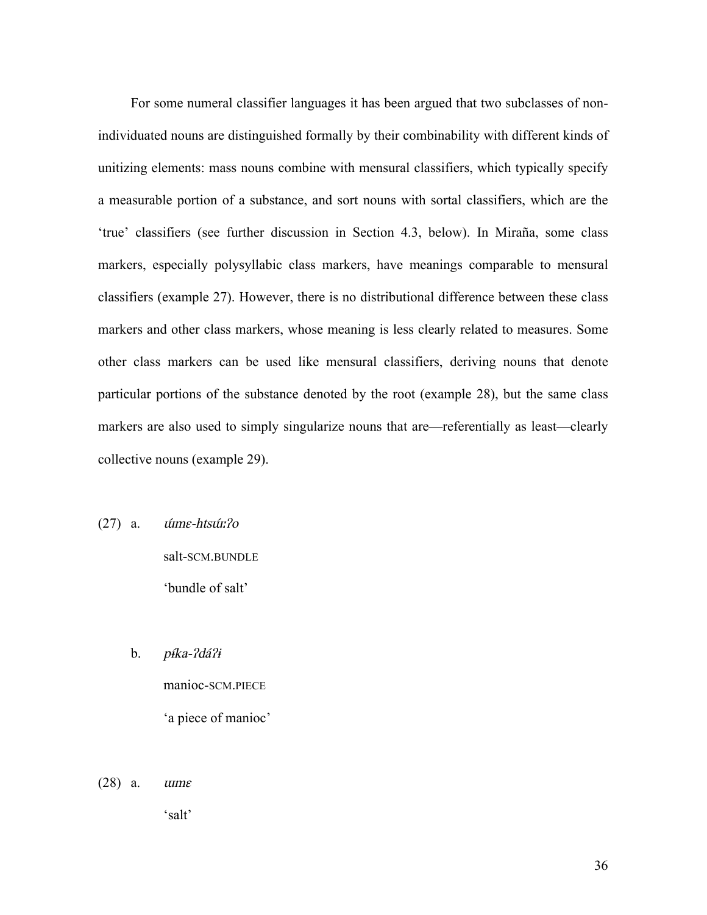For some numeral classifier languages it has been argued that two subclasses of non-individuated nouns are distinguished formally by their combinability with different kinds of unitizing elements: mass nouns combine with mensural classifiers, which typically specify a measurable portion of a substance, and sort nouns with sortal classifiers, which are the 'true' classifiers (see further discussion in Section 4.3, below). In Miraña, some class markers, especially polysyllabic class markers, have meanings comparable to mensural classifiers (example 27). However, there is no distributional difference between these class markers and other class markers, whose meaning is less clearly related to measures. Some other class markers can be used like mensural classifiers, deriving nouns that denote particular portions of the substance denoted by the root (example 28), but the same class markers are also used to simply singularize nouns that are—referentially as least—clearly collective nouns (example 29).

(27) a. *úmɛ-htsúːʔo*

salt-SCM.BUNDLE

'bundle of salt'

b. *pɨ́ka-ʔdáʔɨ*

manioc-SCM.PIECE

'a piece of manioc'

(28) a. *ɯmɛ*

'salt'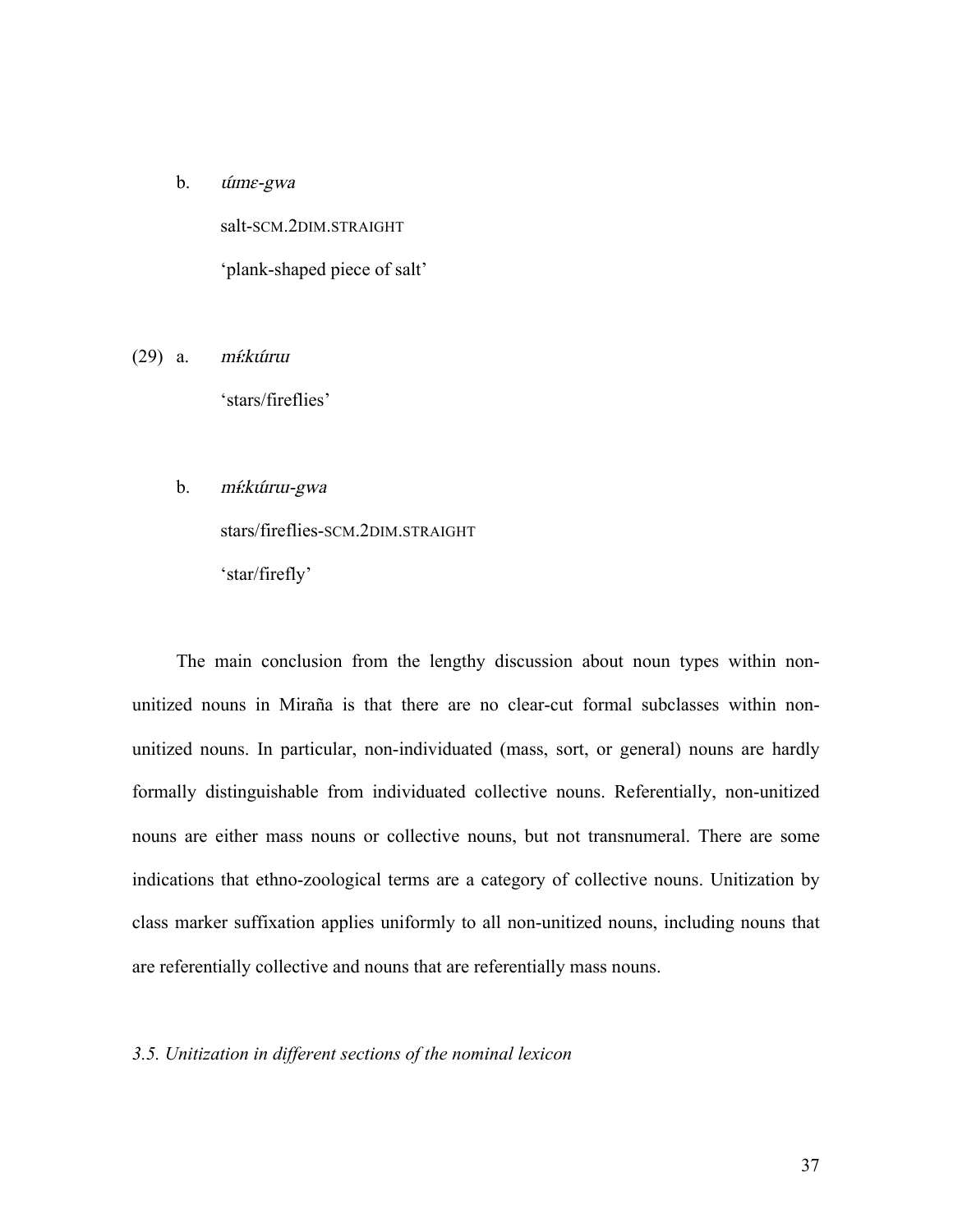b. *ɯ́mɛ-gwa*

salt-SCM.2DIM.STRAIGHT

'plank-shaped piece of salt'

(29) a. *mɨ́kɯ́rɯ*

'stars/fireflies'

b. *mɨ́kɯ́rɯ-gwa*

stars/fireflies-SCM.2DIM.STRAIGHT

'star/firefly'

The main conclusion from the lengthy discussion about noun types within non-unitized nouns in Miraña is that there are no clear-cut formal subclasses within non-unitized nouns. In particular, non-individuated (mass, sort, or general) nouns are hardly formally distinguishable from individuated collective nouns. Referentially, non-unitized nouns are either mass nouns or collective nouns, but not transnumeral. There are some indications that ethno-zoological terms are a category of collective nouns. Unitization by class marker suffixation applies uniformly to all non-unitized nouns, including nouns that are referentially collective and nouns that are referentially mass nouns.

*3.5. Unitization in different sections of the nominal lexicon*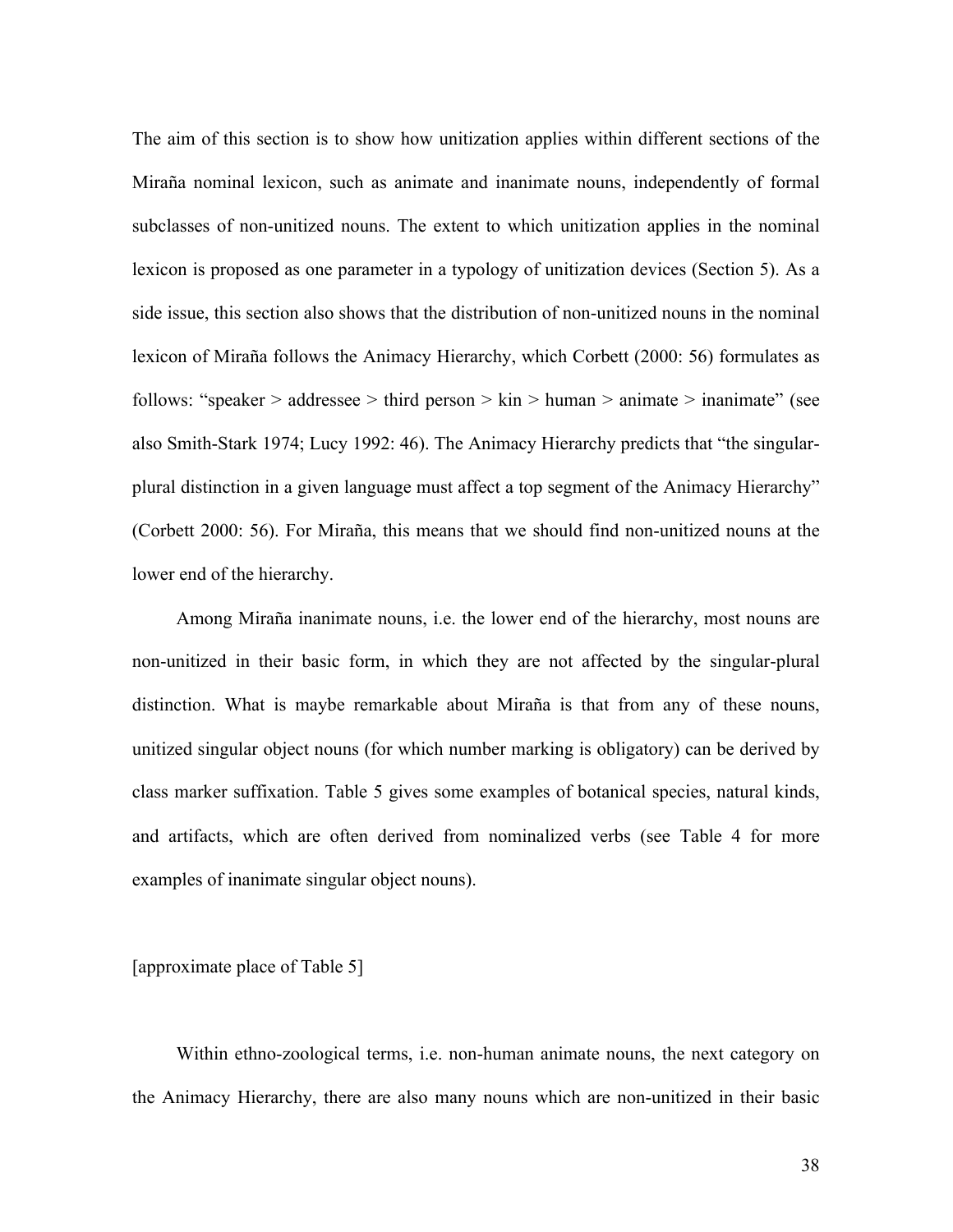The aim of this section is to show how unitization applies within different sections of the Miraña nominal lexicon, such as animate and inanimate nouns, independently of formal subclasses of non-unitized nouns. The extent to which unitization applies in the nominal lexicon is proposed as one parameter in a typology of unitization devices (Section 5). As a side issue, this section also shows that the distribution of non-unitized nouns in the nominal lexicon of Miraña follows the Animacy Hierarchy, which Corbett (2000: 56) formulates as follows: "speaker > addressee > third person > kin > human > animate > inanimate" (see also Smith-Stark 1974; Lucy 1992: 46). The Animacy Hierarchy predicts that "the singular-plural distinction in a given language must affect a top segment of the Animacy Hierarchy" (Corbett 2000: 56). For Miraña, this means that we should find non-unitized nouns at the lower end of the hierarchy.

Among Miraña inanimate nouns, i.e. the lower end of the hierarchy, most nouns are non-unitized in their basic form, in which they are not affected by the singular-plural distinction. What is maybe remarkable about Miraña is that from any of these nouns, unitized singular object nouns (for which number marking is obligatory) can be derived by class marker suffixation. Table 5 gives some examples of botanical species, natural kinds, and artifacts, which are often derived from nominalized verbs (see Table 4 for more examples of inanimate singular object nouns).

[approximate place of Table 5]

Within ethno-zoological terms, i.e. non-human animate nouns, the next category on the Animacy Hierarchy, there are also many nouns which are non-unitized in their basic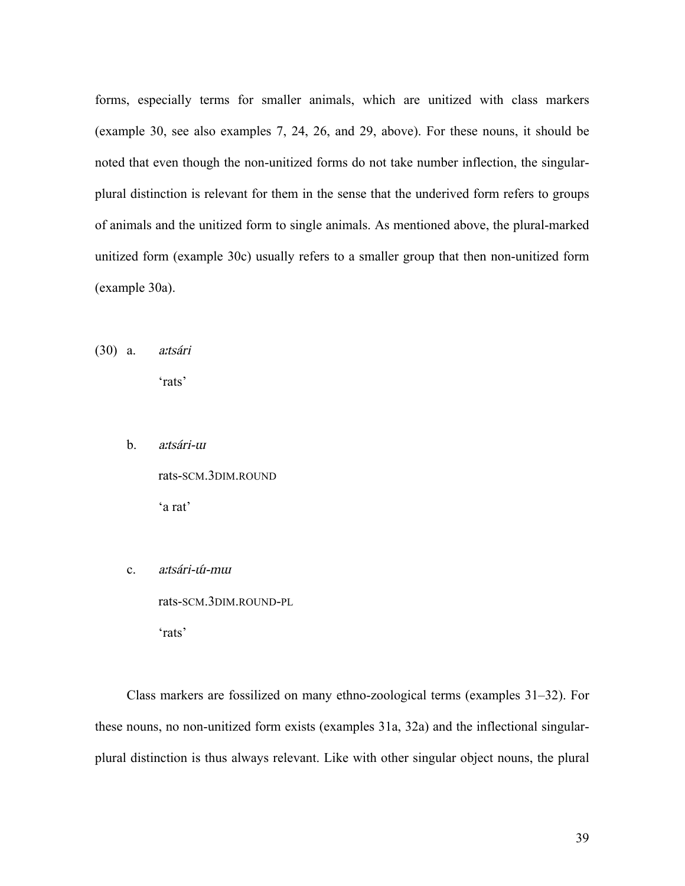forms, especially terms for smaller animals, which are unitized with class markers (example 30, see also examples 7, 24, 26, and 29, above). For these nouns, it should be noted that even though the non-unitized forms do not take number inflection, the singular-plural distinction is relevant for them in the sense that the underived form refers to groups of animals and the unitized form to single animals. As mentioned above, the plural-marked unitized form (example 30c) usually refers to a smaller group that then non-unitized form (example 30a).

(30) a. *a:tsári*

'rats'

b. *a:tsári-ɯ*

rats-SCM.3DIM.ROUND

'a rat'

c. *a:tsári-ɯ́-mɯ*

rats-SCM.3DIM.ROUND-PL

'rats'

Class markers are fossilized on many ethno-zoological terms (examples 31–32). For these nouns, no non-unitized form exists (examples 31a, 32a) and the inflectional singular-plural distinction is thus always relevant. Like with other singular object nouns, the plural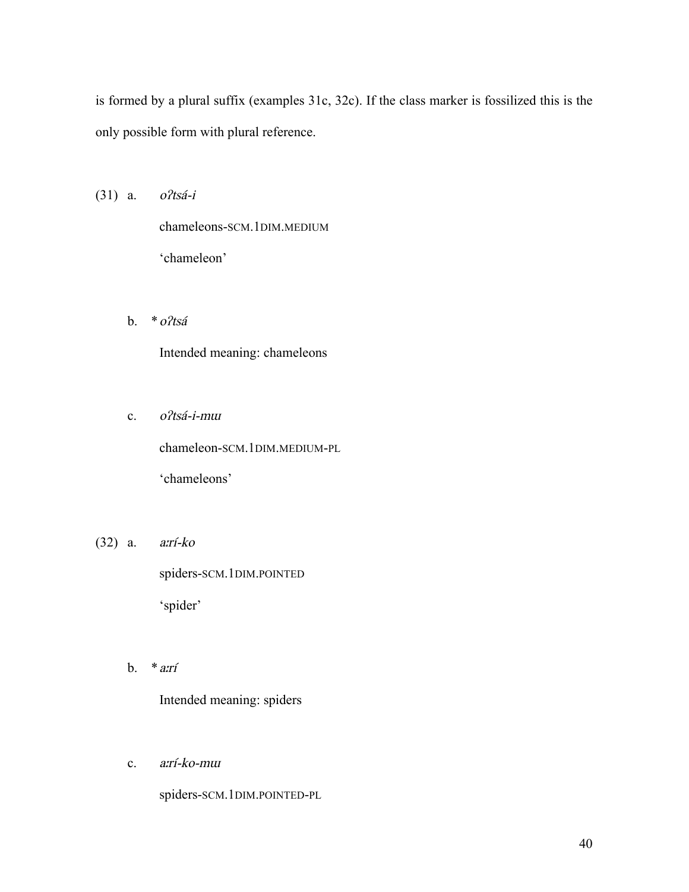is formed by a plural suffix (examples 31c, 32c). If the class marker is fossilized this is the only possible form with plural reference.

(31) a. *oʔtsá-i*

chameleons-SCM.1DIM.MEDIUM

'chameleon'

b. \* *oʔtsá*

Intended meaning: chameleons

c. *oʔtsá-i-mɯ*

chameleon-SCM.1DIM.MEDIUM-PL

'chameleons'

(32) a. *aːrí-ko*

spiders-SCM.1DIM.POINTED

'spider'

b. \* *aːrí*

Intended meaning: spiders

c. *aːrí-ko-mɯ*

spiders-SCM.1DIM.POINTED-PL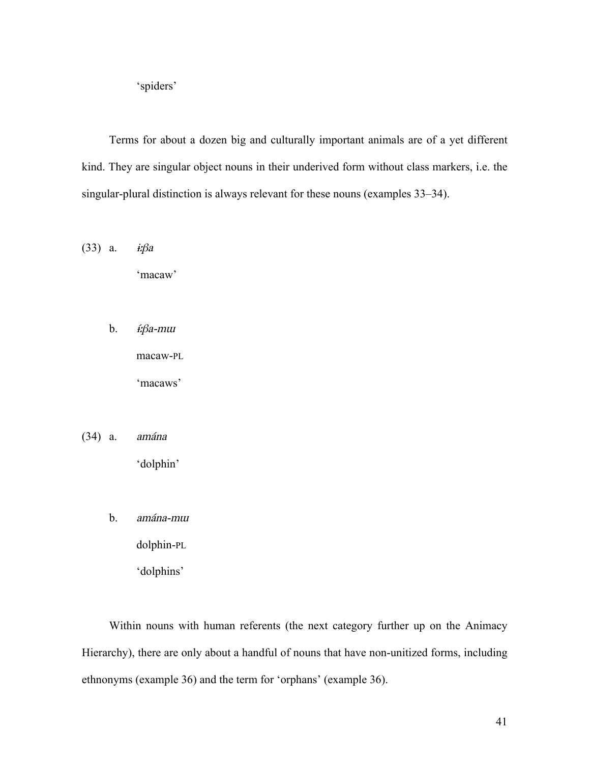'spiders'

Terms for about a dozen big and culturally important animals are of a yet different kind. They are singular object nouns in their underived form without class markers, i.e. the singular-plural distinction is always relevant for these nouns (examples 33–34).

(33) a. *ɨ:βa*

'macaw'

b. *ɨ́:βa-mɯ*

macaw-PL

'macaws'

(34) a. *amána*

'dolphin'

b. *amána-mɯ*

dolphin-PL

'dolphins'

Within nouns with human referents (the next category further up on the Animacy Hierarchy), there are only about a handful of nouns that have non-unitized forms, including ethnonyms (example 36) and the term for 'orphans' (example 36).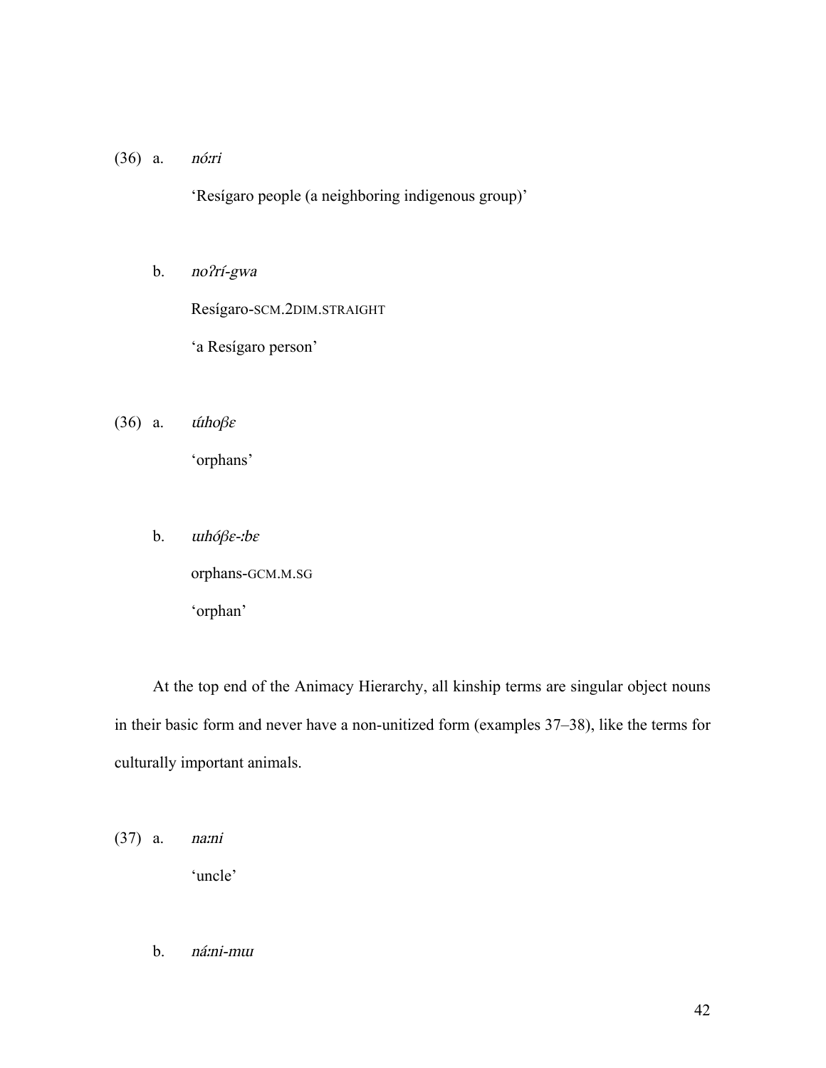(36) a. *nóːri*

'Resígaro people (a neighboring indigenous group)'

b. *noʔrí-gwa*

Resígaro-SCM.2DIM.STRAIGHT

'a Resígaro person'

(36) a. *ɯ́hoβɛ*

'orphans'

b. *ɯhóβɛ-ːbɛ*

orphans-GCM.M.SG

'orphan'

At the top end of the Animacy Hierarchy, all kinship terms are singular object nouns in their basic form and never have a non-unitized form (examples 37–38), like the terms for culturally important animals.

(37) a. *naːni*

'uncle'

b. *náːni-mɯ*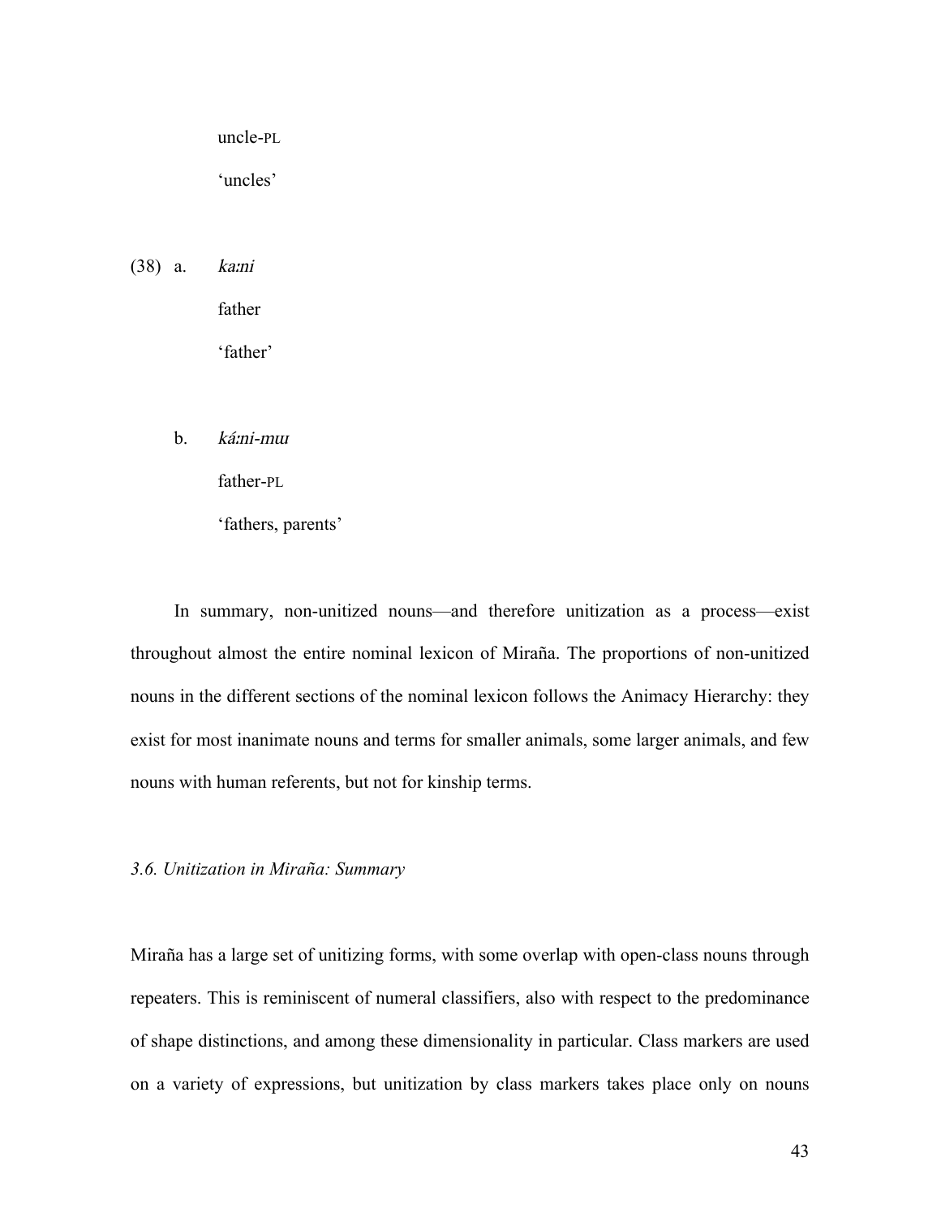uncle-PL

'uncles'

(38) a. *kaːni*

father

'father'

b. *káːni-mɯ*

father-PL

'fathers, parents'

In summary, non-unitized nouns—and therefore unitization as a process—exist throughout almost the entire nominal lexicon of Miraña. The proportions of non-unitized nouns in the different sections of the nominal lexicon follows the Animacy Hierarchy: they exist for most inanimate nouns and terms for smaller animals, some larger animals, and few nouns with human referents, but not for kinship terms.

### *3.6. Unitization in Miraña: Summary*

Miraña has a large set of unitizing forms, with some overlap with open-class nouns through repeaters. This is reminiscent of numeral classifiers, also with respect to the predominance of shape distinctions, and among these dimensionality in particular. Class markers are used on a variety of expressions, but unitization by class markers takes place only on nouns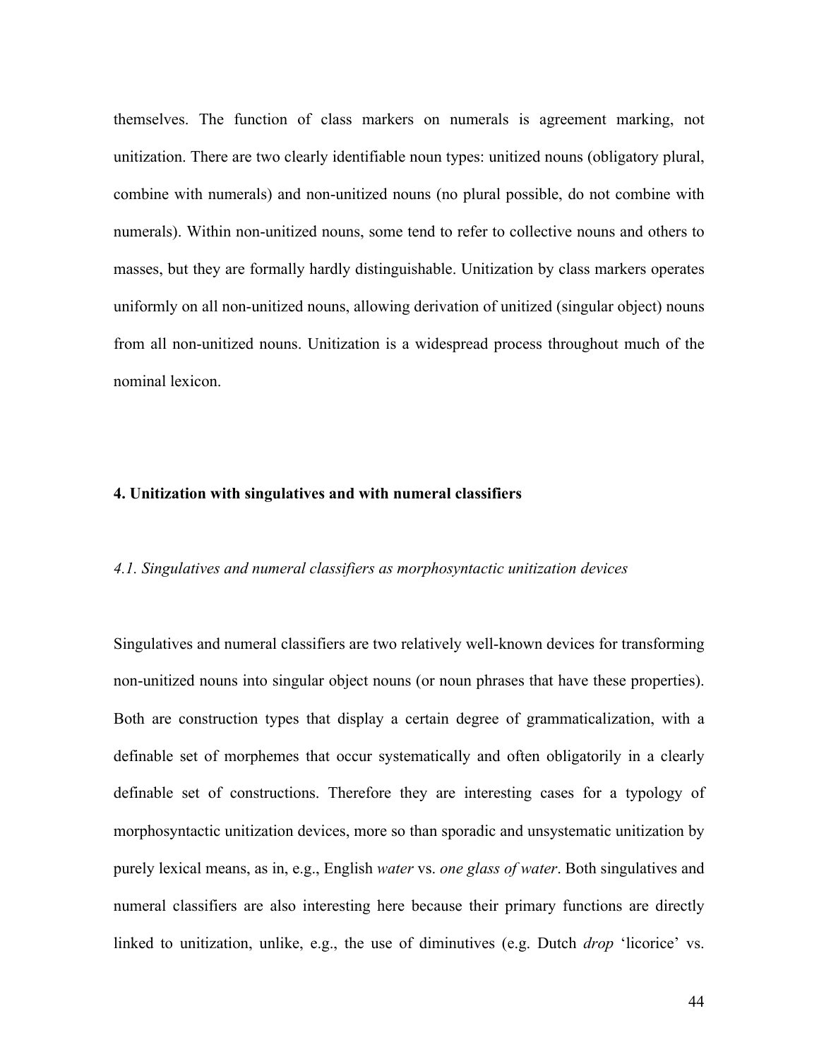themselves. The function of class markers on numerals is agreement marking, not unitization. There are two clearly identifiable noun types: unitized nouns (obligatory plural, combine with numerals) and non-unitized nouns (no plural possible, do not combine with numerals). Within non-unitized nouns, some tend to refer to collective nouns and others to masses, but they are formally hardly distinguishable. Unitization by class markers operates uniformly on all non-unitized nouns, allowing derivation of unitized (singular object) nouns from all non-unitized nouns. Unitization is a widespread process throughout much of the nominal lexicon.

## 4. Unitization with singulatives and with numeral classifiers

### *4.1. Singulatives and numeral classifiers as morphosyntactic unitization devices*

Singulatives and numeral classifiers are two relatively well-known devices for transforming non-unitized nouns into singular object nouns (or noun phrases that have these properties). Both are construction types that display a certain degree of grammaticalization, with a definable set of morphemes that occur systematically and often obligatorily in a clearly definable set of constructions. Therefore they are interesting cases for a typology of morphosyntactic unitization devices, more so than sporadic and unsystematic unitization by purely lexical means, as in, e.g., English *water* vs. *one glass of water*. Both singulatives and numeral classifiers are also interesting here because their primary functions are directly linked to unitization, unlike, e.g., the use of diminutives (e.g. Dutch *drop* 'licorice' vs.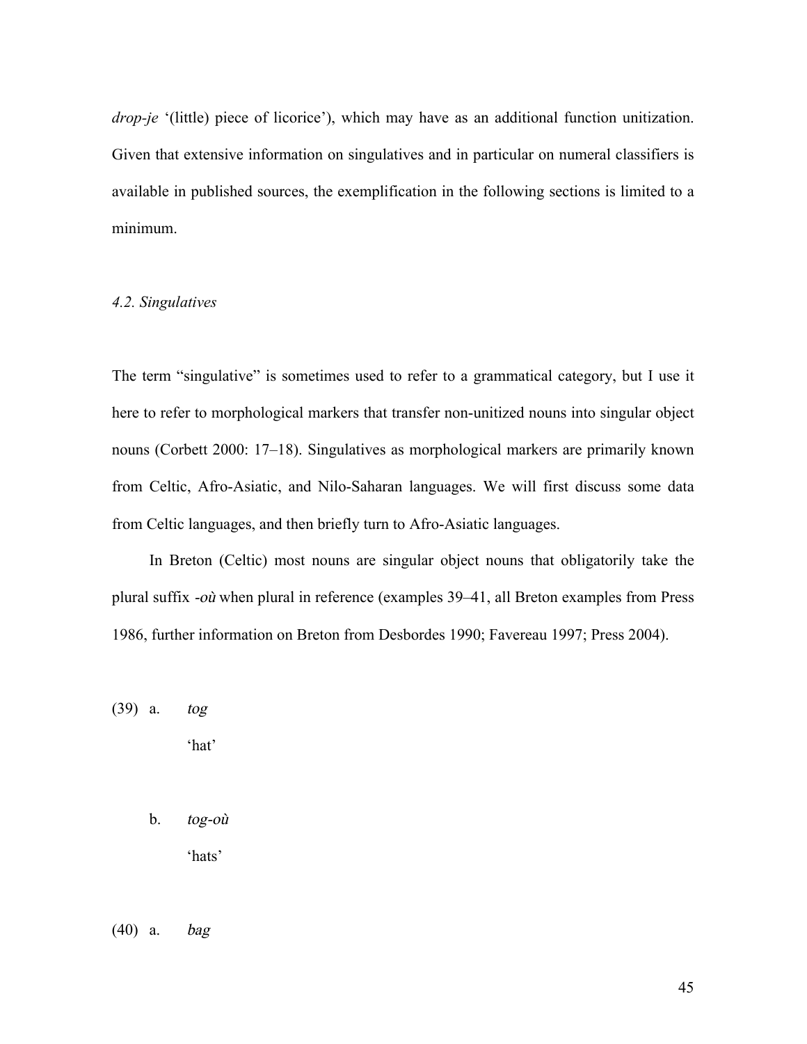*drop-je* '(little) piece of licorice'), which may have as an additional function unitization. Given that extensive information on singulatives and in particular on numeral classifiers is available in published sources, the exemplification in the following sections is limited to a minimum.

### *4.2. Singulatives*

The term "singulative" is sometimes used to refer to a grammatical category, but I use it here to refer to morphological markers that transfer non-unitized nouns into singular object nouns (Corbett 2000: 17–18). Singulatives as morphological markers are primarily known from Celtic, Afro-Asiatic, and Nilo-Saharan languages. We will first discuss some data from Celtic languages, and then briefly turn to Afro-Asiatic languages.

In Breton (Celtic) most nouns are singular object nouns that obligatorily take the plural suffix *-où* when plural in reference (examples 39–41, all Breton examples from Press 1986, further information on Breton from Desbordes 1990; Favereau 1997; Press 2004).

(39) a. *tog*
'hat'

b. *tog-où*
'hats'

(40) a. *bag*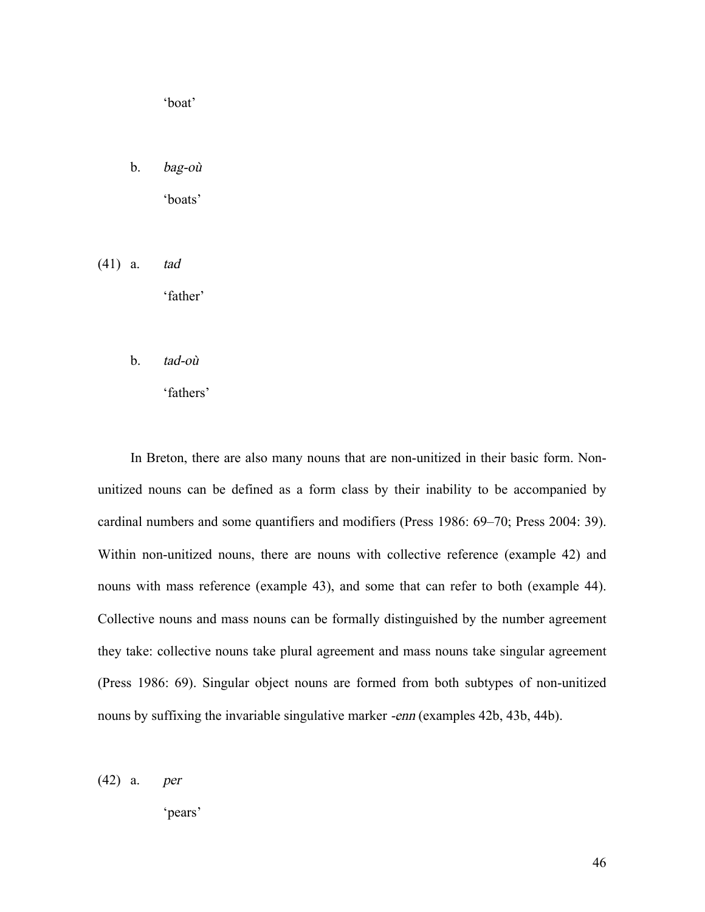'boat'

b. *bag-où*

'boats'

(41) a. *tad*

'father'

b. *tad-où*

'fathers'

In Breton, there are also many nouns that are non-unitized in their basic form. Non-unitized nouns can be defined as a form class by their inability to be accompanied by cardinal numbers and some quantifiers and modifiers (Press 1986: 69–70; Press 2004: 39). Within non-unitized nouns, there are nouns with collective reference (example 42) and nouns with mass reference (example 43), and some that can refer to both (example 44). Collective nouns and mass nouns can be formally distinguished by the number agreement they take: collective nouns take plural agreement and mass nouns take singular agreement (Press 1986: 69). Singular object nouns are formed from both subtypes of non-unitized nouns by suffixing the invariable singulative marker *-enn* (examples 42b, 43b, 44b).

(42) a. *per*

'pears'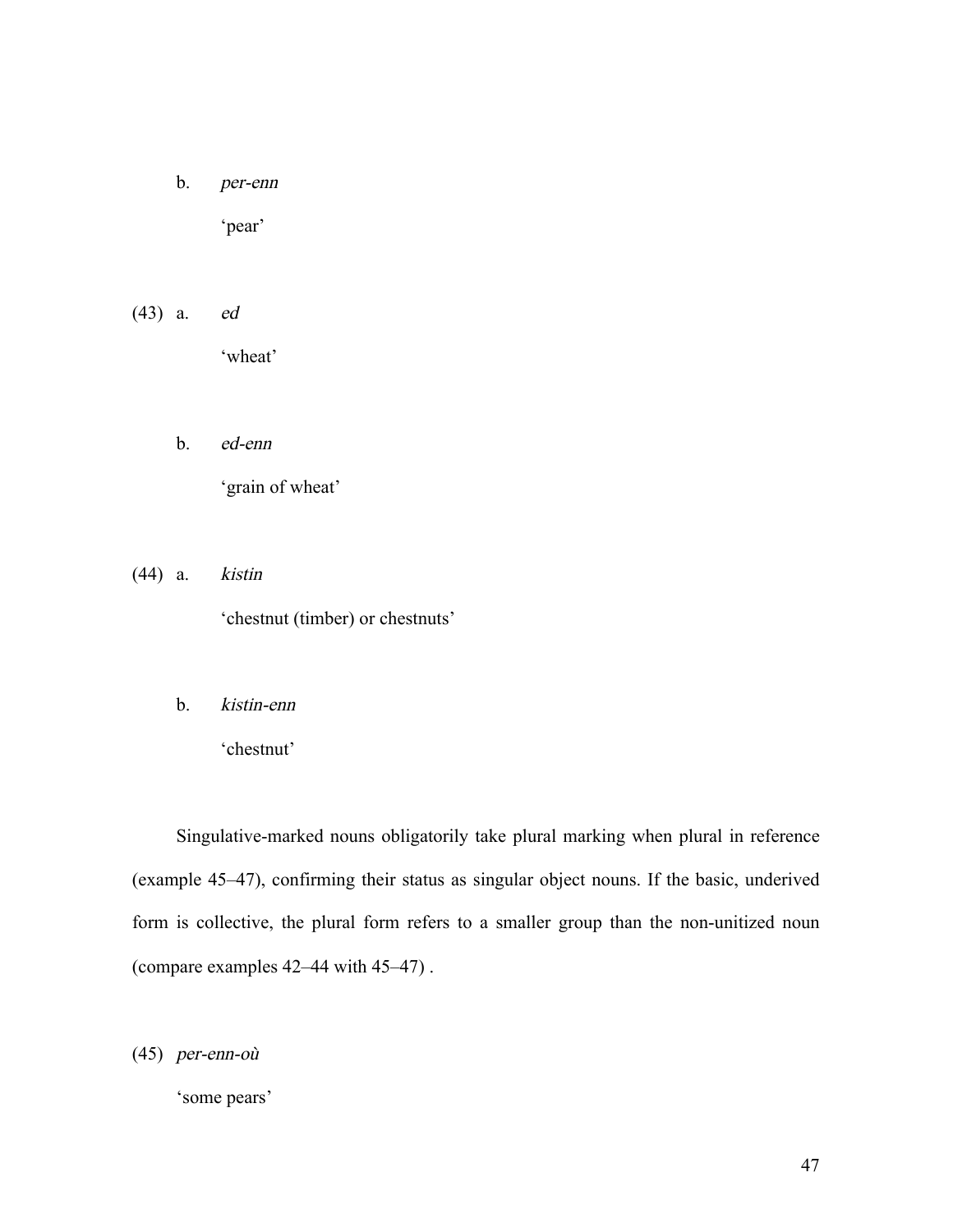b. *per-enn*

'pear'

(43) a. *ed*

'wheat'

b. *ed-enn*

'grain of wheat'

(44) a. *kistin*

'chestnut (timber) or chestnuts'

b. *kistin-enn*

'chestnut'

Singulative-marked nouns obligatorily take plural marking when plural in reference (example 45–47), confirming their status as singular object nouns. If the basic, underived form is collective, the plural form refers to a smaller group than the non-unitized noun (compare examples 42–44 with 45–47) .

(45) *per-enn-où*

'some pears'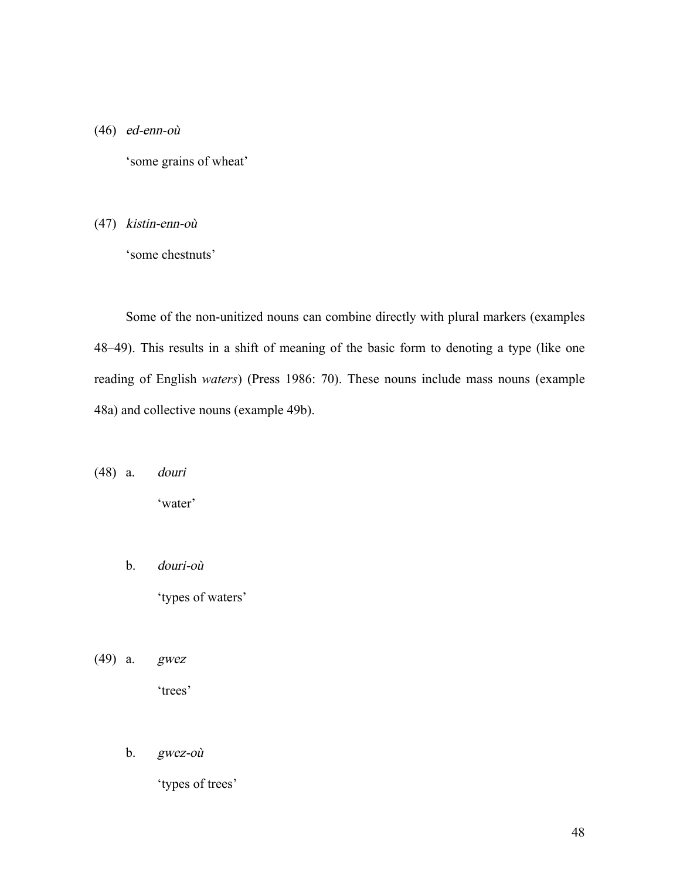(46) *ed-enn-où*

'some grains of wheat'

(47) *kistin-enn-où*

'some chestnuts'

Some of the non-unitized nouns can combine directly with plural markers (examples 48–49). This results in a shift of meaning of the basic form to denoting a type (like one reading of English *waters*) (Press 1986: 70). These nouns include mass nouns (example 48a) and collective nouns (example 49b).

(48) a. *douri*

'water'

b. *douri-où*

'types of waters'

(49) a. *gwez*

'trees'

b. *gwez-où*

'types of trees'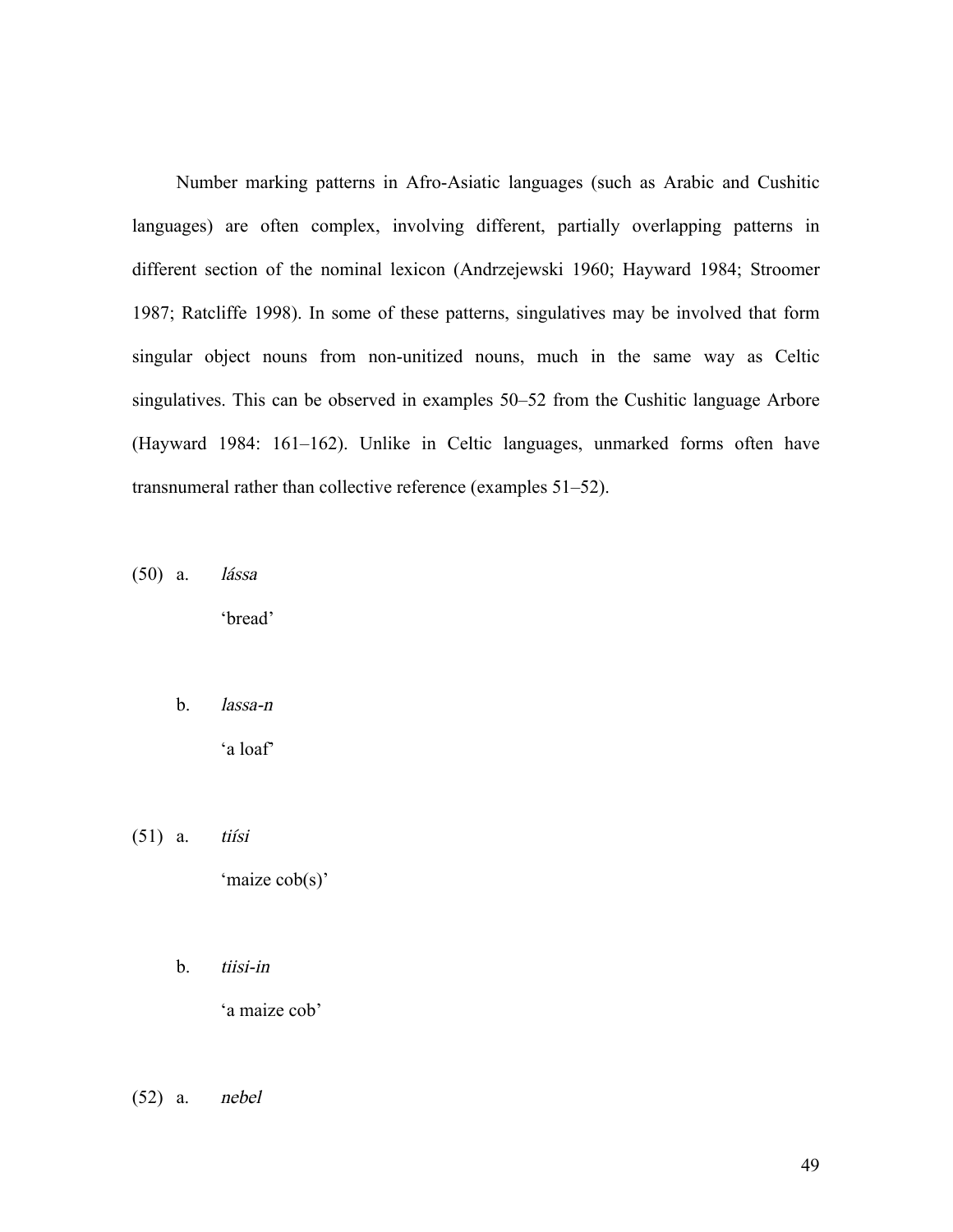Number marking patterns in Afro-Asiatic languages (such as Arabic and Cushitic languages) are often complex, involving different, partially overlapping patterns in different section of the nominal lexicon (Andrzejewski 1960; Hayward 1984; Stroomer 1987; Ratcliffe 1998). In some of these patterns, singulatives may be involved that form singular object nouns from non-unitized nouns, much in the same way as Celtic singulatives. This can be observed in examples 50–52 from the Cushitic language Arbore (Hayward 1984: 161–162). Unlike in Celtic languages, unmarked forms often have transnumeral rather than collective reference (examples 51–52).

(50) a. *lássa*

'bread'

b. *lassa-n*

'a loaf'

(51) a. *tiísi*

'maize cob(s)'

b. *tiisi-in*

'a maize cob'

(52) a. *nebel*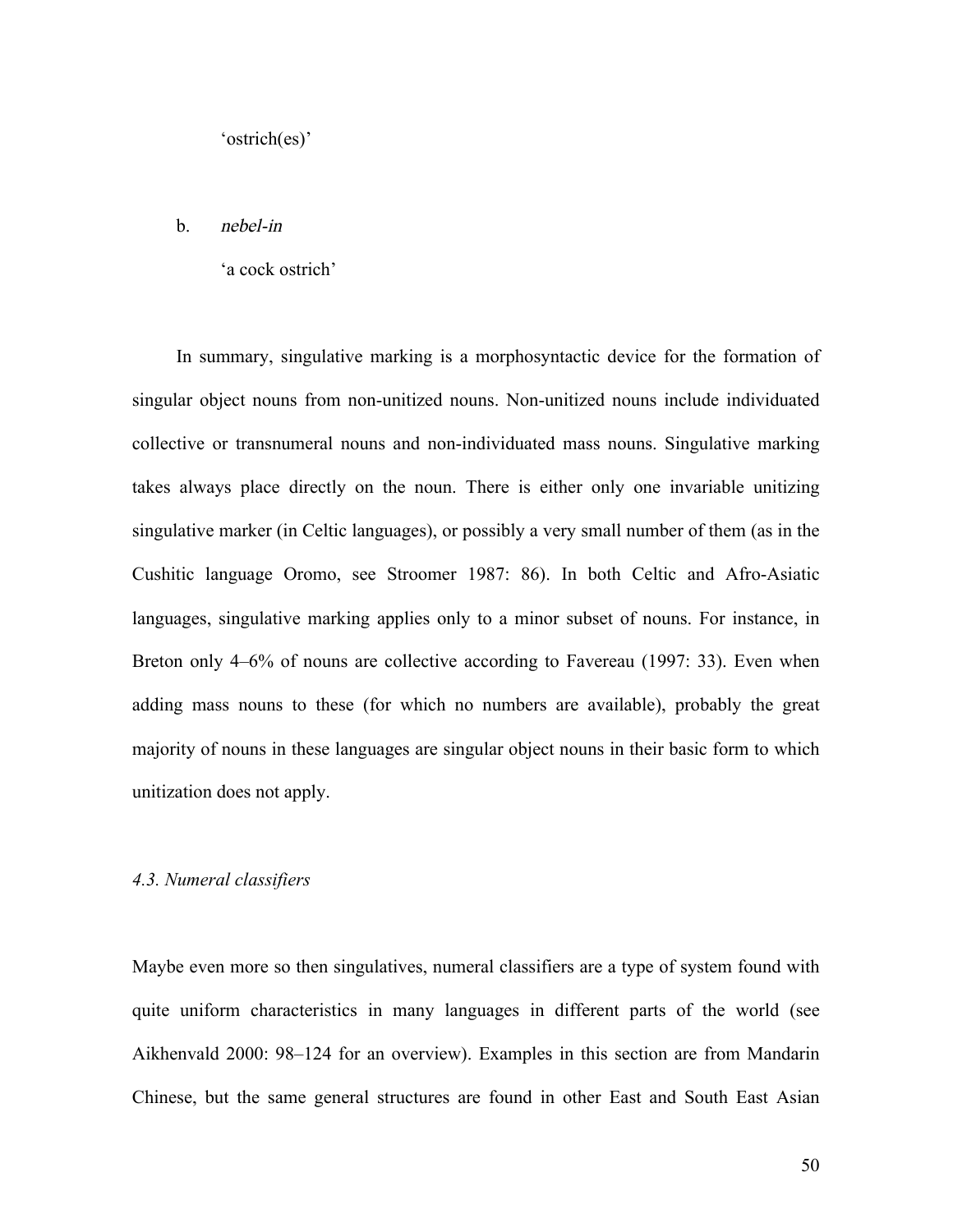'ostrich(es)'

b. *nebel-in*

'a cock ostrich'

In summary, singulative marking is a morphosyntactic device for the formation of singular object nouns from non-unitized nouns. Non-unitized nouns include individuated collective or transnumeral nouns and non-individuated mass nouns. Singulative marking takes always place directly on the noun. There is either only one invariable unitizing singulative marker (in Celtic languages), or possibly a very small number of them (as in the Cushitic language Oromo, see Stroomer 1987: 86). In both Celtic and Afro-Asiatic languages, singulative marking applies only to a minor subset of nouns. For instance, in Breton only 4–6% of nouns are collective according to Favereau (1997: 33). Even when adding mass nouns to these (for which no numbers are available), probably the great majority of nouns in these languages are singular object nouns in their basic form to which unitization does not apply.

### *4.3. Numeral classifiers*

Maybe even more so then singulatives, numeral classifiers are a type of system found with quite uniform characteristics in many languages in different parts of the world (see Aikhenvald 2000: 98–124 for an overview). Examples in this section are from Mandarin Chinese, but the same general structures are found in other East and South East Asian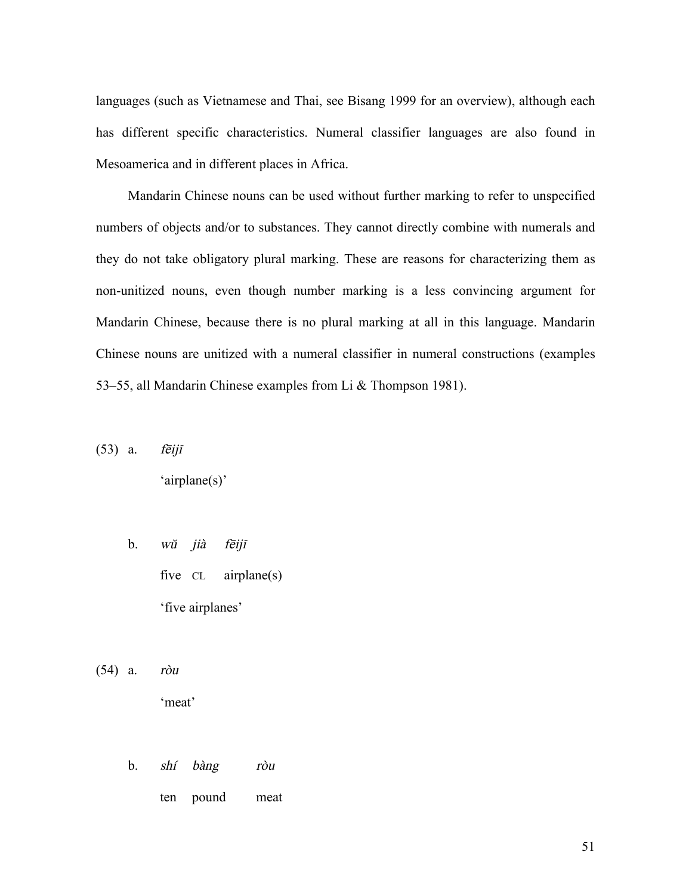languages (such as Vietnamese and Thai, see Bisang 1999 for an overview), although each has different specific characteristics. Numeral classifier languages are also found in Mesoamerica and in different places in Africa.

Mandarin Chinese nouns can be used without further marking to refer to unspecified numbers of objects and/or to substances. They cannot directly combine with numerals and they do not take obligatory plural marking. These are reasons for characterizing them as non-unitized nouns, even though number marking is a less convincing argument for Mandarin Chinese, because there is no plural marking at all in this language. Mandarin Chinese nouns are unitized with a numeral classifier in numeral constructions (examples 53–55, all Mandarin Chinese examples from Li & Thompson 1981).

(53) a. *fēijī*
'airplane(s)'

b. *wŭ jià fēijī*
five CL airplane(s)
'five airplanes'

(54) a. *ròu*
'meat'

b. *shí bàng ròu*
ten pound meat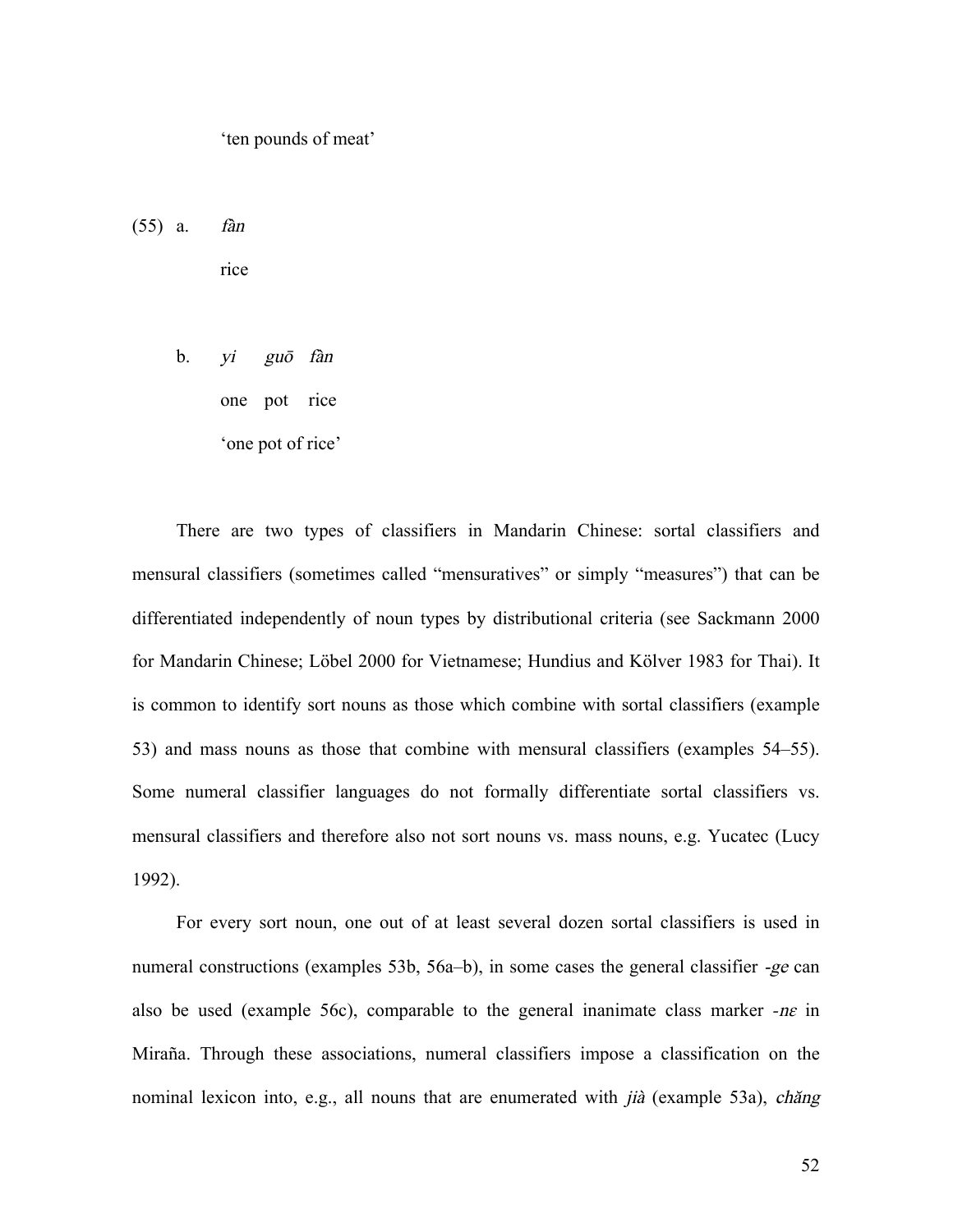'ten pounds of meat'

(55) a. *fàn*

rice

b. *yi guō fàn*

one pot rice

'one pot of rice'

There are two types of classifiers in Mandarin Chinese: sortal classifiers and mensural classifiers (sometimes called "mensuratives" or simply "measures") that can be differentiated independently of noun types by distributional criteria (see Sackmann 2000 for Mandarin Chinese; Löbel 2000 for Vietnamese; Hundius and Kölver 1983 for Thai). It is common to identify sort nouns as those which combine with sortal classifiers (example 53) and mass nouns as those that combine with mensural classifiers (examples 54–55). Some numeral classifier languages do not formally differentiate sortal classifiers vs. mensural classifiers and therefore also not sort nouns vs. mass nouns, e.g. Yucatec (Lucy 1992).

For every sort noun, one out of at least several dozen sortal classifiers is used in numeral constructions (examples 53b, 56a–b), in some cases the general classifier *-ge* can also be used (example 56c), comparable to the general inanimate class marker *-nɛ* in Miraña. Through these associations, numeral classifiers impose a classification on the nominal lexicon into, e.g., all nouns that are enumerated with *jià* (example 53a), *chăng*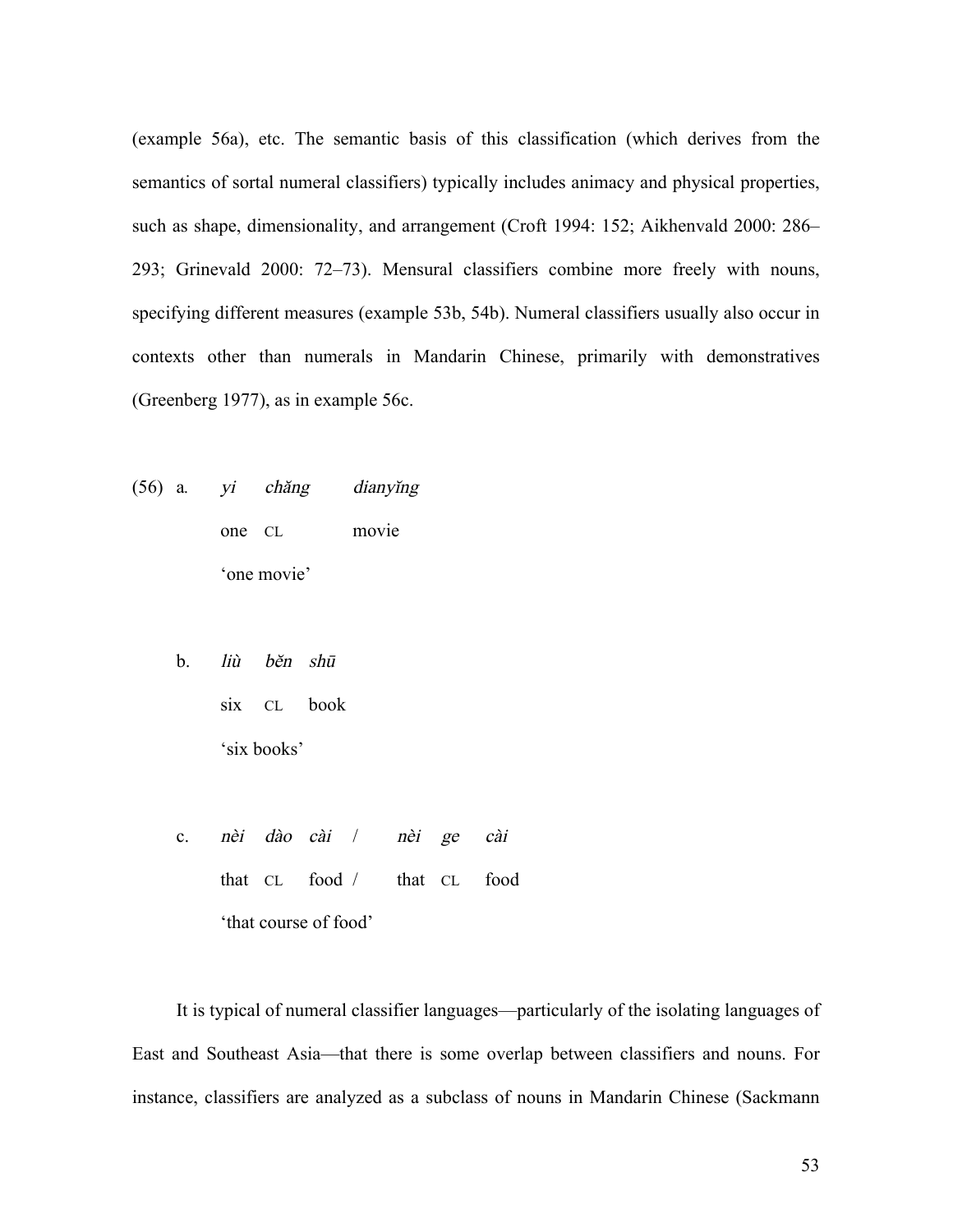(example 56a), etc. The semantic basis of this classification (which derives from the semantics of sortal numeral classifiers) typically includes animacy and physical properties, such as shape, dimensionality, and arrangement (Croft 1994: 152; Aikhenvald 2000: 286–293; Grinevald 2000: 72–73). Mensural classifiers combine more freely with nouns, specifying different measures (example 53b, 54b). Numeral classifiers usually also occur in contexts other than numerals in Mandarin Chinese, primarily with demonstratives (Greenberg 1977), as in example 56c.

(56) a. *yi chăng dianyĭng*
one CL movie
'one movie'

b. *liù bĕn shū*
six CL book
'six books'

c. *nèi dào cài* / *nèi ge cài*
that CL food / that CL food
'that course of food'

It is typical of numeral classifier languages—particularly of the isolating languages of East and Southeast Asia—that there is some overlap between classifiers and nouns. For instance, classifiers are analyzed as a subclass of nouns in Mandarin Chinese (Sackmann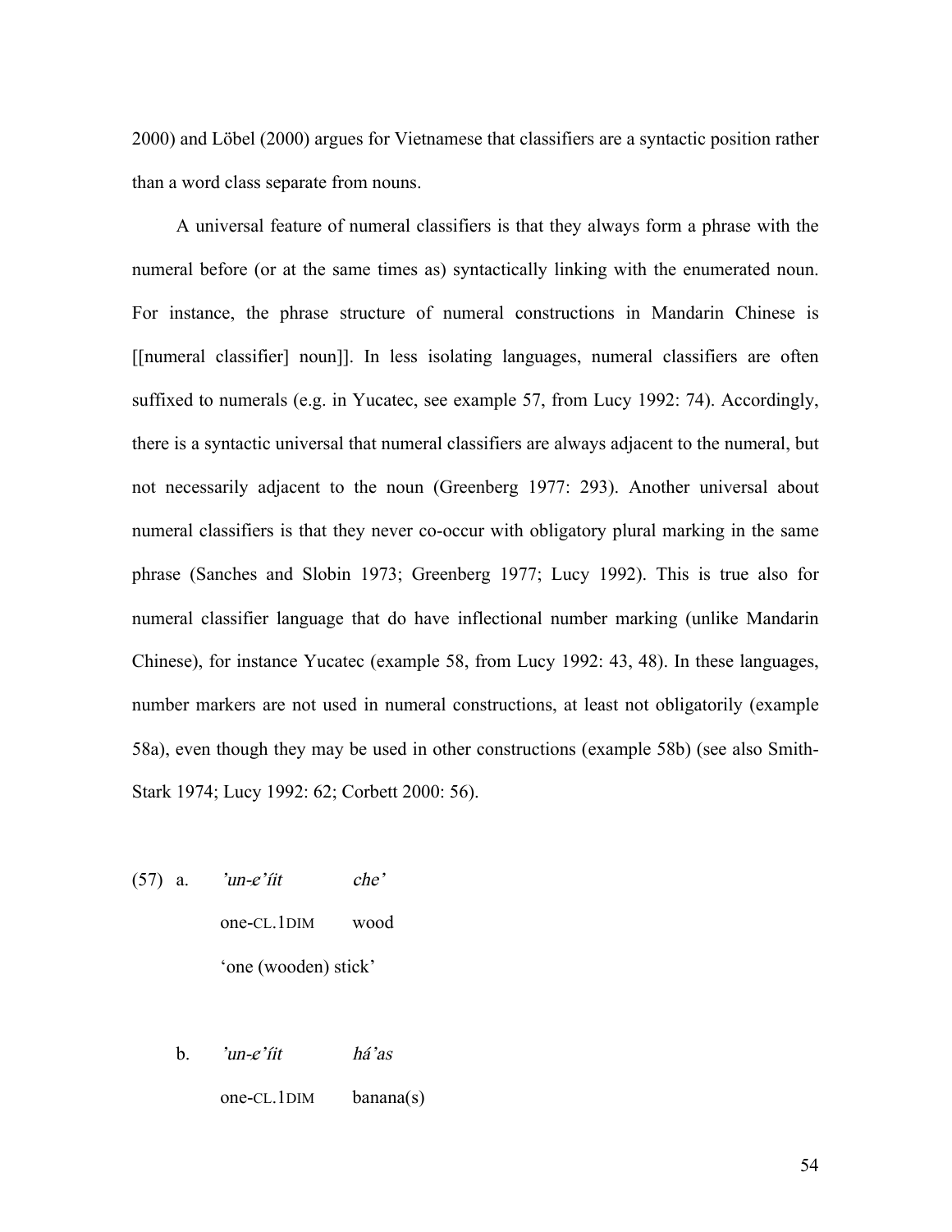2000) and Löbel (2000) argues for Vietnamese that classifiers are a syntactic position rather than a word class separate from nouns.

A universal feature of numeral classifiers is that they always form a phrase with the numeral before (or at the same times as) syntactically linking with the enumerated noun. For instance, the phrase structure of numeral constructions in Mandarin Chinese is [[numeral classifier] noun]]. In less isolating languages, numeral classifiers are often suffixed to numerals (e.g. in Yucatec, see example 57, from Lucy 1992: 74). Accordingly, there is a syntactic universal that numeral classifiers are always adjacent to the numeral, but not necessarily adjacent to the noun (Greenberg 1977: 293). Another universal about numeral classifiers is that they never co-occur with obligatory plural marking in the same phrase (Sanches and Slobin 1973; Greenberg 1977; Lucy 1992). This is true also for numeral classifier language that do have inflectional number marking (unlike Mandarin Chinese), for instance Yucatec (example 58, from Lucy 1992: 43, 48). In these languages, number markers are not used in numeral constructions, at least not obligatorily (example 58a), even though they may be used in other constructions (example 58b) (see also Smith-Stark 1974; Lucy 1992: 62; Corbett 2000: 56).

(57) a. *'un-e'íit* *che'*

one-CL.1DIM wood

'one (wooden) stick'

b. *'un-e'íit* *há'as*

one-CL.1DIM banana(s)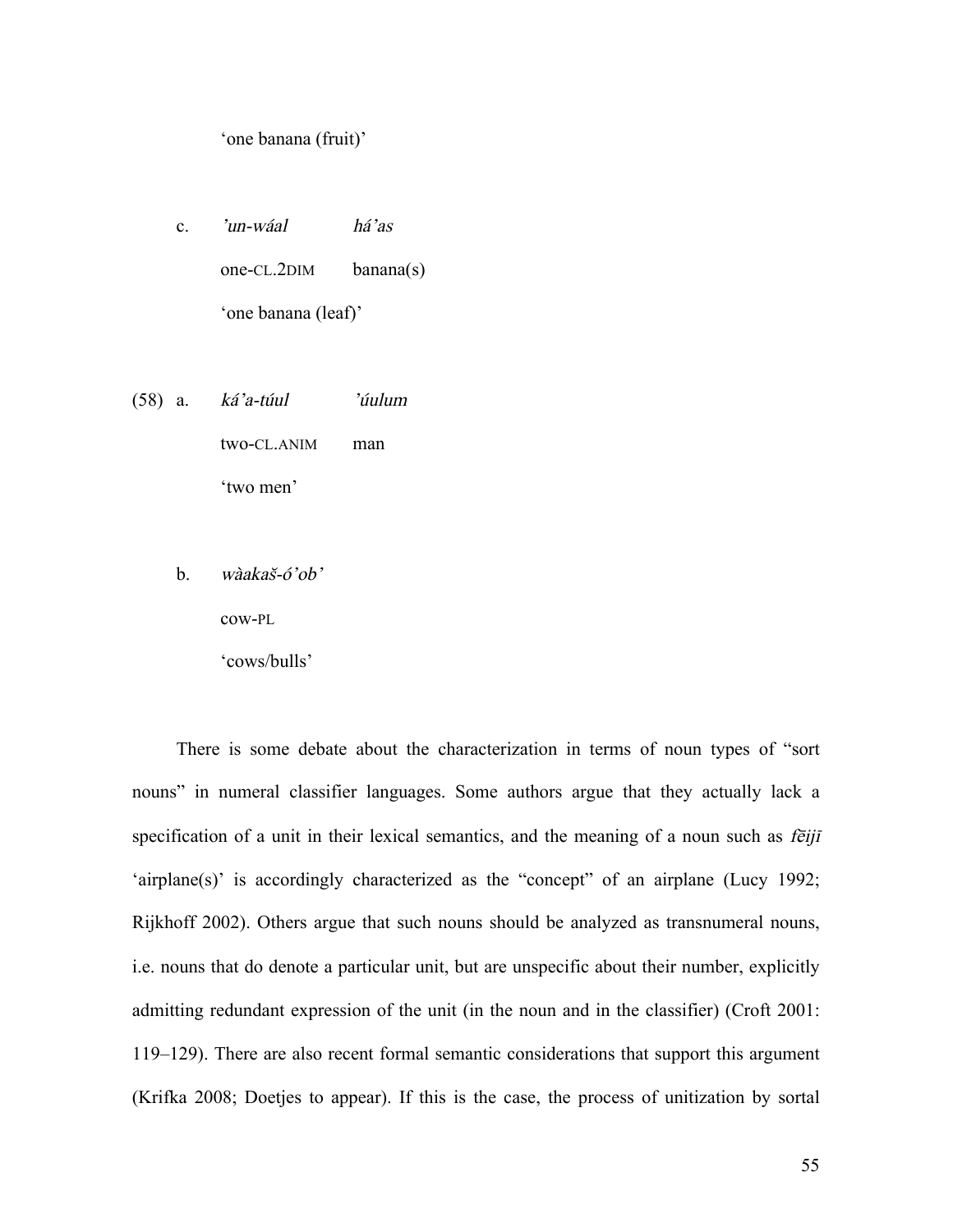'one banana (fruit)'

c. *'un-wáal* *há'as*
   one-CL.2DIM banana(s)
   'one banana (leaf)'

(58) a. *ká'a-túul* *'úulum*
   two-CL.ANIM man
   'two men'

b. *wàakaš-ó'ob'*
   cow-PL
   'cows/bulls'

There is some debate about the characterization in terms of noun types of "sort nouns" in numeral classifier languages. Some authors argue that they actually lack a specification of a unit in their lexical semantics, and the meaning of a noun such as *fēijī* 'airplane(s)' is accordingly characterized as the "concept" of an airplane (Lucy 1992; Rijkhoff 2002). Others argue that such nouns should be analyzed as transnumeral nouns, i.e. nouns that do denote a particular unit, but are unspecific about their number, explicitly admitting redundant expression of the unit (in the noun and in the classifier) (Croft 2001: 119–129). There are also recent formal semantic considerations that support this argument (Krifka 2008; Doetjes to appear). If this is the case, the process of unitization by sortal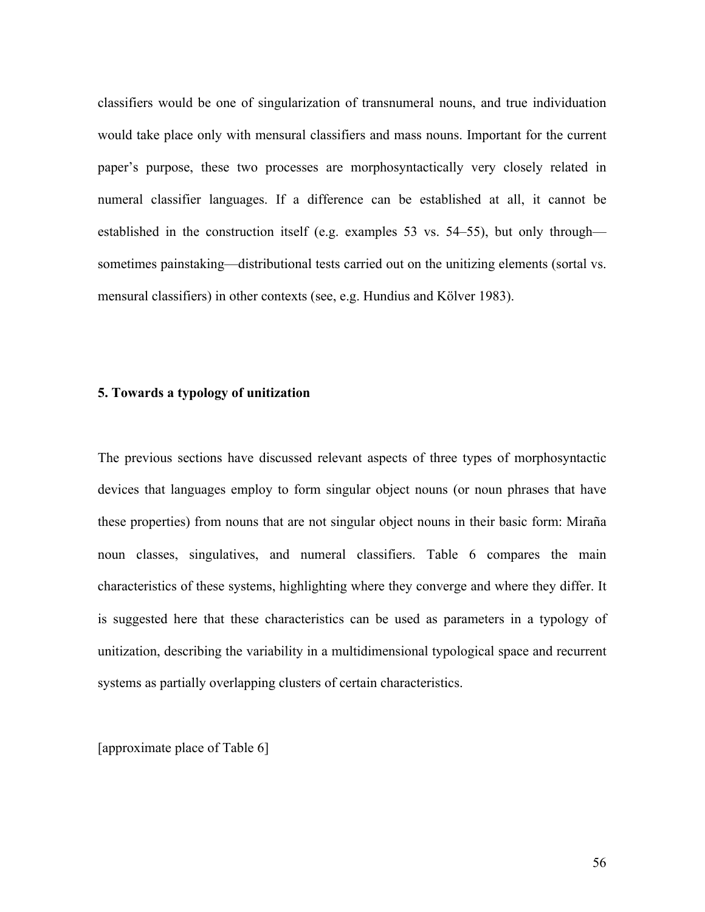classifiers would be one of singularization of transnumeral nouns, and true individuation would take place only with mensural classifiers and mass nouns. Important for the current paper's purpose, these two processes are morphosyntactically very closely related in numeral classifier languages. If a difference can be established at all, it cannot be established in the construction itself (e.g. examples 53 vs. 54–55), but only through—sometimes painstaking—distributional tests carried out on the unitizing elements (sortal vs. mensural classifiers) in other contexts (see, e.g. Hundius and Kölver 1983).

## 5. Towards a typology of unitization

The previous sections have discussed relevant aspects of three types of morphosyntactic devices that languages employ to form singular object nouns (or noun phrases that have these properties) from nouns that are not singular object nouns in their basic form: Miraña noun classes, singulatives, and numeral classifiers. Table 6 compares the main characteristics of these systems, highlighting where they converge and where they differ. It is suggested here that these characteristics can be used as parameters in a typology of unitization, describing the variability in a multidimensional typological space and recurrent systems as partially overlapping clusters of certain characteristics.

[approximate place of Table 6]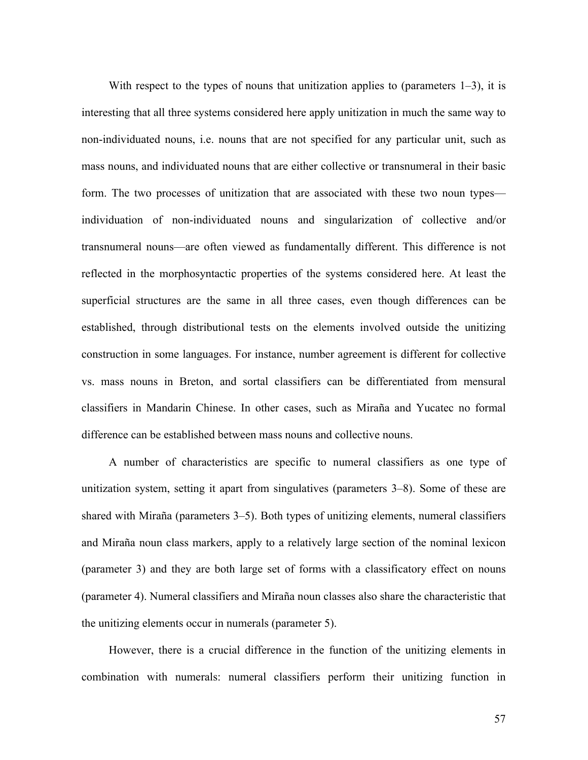With respect to the types of nouns that unitization applies to (parameters 1–3), it is interesting that all three systems considered here apply unitization in much the same way to non-individuated nouns, i.e. nouns that are not specified for any particular unit, such as mass nouns, and individuated nouns that are either collective or transnumeral in their basic form. The two processes of unitization that are associated with these two noun types—individuation of non-individuated nouns and singularization of collective and/or transnumeral nouns—are often viewed as fundamentally different. This difference is not reflected in the morphosyntactic properties of the systems considered here. At least the superficial structures are the same in all three cases, even though differences can be established, through distributional tests on the elements involved outside the unitizing construction in some languages. For instance, number agreement is different for collective vs. mass nouns in Breton, and sortal classifiers can be differentiated from mensural classifiers in Mandarin Chinese. In other cases, such as Miraña and Yucatec no formal difference can be established between mass nouns and collective nouns.

A number of characteristics are specific to numeral classifiers as one type of unitization system, setting it apart from singulatives (parameters 3–8). Some of these are shared with Miraña (parameters 3–5). Both types of unitizing elements, numeral classifiers and Miraña noun class markers, apply to a relatively large section of the nominal lexicon (parameter 3) and they are both large set of forms with a classificatory effect on nouns (parameter 4). Numeral classifiers and Miraña noun classes also share the characteristic that the unitizing elements occur in numerals (parameter 5).

However, there is a crucial difference in the function of the unitizing elements in combination with numerals: numeral classifiers perform their unitizing function in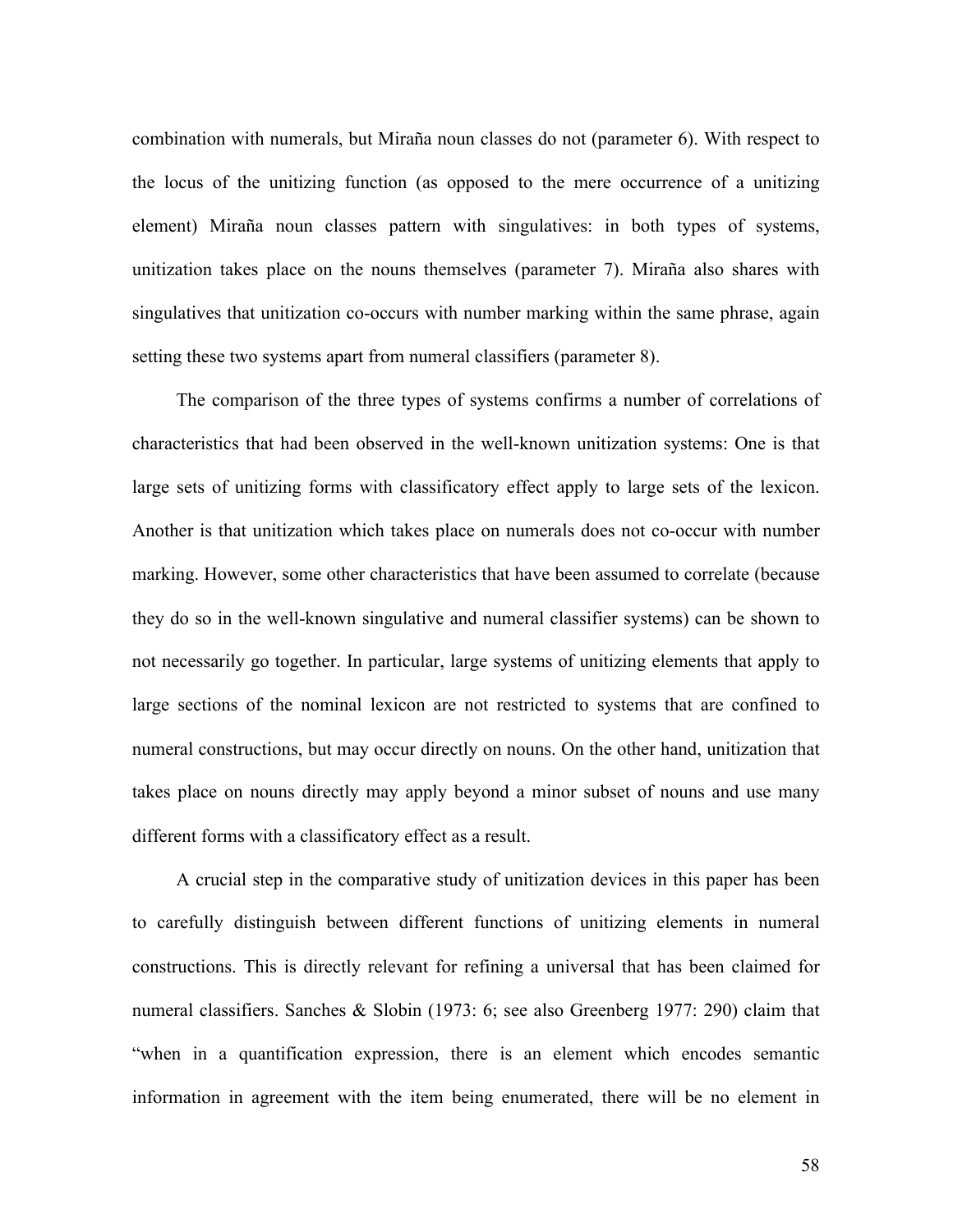combination with numerals, but Miraña noun classes do not (parameter 6). With respect to the locus of the unitizing function (as opposed to the mere occurrence of a unitizing element) Miraña noun classes pattern with singulatives: in both types of systems, unitization takes place on the nouns themselves (parameter 7). Miraña also shares with singulatives that unitization co-occurs with number marking within the same phrase, again setting these two systems apart from numeral classifiers (parameter 8).

The comparison of the three types of systems confirms a number of correlations of characteristics that had been observed in the well-known unitization systems: One is that large sets of unitizing forms with classificatory effect apply to large sets of the lexicon. Another is that unitization which takes place on numerals does not co-occur with number marking. However, some other characteristics that have been assumed to correlate (because they do so in the well-known singulative and numeral classifier systems) can be shown to not necessarily go together. In particular, large systems of unitizing elements that apply to large sections of the nominal lexicon are not restricted to systems that are confined to numeral constructions, but may occur directly on nouns. On the other hand, unitization that takes place on nouns directly may apply beyond a minor subset of nouns and use many different forms with a classificatory effect as a result.

A crucial step in the comparative study of unitization devices in this paper has been to carefully distinguish between different functions of unitizing elements in numeral constructions. This is directly relevant for refining a universal that has been claimed for numeral classifiers. Sanches & Slobin (1973: 6; see also Greenberg 1977: 290) claim that "when in a quantification expression, there is an element which encodes semantic information in agreement with the item being enumerated, there will be no element in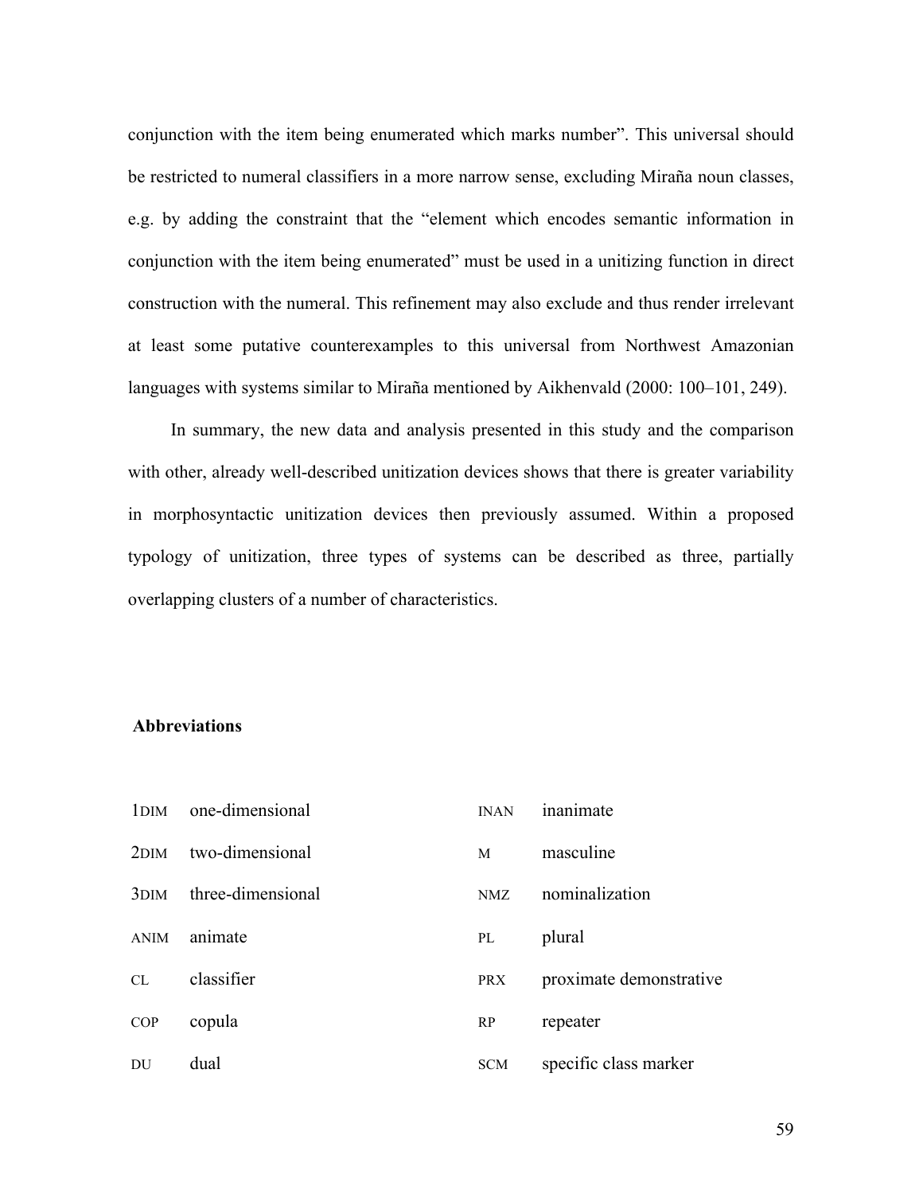conjunction with the item being enumerated which marks number". This universal should be restricted to numeral classifiers in a more narrow sense, excluding Miraña noun classes, e.g. by adding the constraint that the "element which encodes semantic information in conjunction with the item being enumerated" must be used in a unitizing function in direct construction with the numeral. This refinement may also exclude and thus render irrelevant at least some putative counterexamples to this universal from Northwest Amazonian languages with systems similar to Miraña mentioned by Aikhenvald (2000: 100–101, 249).

In summary, the new data and analysis presented in this study and the comparison with other, already well-described unitization devices shows that there is greater variability in morphosyntactic unitization devices then previously assumed. Within a proposed typology of unitization, three types of systems can be described as three, partially overlapping clusters of a number of characteristics.

## Abbreviations

| | | | |
|---|---|---|---|
| 1DIM | one-dimensional | INAN | inanimate |
| 2DIM | two-dimensional | M | masculine |
| 3DIM | three-dimensional | NMZ | nominalization |
| ANIM | animate | PL | plural |
| CL | classifier | PRX | proximate demonstrative |
| COP | copula | RP | repeater |
| DU | dual | SCM | specific class marker |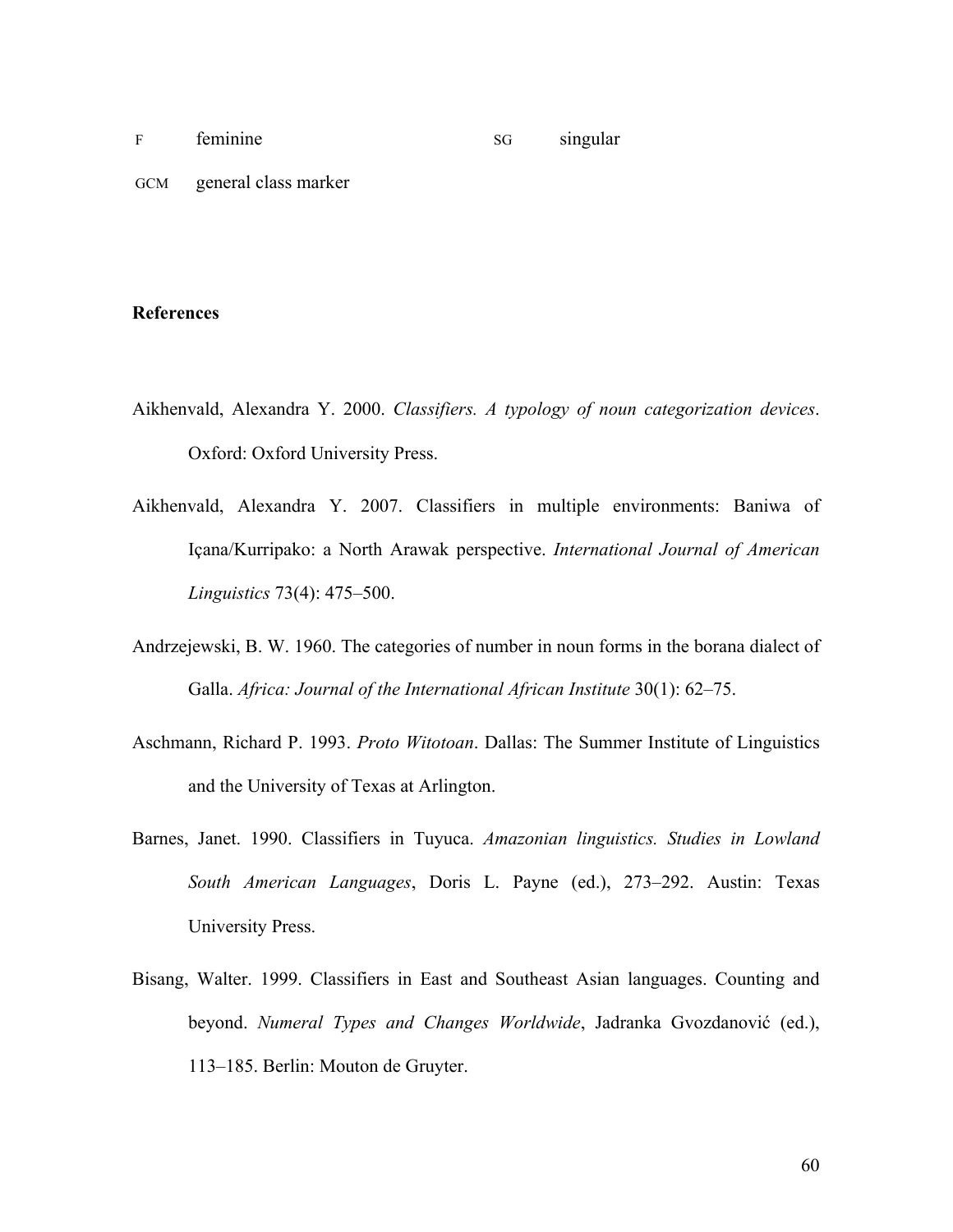| | | | |
|---|---|---|---|
| F | feminine | SG | singular |
| GCM | general class marker | | |

**References**

Aikhenvald, Alexandra Y. 2000. *Classifiers. A typology of noun categorization devices*. Oxford: Oxford University Press.

Aikhenvald, Alexandra Y. 2007. Classifiers in multiple environments: Baniwa of Içana/Kurripako: a North Arawak perspective. *International Journal of American Linguistics* 73(4): 475–500.

Andrzejewski, B. W. 1960. The categories of number in noun forms in the borana dialect of Galla. *Africa: Journal of the International African Institute* 30(1): 62–75.

Aschmann, Richard P. 1993. *Proto Witotoan*. Dallas: The Summer Institute of Linguistics and the University of Texas at Arlington.

Barnes, Janet. 1990. Classifiers in Tuyuca. *Amazonian linguistics. Studies in Lowland South American Languages*, Doris L. Payne (ed.), 273–292. Austin: Texas University Press.

Bisang, Walter. 1999. Classifiers in East and Southeast Asian languages. Counting and beyond. *Numeral Types and Changes Worldwide*, Jadranka Gvozdanović (ed.), 113–185. Berlin: Mouton de Gruyter.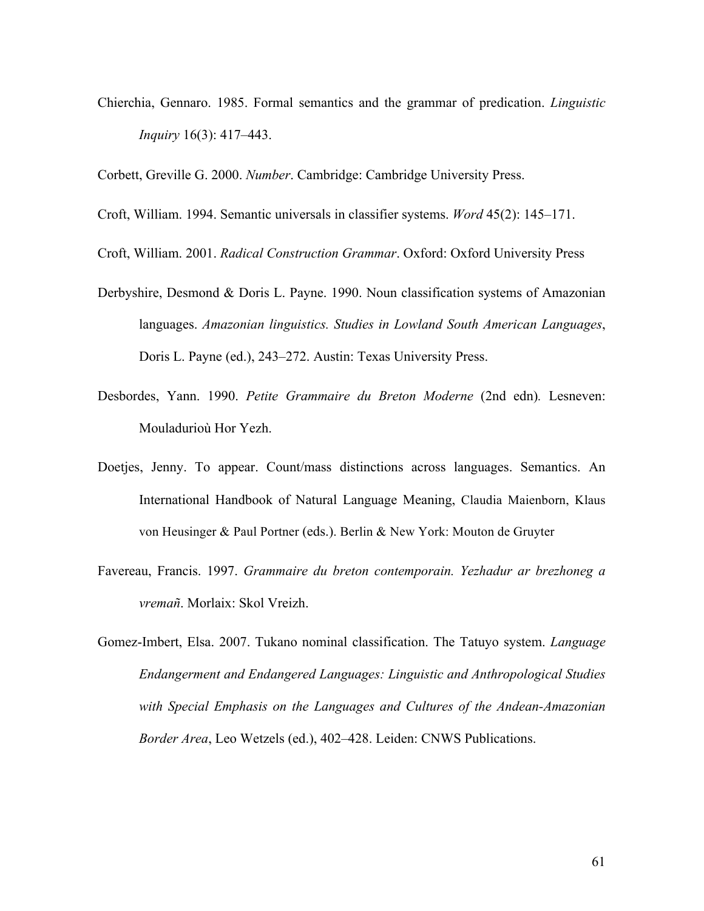Chierchia, Gennaro. 1985. Formal semantics and the grammar of predication. *Linguistic Inquiry* 16(3): 417–443.

Corbett, Greville G. 2000. *Number*. Cambridge: Cambridge University Press.

Croft, William. 1994. Semantic universals in classifier systems. *Word* 45(2): 145–171.

Croft, William. 2001. *Radical Construction Grammar*. Oxford: Oxford University Press

Derbyshire, Desmond & Doris L. Payne. 1990. Noun classification systems of Amazonian languages. *Amazonian linguistics. Studies in Lowland South American Languages*, Doris L. Payne (ed.), 243–272. Austin: Texas University Press.

Desbordes, Yann. 1990. *Petite Grammaire du Breton Moderne* (2nd edn)*.* Lesneven: Mouladurioù Hor Yezh.

Doetjes, Jenny. To appear. Count/mass distinctions across languages. Semantics. An International Handbook of Natural Language Meaning, Claudia Maienborn, Klaus von Heusinger & Paul Portner (eds.). Berlin & New York: Mouton de Gruyter

Favereau, Francis. 1997. *Grammaire du breton contemporain. Yezhadur ar brezhoneg a vremañ*. Morlaix: Skol Vreizh.

Gomez-Imbert, Elsa. 2007. Tukano nominal classification. The Tatuyo system. *Language Endangerment and Endangered Languages: Linguistic and Anthropological Studies with Special Emphasis on the Languages and Cultures of the Andean-Amazonian Border Area*, Leo Wetzels (ed.), 402–428. Leiden: CNWS Publications.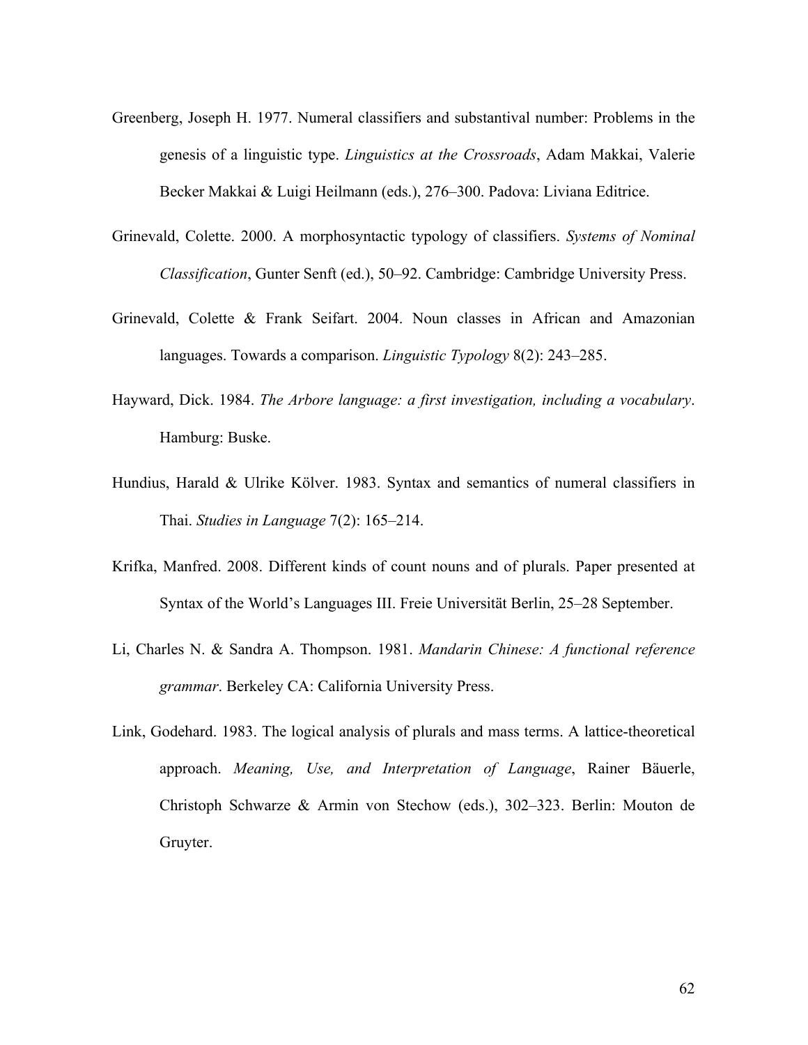Greenberg, Joseph H. 1977. Numeral classifiers and substantival number: Problems in the genesis of a linguistic type. *Linguistics at the Crossroads*, Adam Makkai, Valerie Becker Makkai & Luigi Heilmann (eds.), 276–300. Padova: Liviana Editrice.

Grinevald, Colette. 2000. A morphosyntactic typology of classifiers. *Systems of Nominal Classification*, Gunter Senft (ed.), 50–92. Cambridge: Cambridge University Press.

Grinevald, Colette & Frank Seifart. 2004. Noun classes in African and Amazonian languages. Towards a comparison. *Linguistic Typology* 8(2): 243–285.

Hayward, Dick. 1984. *The Arbore language: a first investigation, including a vocabulary*. Hamburg: Buske.

Hundius, Harald & Ulrike Kölver. 1983. Syntax and semantics of numeral classifiers in Thai. *Studies in Language* 7(2): 165–214.

Krifka, Manfred. 2008. Different kinds of count nouns and of plurals. Paper presented at Syntax of the World's Languages III. Freie Universität Berlin, 25–28 September.

Li, Charles N. & Sandra A. Thompson. 1981. *Mandarin Chinese: A functional reference grammar*. Berkeley CA: California University Press.

Link, Godehard. 1983. The logical analysis of plurals and mass terms. A lattice-theoretical approach. *Meaning, Use, and Interpretation of Language*, Rainer Bäuerle, Christoph Schwarze & Armin von Stechow (eds.), 302–323. Berlin: Mouton de Gruyter.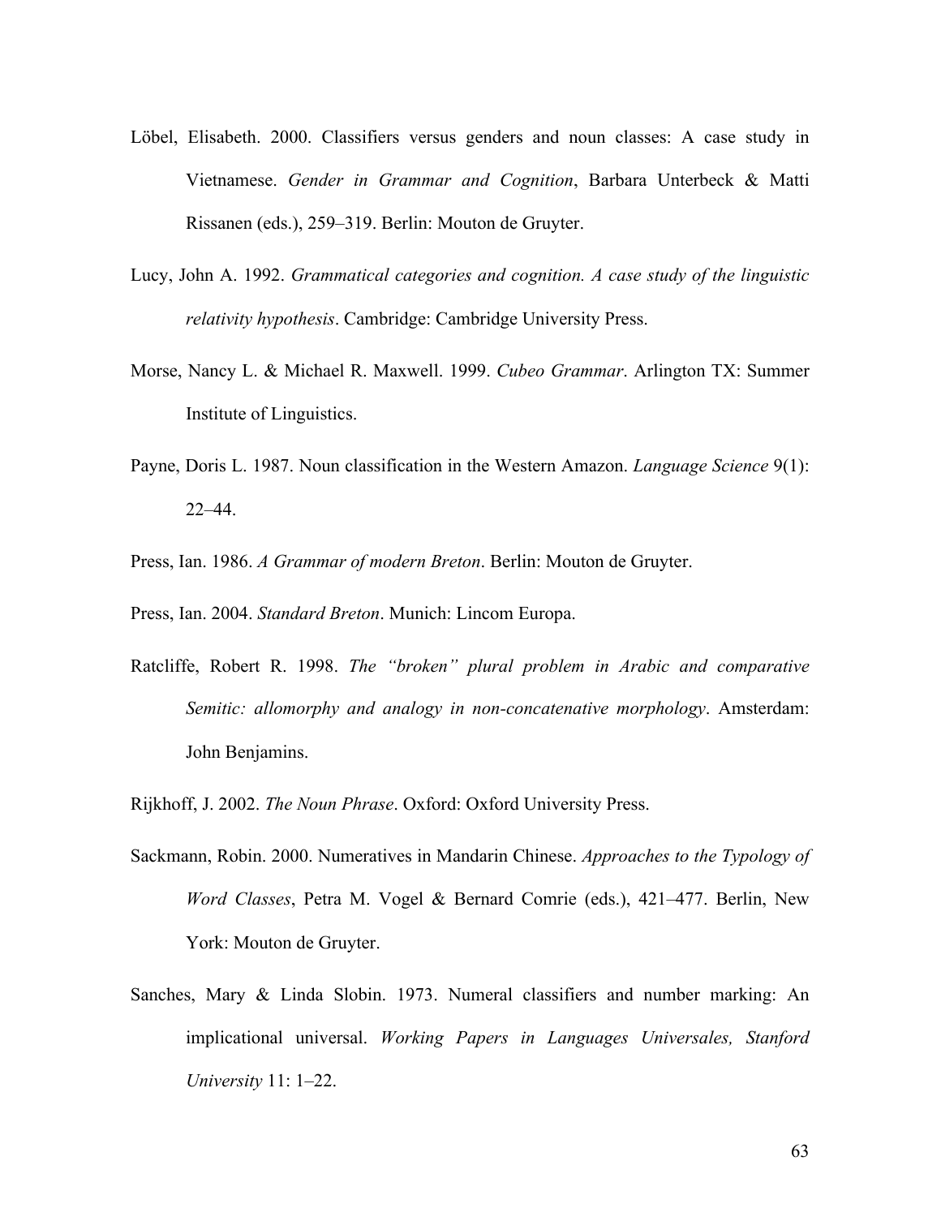Löbel, Elisabeth. 2000. Classifiers versus genders and noun classes: A case study in Vietnamese. *Gender in Grammar and Cognition*, Barbara Unterbeck & Matti Rissanen (eds.), 259–319. Berlin: Mouton de Gruyter.

Lucy, John A. 1992. *Grammatical categories and cognition. A case study of the linguistic relativity hypothesis*. Cambridge: Cambridge University Press.

Morse, Nancy L. & Michael R. Maxwell. 1999. *Cubeo Grammar*. Arlington TX: Summer Institute of Linguistics.

Payne, Doris L. 1987. Noun classification in the Western Amazon. *Language Science* 9(1): 22–44.

Press, Ian. 1986. *A Grammar of modern Breton*. Berlin: Mouton de Gruyter.

Press, Ian. 2004. *Standard Breton*. Munich: Lincom Europa.

Ratcliffe, Robert R. 1998. *The "broken" plural problem in Arabic and comparative Semitic: allomorphy and analogy in non-concatenative morphology*. Amsterdam: John Benjamins.

Rijkhoff, J. 2002. *The Noun Phrase*. Oxford: Oxford University Press.

Sackmann, Robin. 2000. Numeratives in Mandarin Chinese. *Approaches to the Typology of Word Classes*, Petra M. Vogel & Bernard Comrie (eds.), 421–477. Berlin, New York: Mouton de Gruyter.

Sanches, Mary & Linda Slobin. 1973. Numeral classifiers and number marking: An implicational universal. *Working Papers in Languages Universales, Stanford University* 11: 1–22.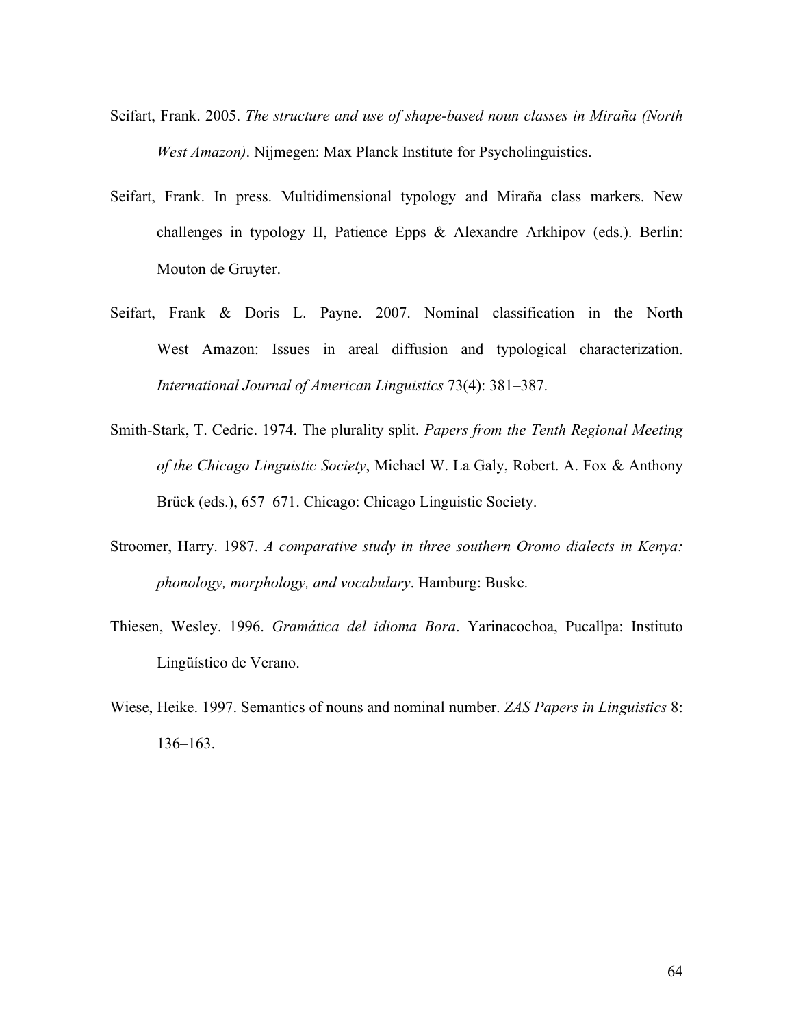Seifart, Frank. 2005. *The structure and use of shape-based noun classes in Miraña (North West Amazon)*. Nijmegen: Max Planck Institute for Psycholinguistics.

Seifart, Frank. In press. Multidimensional typology and Miraña class markers. New challenges in typology II, Patience Epps & Alexandre Arkhipov (eds.). Berlin: Mouton de Gruyter.

Seifart, Frank & Doris L. Payne. 2007. Nominal classification in the North West Amazon: Issues in areal diffusion and typological characterization. *International Journal of American Linguistics* 73(4): 381–387.

Smith-Stark, T. Cedric. 1974. The plurality split. *Papers from the Tenth Regional Meeting of the Chicago Linguistic Society*, Michael W. La Galy, Robert. A. Fox & Anthony Brück (eds.), 657–671. Chicago: Chicago Linguistic Society.

Stroomer, Harry. 1987. *A comparative study in three southern Oromo dialects in Kenya: phonology, morphology, and vocabulary*. Hamburg: Buske.

Thiesen, Wesley. 1996. *Gramática del idioma Bora*. Yarinacochoa, Pucallpa: Instituto Lingüístico de Verano.

Wiese, Heike. 1997. Semantics of nouns and nominal number. *ZAS Papers in Linguistics* 8: 136–163.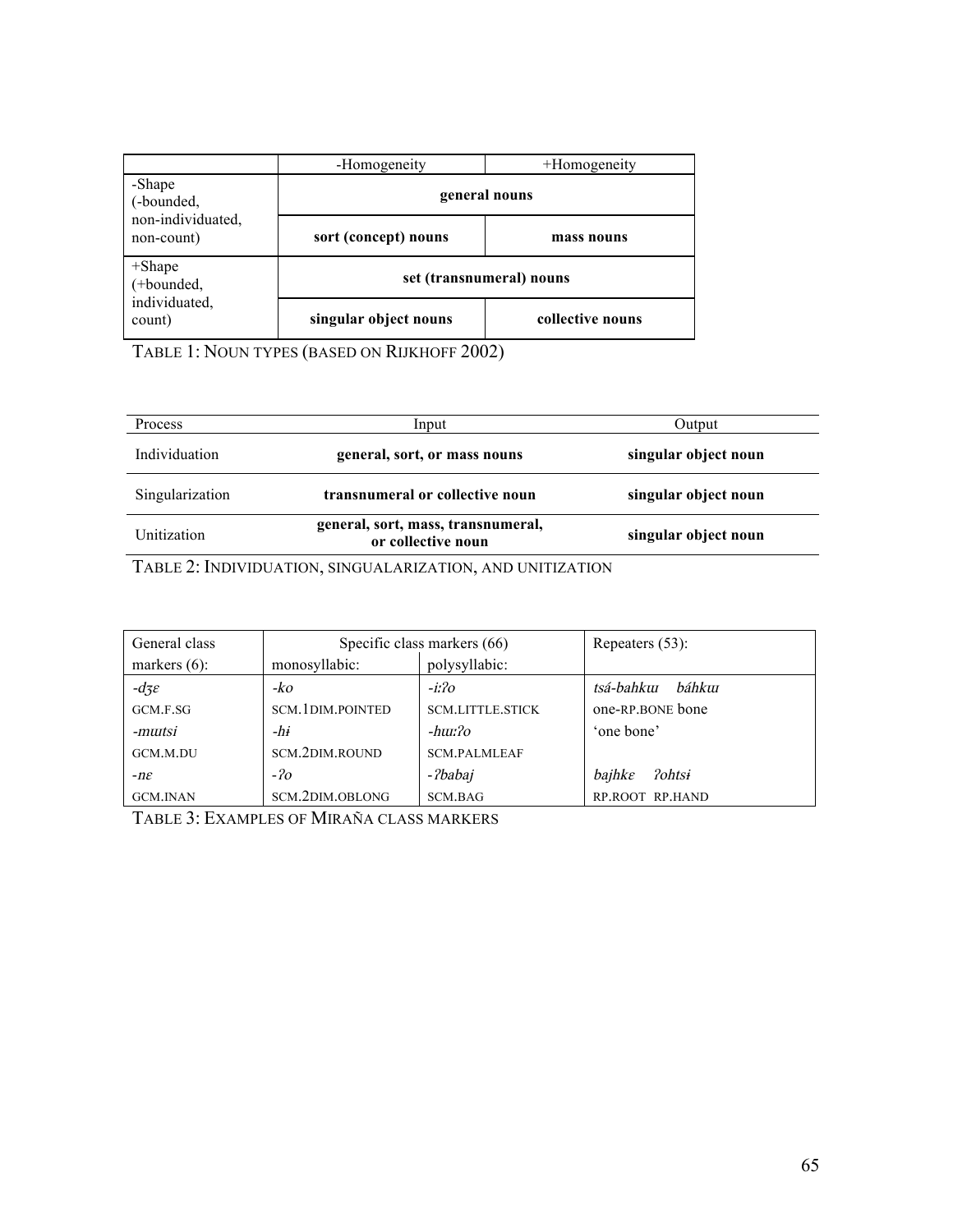| | -Homogeneity | +Homogeneity |
|---|---|---|
| -Shape (-bounded, non-individuated, non-count) | **general nouns** | |
| | **sort (concept) nouns** | **mass nouns** |
| +Shape (+bounded, individuated, count) | **set (transnumeral) nouns** | |
| | **singular object nouns** | **collective nouns** |

TABLE 1: NOUN TYPES (BASED ON RIJKHOFF 2002)

| Process | Input | Output |
|---|---|---|
| Individuation | **general, sort, or mass nouns** | **singular object noun** |
| Singularization | **transnumeral or collective noun** | **singular object noun** |
| Unitization | **general, sort, mass, transnumeral, or collective noun** | **singular object noun** |

TABLE 2: INDIVIDUATION, SINGUALARIZATION, AND UNITIZATION

| General class markers (6): | Specific class markers (66) monosyllabic: | polysyllabic: | Repeaters (53): |
|---|---|---|---|
| *-dʒɛ* | *-ko* | *-iːʔo* | *tsá-bahkɯ báhkɯ* |
| GCM.F.SG | SCM.1DIM.POINTED | SCM.LITTLE.STICK | one-RP.BONE bone |
| *-mɯtsi* | *-hɨ* | *-hɯːʔo* | 'one bone' |
| GCM.M.DU | SCM.2DIM.ROUND | SCM.PALMLEAF | |
| *-nɛ* | *-ʔo* | *-ʔbabaj* | *bajhkɛ ʔohtsɨ* |
| GCM.INAN | SCM.2DIM.OBLONG | SCM.BAG | RP.ROOT RP.HAND |

TABLE 3: EXAMPLES OF MIRAÑA CLASS MARKERS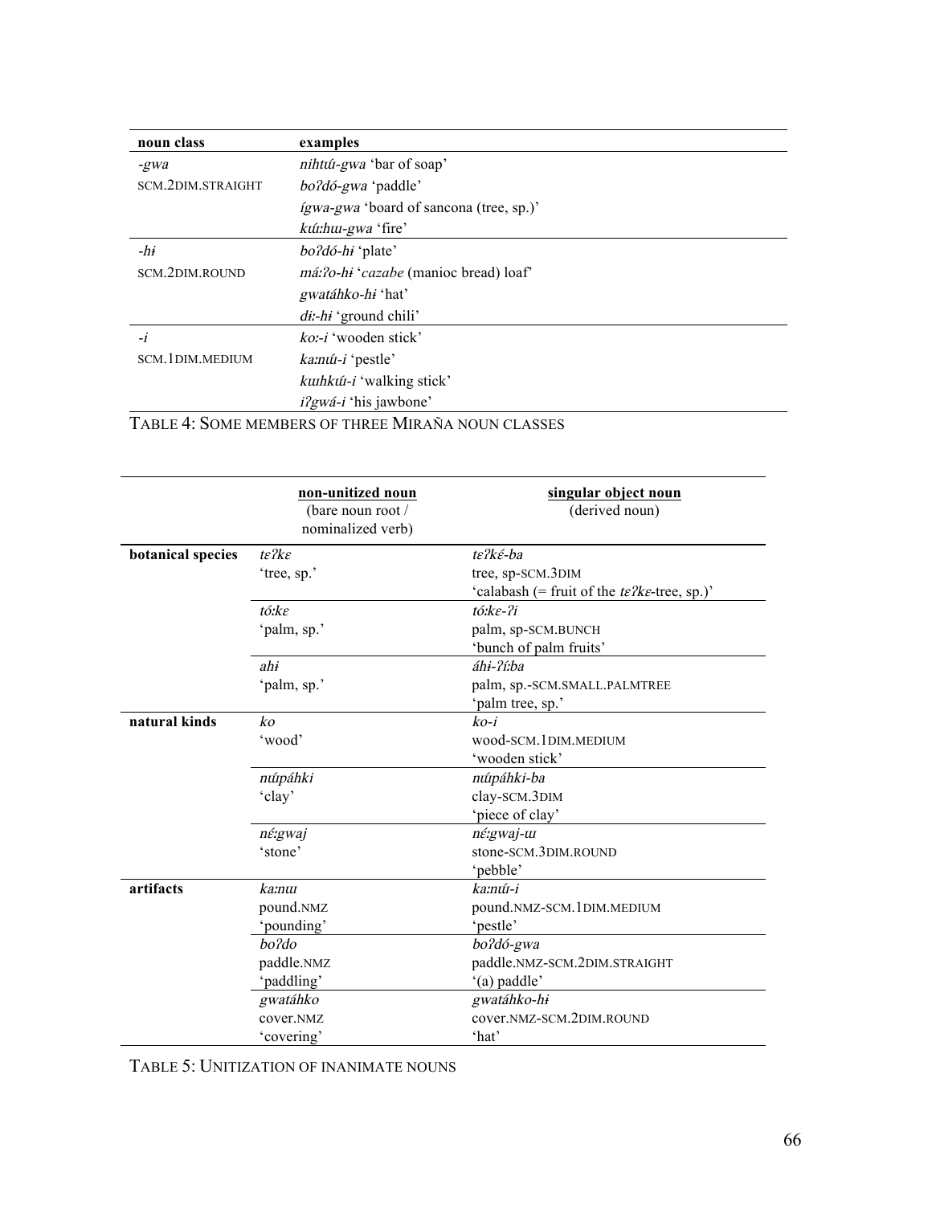| noun class | examples |
| --- | --- |
| *-gwa* | *nihtɯ́-gwa* 'bar of soap' |
| SCM.2DIM.STRAIGHT | *boʔdó-gwa* 'paddle' |
| | *ígwa-gwa* 'board of sancona (tree, sp.)' |
| | *kɯ́ːhɯ-gwa* 'fire' |
| *-hɨ* | *boʔdó-hɨ* 'plate' |
| SCM.2DIM.ROUND | *máːʔo-hɨ* '*cazabe* (manioc bread) loaf' |
| | *gwatáhko-hɨ* 'hat' |
| | *diː-hɨ* 'ground chili' |
| *-i* | *koː-i* 'wooden stick' |
| SCM.1DIM.MEDIUM | *kaːnɯ́-i* 'pestle' |
| | *kɯhkɯ́-i* 'walking stick' |
| | *iʔgwá-i* 'his jawbone' |

TABLE 4: SOME MEMBERS OF THREE MIRAÑA NOUN CLASSES

| | non-unitized noun (bare noun root / nominalized verb) | singular object noun (derived noun) |
| --- | --- | --- |
| **botanical species** | *tɛʔkɛ* 'tree, sp.' | *tɛʔkɛ́-ba* tree, sp-SCM.3DIM 'calabash (= fruit of the *tɛʔkɛ*-tree, sp.)' |
| | *tóːkɛ* 'palm, sp.' | *tóːkɛ-ʔi* palm, sp-SCM.BUNCH 'bunch of palm fruits' |
| | *ahɨ* 'palm, sp.' | *áhɨ-ʔíːba* palm, sp.-SCM.SMALL.PALMTREE 'palm tree, sp.' |
| **natural kinds** | *ko* 'wood' | *ko-i* wood-SCM.1DIM.MEDIUM 'wooden stick' |
| | *nɯ́páhki* 'clay' | *nɯ́páhki-ba* clay-SCM.3DIM 'piece of clay' |
| | *nɛ́ːgwaj* 'stone' | *nɛ́ːgwaj-ɯ* stone-SCM.3DIM.ROUND 'pebble' |
| **artifacts** | *kaːnɯ* pound.NMZ 'pounding' | *kaːnɯ́-i* pound.NMZ-SCM.1DIM.MEDIUM 'pestle' |
| | *boʔdo* paddle.NMZ 'paddling' | *boʔdó-gwa* paddle.NMZ-SCM.2DIM.STRAIGHT '(a) paddle' |
| | *gwatáhko* cover.NMZ 'covering' | *gwatáhko-hɨ* cover.NMZ-SCM.2DIM.ROUND 'hat' |

TABLE 5: UNITIZATION OF INANIMATE NOUNS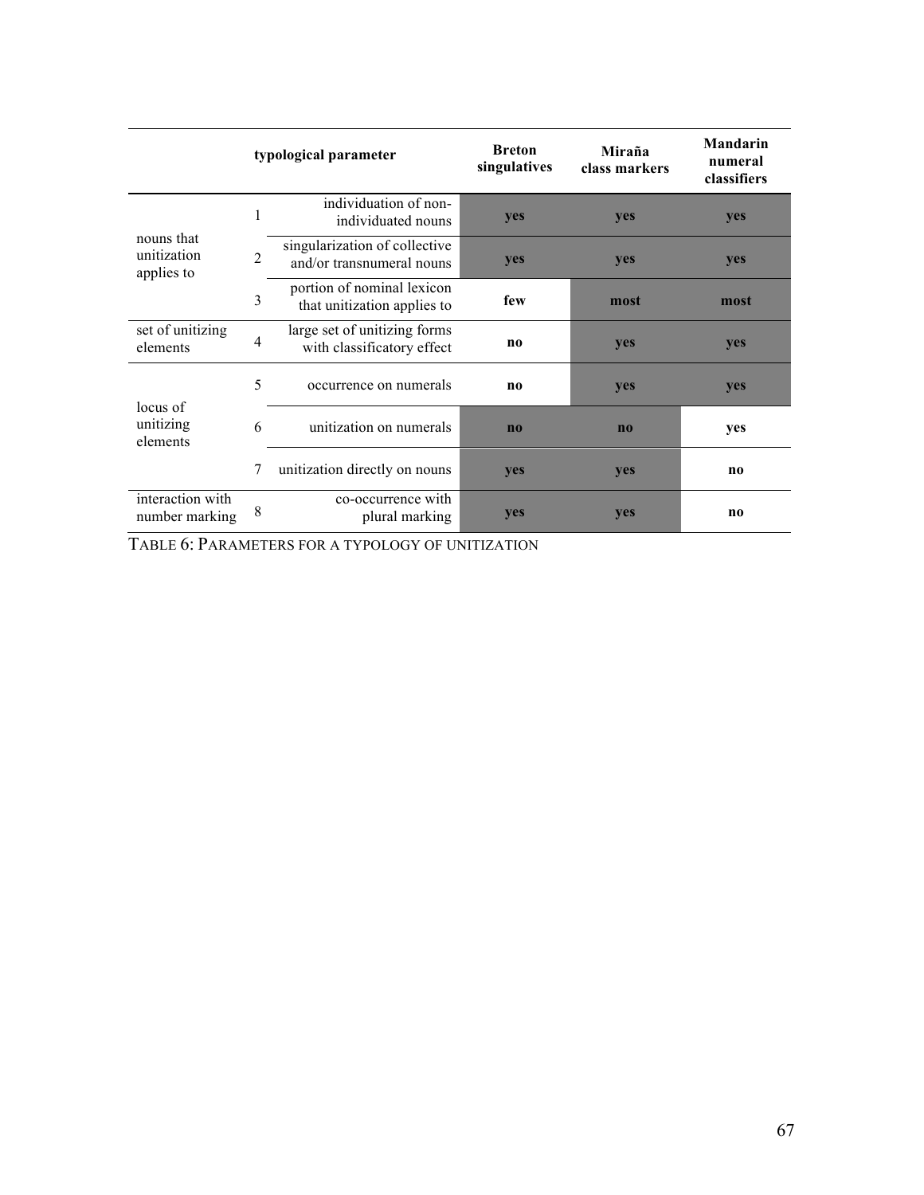| | | typological parameter | Breton singulatives | Miraña class markers | Mandarin numeral classifiers |
|---|---|---|---|---|---|
| nouns that unitization applies to | 1 | individuation of non-individuated nouns | **yes** | **yes** | **yes** |
| | 2 | singularization of collective and/or transnumeral nouns | **yes** | **yes** | **yes** |
| | 3 | portion of nominal lexicon that unitization applies to | **few** | **most** | **most** |
| set of unitizing elements | 4 | large set of unitizing forms with classificatory effect | **no** | **yes** | **yes** |
| locus of unitizing elements | 5 | occurrence on numerals | **no** | **yes** | **yes** |
| | 6 | unitization on numerals | **no** | **no** | **yes** |
| | 7 | unitization directly on nouns | **yes** | **yes** | **no** |
| interaction with number marking | 8 | co-occurrence with plural marking | **yes** | **yes** | **no** |

TABLE 6: PARAMETERS FOR A TYPOLOGY OF UNITIZATION